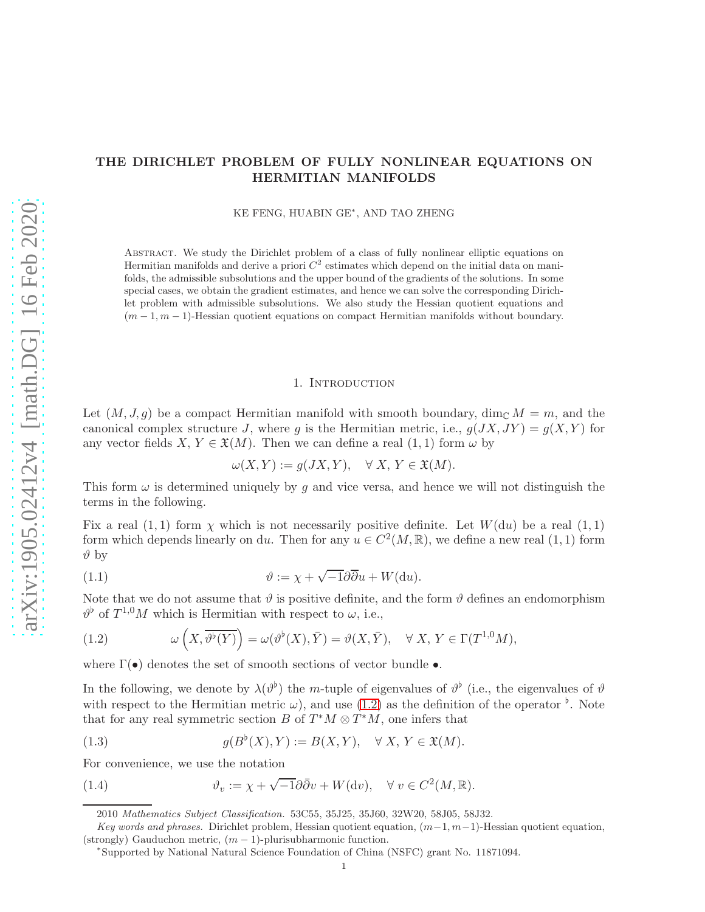# THE DIRICHLET PROBLEM OF FULLY NONLINEAR EQUATIONS ON HERMITIAN MANIFOLDS

KE FENG, HUABIN GE*, AND TAO ZHENG

Abstract. We study the Dirichlet problem of a class of fully nonlinear elliptic equations on Hermitian manifolds and derive a priori $C^2$ estimates which depend on the initial data on manifolds, the admissible subsolutions and the upper bound of the gradients of the solutions. In some special cases, we obtain the gradient estimates, and hence we can solve the corresponding Dirichlet problem with admissible subsolutions. We also study the Hessian quotient equations and $(m-1,m-1)$-Hessian quotient equations on compact Hermitian manifolds without boundary.

## 1. Introduction

Let $(M, J, g)$ be a compact Hermitian manifold with smooth boundary, $\dim_{\mathbb{C}} M = m$, and the canonical complex structure $J$, where $g$ is the Hermitian metric, i.e., $g(JX, JY) = g(X, Y)$ for any vector fields $X$, $Y \in \mathfrak{X}(M)$. Then we can define a real $(1,1)$ form $\omega$ by

$$\omega(X, Y) := g(JX, Y), \quad \forall\, X, Y \in \mathfrak{X}(M).$$

This form $\omega$ is determined uniquely by $g$ and vice versa, and hence we will not distinguish the terms in the following.

Fix a real $(1,1)$ form $\chi$ which is not necessarily positive definite. Let $W(\mathrm{d}u)$ be a real $(1,1)$ form which depends linearly on $\mathrm{d}u$. Then for any $u \in C^2(M, \mathbb{R})$, we define a new real $(1,1)$ form $\vartheta$ by

$$\vartheta := \chi + \sqrt{-1}\partial\overline{\partial}u + W(\mathrm{d}u). \tag{1.1}$$

Note that we do not assume that $\vartheta$ is positive definite, and the form $\vartheta$ defines an endomorphism $\vartheta^\flat$ of $T^{1,0}M$ which is Hermitian with respect to $\omega$, i.e.,

$$\omega\left(X, \overline{\vartheta^\flat(Y)}\right) = \omega(\vartheta^\flat(X), \bar{Y}) = \vartheta(X, \bar{Y}), \quad \forall\, X, Y \in \Gamma(T^{1,0}M), \tag{1.2}$$

where $\Gamma(\bullet)$ denotes the set of smooth sections of vector bundle $\bullet$.

In the following, we denote by $\lambda(\vartheta^\flat)$ the $m$-tuple of eigenvalues of $\vartheta^\flat$ (i.e., the eigenvalues of $\vartheta$ with respect to the Hermitian metric $\omega$), and use (1.2) as the definition of the operator $^\flat$. Note that for any real symmetric section $B$ of $T^*M \otimes T^*M$, one infers that

$$g(B^\flat(X), Y) := B(X, Y), \quad \forall\, X, Y \in \mathfrak{X}(M). \tag{1.3}$$

For convenience, we use the notation

$$\vartheta_v := \chi + \sqrt{-1}\partial\bar{\partial}v + W(\mathrm{d}v), \quad \forall\, v \in C^2(M, \mathbb{R}). \tag{1.4}$$

---

2010 *Mathematics Subject Classification.* 53C55, 35J25, 35J60, 32W20, 58J05, 58J32.

*Key words and phrases.* Dirichlet problem, Hessian quotient equation, $(m-1,m-1)$-Hessian quotient equation, (strongly) Gauduchon metric, $(m-1)$-plurisubharmonic function.

*Supported by National Natural Science Foundation of China (NSFC) grant No. 11871094.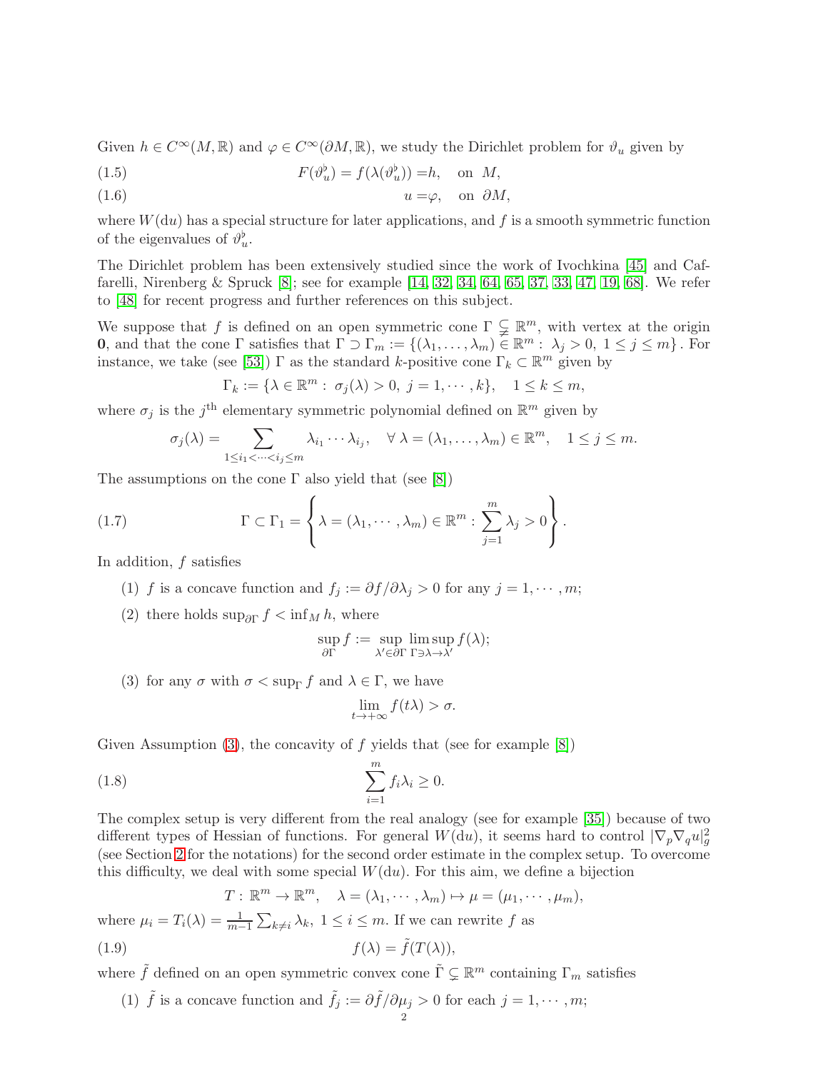Given $h \in C^\infty(M, \mathbb{R})$ and $\varphi \in C^\infty(\partial M, \mathbb{R})$, we study the Dirichlet problem for $\vartheta_u$ given by

$$F(\vartheta_u^\flat) = f(\lambda(\vartheta_u^\flat)) = h, \quad \text{on } M, \tag{1.5}$$

$$u = \varphi, \quad \text{on } \partial M, \tag{1.6}$$

where $W(\mathrm{d}u)$ has a special structure for later applications, and $f$ is a smooth symmetric function of the eigenvalues of $\vartheta_u^\flat$.

The Dirichlet problem has been extensively studied since the work of Ivochkina [45] and Caffarelli, Nirenberg & Spruck [8]; see for example [14, 32, 34, 64, 65, 37, 33, 47, 19, 68]. We refer to [48] for recent progress and further references on this subject.

We suppose that $f$ is defined on an open symmetric cone $\Gamma \subsetneq \mathbb{R}^m$, with vertex at the origin $\mathbf{0}$, and that the cone $\Gamma$ satisfies that $\Gamma \supset \Gamma_m := \{(\lambda_1, \ldots, \lambda_m) \in \mathbb{R}^m : \lambda_j > 0, \ 1 \le j \le m\}$. For instance, we take (see [53]) $\Gamma$ as the standard $k$-positive cone $\Gamma_k \subset \mathbb{R}^m$ given by

$$\Gamma_k := \{\lambda \in \mathbb{R}^m : \sigma_j(\lambda) > 0, \ j = 1, \cdots, k\}, \quad 1 \le k \le m,$$

where $\sigma_j$ is the $j^{\text{th}}$ elementary symmetric polynomial defined on $\mathbb{R}^m$ given by

$$\sigma_j(\lambda) = \sum_{1 \le i_1 < \cdots < i_j \le m} \lambda_{i_1} \cdots \lambda_{i_j}, \quad \forall\, \lambda = (\lambda_1, \ldots, \lambda_m) \in \mathbb{R}^m, \quad 1 \le j \le m.$$

The assumptions on the cone $\Gamma$ also yield that (see [8])

$$\Gamma \subset \Gamma_1 = \left\{ \lambda = (\lambda_1, \cdots, \lambda_m) \in \mathbb{R}^m : \sum_{j=1}^m \lambda_j > 0 \right\}. \tag{1.7}$$

In addition, $f$ satisfies

(1) $f$ is a concave function and $f_j := \partial f / \partial \lambda_j > 0$ for any $j = 1, \cdots, m$;

(2) there holds $\sup_{\partial \Gamma} f < \inf_M h$, where

$$\sup_{\partial \Gamma} f := \sup_{\lambda' \in \partial \Gamma} \limsup_{\Gamma \ni \lambda \to \lambda'} f(\lambda);$$

(3) for any $\sigma$ with $\sigma < \sup_\Gamma f$ and $\lambda \in \Gamma$, we have

$$\lim_{t \to +\infty} f(t\lambda) > \sigma.$$

Given Assumption (3), the concavity of $f$ yields that (see for example [8])

$$\sum_{i=1}^m f_i \lambda_i \ge 0. \tag{1.8}$$

The complex setup is very different from the real analogy (see for example [35]) because of two different types of Hessian of functions. For general $W(\mathrm{d}u)$, it seems hard to control $|\nabla_p \nabla_q u|_g^2$ (see Section 2 for the notations) for the second order estimate in the complex setup. To overcome this difficulty, we deal with some special $W(\mathrm{d}u)$. For this aim, we define a bijection

$$T : \mathbb{R}^m \to \mathbb{R}^m, \quad \lambda = (\lambda_1, \cdots, \lambda_m) \mapsto \mu = (\mu_1, \cdots, \mu_m),$$

where $\mu_i = T_i(\lambda) = \frac{1}{m-1} \sum_{k \ne i} \lambda_k$, $1 \le i \le m$. If we can rewrite $f$ as

$$f(\lambda) = \tilde{f}(T(\lambda)), \tag{1.9}$$

where $\tilde{f}$ defined on an open symmetric convex cone $\tilde{\Gamma} \subsetneq \mathbb{R}^m$ containing $\Gamma_m$ satisfies

(1) $\tilde{f}$ is a concave function and $\tilde{f}_j := \partial \tilde{f} / \partial \mu_j > 0$ for each $j = 1, \cdots, m$;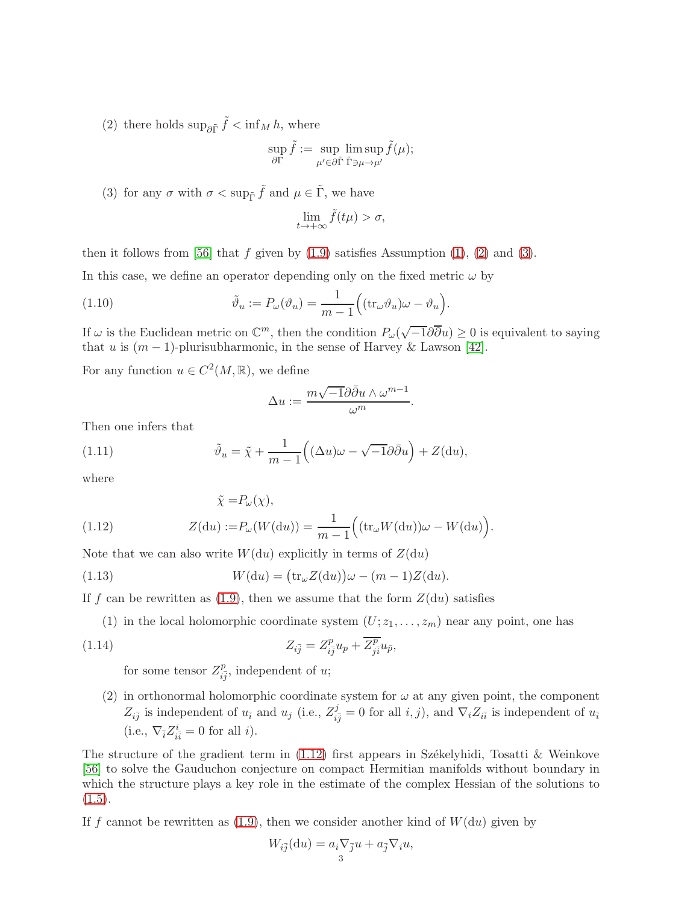(2) there holds $\sup_{\partial\tilde{\Gamma}} \tilde{f} < \inf_M h$, where

$$\sup_{\partial\Gamma} \tilde{f} := \sup_{\mu' \in \partial\tilde{\Gamma}} \limsup_{\tilde{\Gamma} \ni \mu \to \mu'} \tilde{f}(\mu);$$

(3) for any $\sigma$ with $\sigma < \sup_{\tilde{\Gamma}} \tilde{f}$ and $\mu \in \tilde{\Gamma}$, we have

$$\lim_{t \to +\infty} \tilde{f}(t\mu) > \sigma,$$

then it follows from [56] that $f$ given by (1.9) satisfies Assumption (1), (2) and (3).

In this case, we define an operator depending only on the fixed metric $\omega$ by

$$\tilde{\vartheta}_u := P_\omega(\vartheta_u) = \frac{1}{m-1}\Big((\mathrm{tr}_\omega \vartheta_u)\omega - \vartheta_u\Big). \tag{1.10}$$

If $\omega$ is the Euclidean metric on $\mathbb{C}^m$, then the condition $P_\omega(\sqrt{-1}\partial\bar{\partial}u) \geq 0$ is equivalent to saying that $u$ is $(m-1)$-plurisubharmonic, in the sense of Harvey & Lawson [42].

For any function $u \in C^2(M, \mathbb{R})$, we define

$$\Delta u := \frac{m\sqrt{-1}\partial\bar{\partial}u \wedge \omega^{m-1}}{\omega^m}.$$

Then one infers that

$$\tilde{\vartheta}_u = \tilde{\chi} + \frac{1}{m-1}\Big((\Delta u)\omega - \sqrt{-1}\partial\bar{\partial}u\Big) + Z(\mathrm{d}u), \tag{1.11}$$

where

$$\begin{aligned} \tilde{\chi} =& P_\omega(\chi), \\ Z(\mathrm{d}u) :=& P_\omega(W(\mathrm{d}u)) = \frac{1}{m-1}\Big((\mathrm{tr}_\omega W(\mathrm{d}u))\omega - W(\mathrm{d}u)\Big). \end{aligned} \tag{1.12}$$

Note that we can also write $W(\mathrm{d}u)$ explicitly in terms of $Z(\mathrm{d}u)$

$$W(\mathrm{d}u) = \big(\mathrm{tr}_\omega Z(\mathrm{d}u)\big)\omega - (m-1)Z(\mathrm{d}u). \tag{1.13}$$

If $f$ can be rewritten as (1.9), then we assume that the form $Z(\mathrm{d}u)$ satisfies

(1) in the local holomorphic coordinate system $(U; z_1, \ldots, z_m)$ near any point, one has

$$Z_{i\bar{j}} = Z_{i\bar{j}}^p u_p + \overline{Z_{\bar{j}i}^p} u_{\bar{p}}, \tag{1.14}$$

for some tensor $Z_{i\bar{j}}^p$, independent of $u$;

(2) in orthonormal holomorphic coordinate system for $\omega$ at any given point, the component $Z_{i\bar{j}}$ is independent of $u_{\bar{i}}$ and $u_j$ (i.e., $Z_{i\bar{j}}^j = 0$ for all $i, j$), and $\nabla_i Z_{i\bar{i}}$ is independent of $u_{\bar{i}}$ (i.e., $\nabla_{\bar{i}} Z_{i\bar{i}}^i = 0$ for all $i$).

The structure of the gradient term in (1.12) first appears in Székelyhidi, Tosatti & Weinkove [56] to solve the Gauduchon conjecture on compact Hermitian manifolds without boundary in which the structure plays a key role in the estimate of the complex Hessian of the solutions to (1.5).

If $f$ cannot be rewritten as (1.9), then we consider another kind of $W(\mathrm{d}u)$ given by

$$W_{i\bar{j}}(\mathrm{d}u) = a_i \nabla_{\bar{j}} u + a_{\bar{j}} \nabla_i u,$$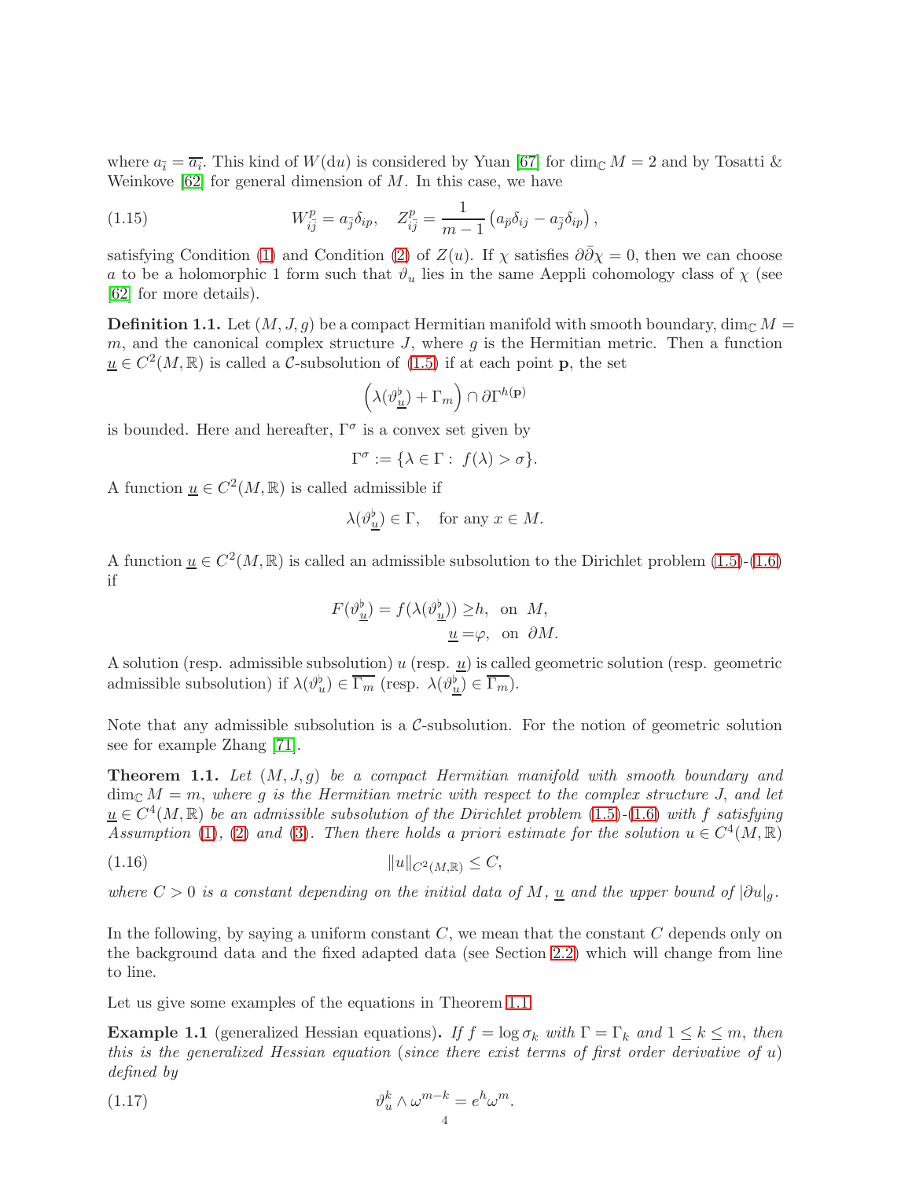where $a_{\bar{i}} = \overline{a_i}$. This kind of $W(\mathrm{d}u)$ is considered by Yuan [67] for $\dim_{\mathbb{C}} M = 2$ and by Tosatti & Weinkove [62] for general dimension of $M$. In this case, we have

$$W^p_{i\bar{j}} = a_{\bar{j}}\delta_{ip}, \quad Z^p_{i\bar{j}} = \frac{1}{m-1}\left(a_{\bar{p}}\delta_{ij} - a_{\bar{j}}\delta_{ip}\right), \tag{1.15}$$

satisfying Condition (1) and Condition (2) of $Z(u)$. If $\chi$ satisfies $\partial\bar{\partial}\chi = 0$, then we can choose $a$ to be a holomorphic 1 form such that $\vartheta_u$ lies in the same Aeppli cohomology class of $\chi$ (see [62] for more details).

**Definition 1.1.** Let $(M, J, g)$ be a compact Hermitian manifold with smooth boundary, $\dim_{\mathbb{C}} M = m$, and the canonical complex structure $J$, where $g$ is the Hermitian metric. Then a function $\underline{u} \in C^2(M, \mathbb{R})$ is called a $\mathcal{C}$-subsolution of (1.5) if at each point $\mathbf{p}$, the set

$$\left(\lambda(\vartheta^\flat_{\underline{u}}) + \Gamma_m\right) \cap \partial\Gamma^{h(\mathbf{p})}$$

is bounded. Here and hereafter, $\Gamma^\sigma$ is a convex set given by

$$\Gamma^\sigma := \{\lambda \in \Gamma : \ f(\lambda) > \sigma\}.$$

A function $\underline{u} \in C^2(M, \mathbb{R})$ is called admissible if

$$\lambda(\vartheta^\flat_{\underline{u}}) \in \Gamma, \quad \text{for any } x \in M.$$

A function $\underline{u} \in C^2(M, \mathbb{R})$ is called an admissible subsolution to the Dirichlet problem (1.5)-(1.6) if

$$\begin{aligned} F(\vartheta^\flat_{\underline{u}}) = f(\lambda(\vartheta^\flat_{\underline{u}})) \geq & h, \ \text{ on } \ M, \\ \underline{u} = & \varphi, \ \text{ on } \ \partial M. \end{aligned}$$

A solution (resp. admissible subsolution) $u$ (resp. $\underline{u}$) is called geometric solution (resp. geometric admissible subsolution) if $\lambda(\vartheta^\flat_u) \in \overline{\Gamma_m}$ (resp. $\lambda(\vartheta^\flat_{\underline{u}}) \in \overline{\Gamma_m}$).

Note that any admissible subsolution is a $\mathcal{C}$-subsolution. For the notion of geometric solution see for example Zhang [71].

**Theorem 1.1.** *Let $(M, J, g)$ be a compact Hermitian manifold with smooth boundary and $\dim_{\mathbb{C}} M = m$, where $g$ is the Hermitian metric with respect to the complex structure $J$, and let $\underline{u} \in C^4(M, \mathbb{R})$ be an admissible subsolution of the Dirichlet problem (1.5)-(1.6) with $f$ satisfying Assumption (1), (2) and (3). Then there holds a priori estimate for the solution $u \in C^4(M, \mathbb{R})$*

$$\|u\|_{C^2(M,\mathbb{R})} \leq C, \tag{1.16}$$

*where $C > 0$ is a constant depending on the initial data of $M$, $\underline{u}$ and the upper bound of $|\partial u|_g$.*

In the following, by saying a uniform constant $C$, we mean that the constant $C$ depends only on the background data and the fixed adapted data (see Section 2.2) which will change from line to line.

Let us give some examples of the equations in Theorem 1.1.

**Example 1.1** (generalized Hessian equations)**.** *If $f = \log \sigma_k$ with $\Gamma = \Gamma_k$ and $1 \leq k \leq m$, then this is the generalized Hessian equation (since there exist terms of first order derivative of $u$) defined by*

$$\vartheta^k_u \wedge \omega^{m-k} = e^h \omega^m. \tag{1.17}$$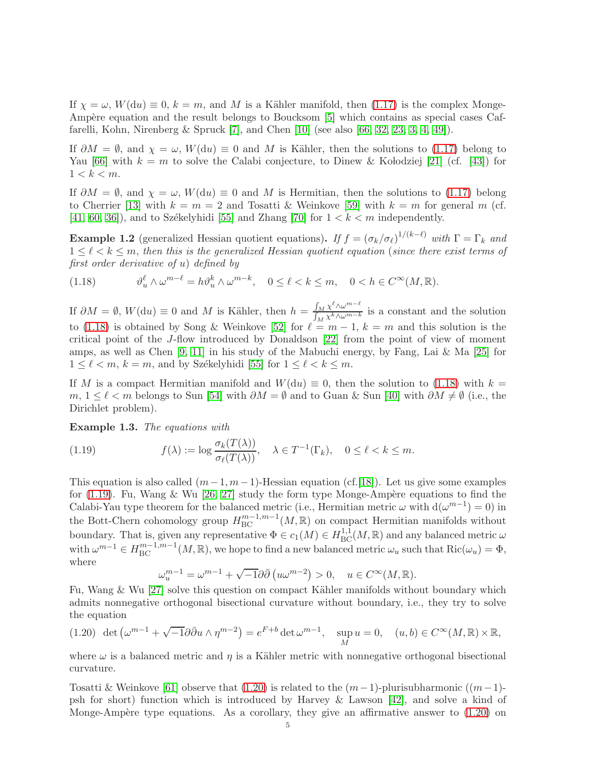If $\chi = \omega$, $W(\mathrm{d}u) \equiv 0$, $k = m$, and $M$ is a Kähler manifold, then (1.17) is the complex Monge-Ampère equation and the result belongs to Boucksom [5] which contains as special cases Caffarelli, Kohn, Nirenberg & Spruck [7], and Chen [10] (see also [66, 32, 23, 3, 4, 49]).

If $\partial M = \emptyset$, and $\chi = \omega$, $W(\mathrm{d}u) \equiv 0$ and $M$ is Kähler, then the solutions to (1.17) belong to Yau [66] with $k = m$ to solve the Calabi conjecture, to Dinew & Kołodziej [21] (cf. [43]) for $1 < k < m$.

If $\partial M = \emptyset$, and $\chi = \omega$, $W(\mathrm{d}u) \equiv 0$ and $M$ is Hermitian, then the solutions to (1.17) belong to Cherrier [13] with $k = m = 2$ and Tosatti & Weinkove [59] with $k = m$ for general $m$ (cf. [41, 60, 36]), and to Székelyhidi [55] and Zhang [70] for $1 < k < m$ independently.

**Example 1.2** (generalized Hessian quotient equations). *If $f = (\sigma_k/\sigma_\ell)^{1/(k-\ell)}$ with $\Gamma = \Gamma_k$ and $1 \le \ell < k \le m$, then this is the generalized Hessian quotient equation (since there exist terms of first order derivative of $u$) defined by*

$$\vartheta_u^\ell \wedge \omega^{m-\ell} = h \vartheta_u^k \wedge \omega^{m-k}, \quad 0 \le \ell < k \le m, \quad 0 < h \in C^\infty(M, \mathbb{R}). \tag{1.18}$$

If $\partial M = \emptyset$, $W(\mathrm{d}u) \equiv 0$ and $M$ is Kähler, then $h = \frac{\int_M \chi^\ell \wedge \omega^{m-\ell}}{\int_M \chi^k \wedge \omega^{m-k}}$ is a constant and the solution to (1.18) is obtained by Song & Weinkove [52] for $\ell = m-1$, $k = m$ and this solution is the critical point of the $J$-flow introduced by Donaldson [22] from the point of view of moment amps, as well as Chen [9, 11] in his study of the Mabuchi energy, by Fang, Lai & Ma [25] for $1 \le \ell < m$, $k = m$, and by Székelyhidi [55] for $1 \le \ell < k \le m$.

If $M$ is a compact Hermitian manifold and $W(\mathrm{d}u) \equiv 0$, then the solution to (1.18) with $k = m$, $1 \le \ell < m$ belongs to Sun [54] with $\partial M = \emptyset$ and to Guan & Sun [40] with $\partial M \neq \emptyset$ (i.e., the Dirichlet problem).

**Example 1.3.** *The equations with*

$$f(\lambda) := \log \frac{\sigma_k(T(\lambda))}{\sigma_\ell(T(\lambda))}, \quad \lambda \in T^{-1}(\Gamma_k), \quad 0 \le \ell < k \le m. \tag{1.19}$$

This equation is also called $(m-1, m-1)$-Hessian equation (cf.[18]). Let us give some examples for (1.19). Fu, Wang & Wu [26, 27] study the form type Monge-Ampère equations to find the Calabi-Yau type theorem for the balanced metric (i.e., Hermitian metric $\omega$ with $\mathrm{d}(\omega^{m-1}) = 0$) in the Bott-Chern cohomology group $H_{\mathrm{BC}}^{m-1,m-1}(M, \mathbb{R})$ on compact Hermitian manifolds without boundary. That is, given any representative $\Phi \in c_1(M) \in H_{\mathrm{BC}}^{1,1}(M, \mathbb{R})$ and any balanced metric $\omega$ with $\omega^{m-1} \in H_{\mathrm{BC}}^{m-1,m-1}(M, \mathbb{R})$, we hope to find a new balanced metric $\omega_u$ such that $\mathrm{Ric}(\omega_u) = \Phi$, where

$$\omega_u^{m-1} = \omega^{m-1} + \sqrt{-1}\partial\bar{\partial}\left(u\omega^{m-2}\right) > 0, \quad u \in C^\infty(M, \mathbb{R}).$$

Fu, Wang & Wu [27] solve this question on compact Kähler manifolds without boundary which admits nonnegative orthogonal bisectional curvature without boundary, i.e., they try to solve the equation

$$\det\left(\omega^{m-1} + \sqrt{-1}\partial\bar{\partial}u \wedge \eta^{m-2}\right) = e^{F+b} \det \omega^{m-1}, \quad \sup_M u = 0, \quad (u, b) \in C^\infty(M, \mathbb{R}) \times \mathbb{R}, \tag{1.20}$$

where $\omega$ is a balanced metric and $\eta$ is a Kähler metric with nonnegative orthogonal bisectional curvature.

Tosatti & Weinkove [61] observe that (1.20) is related to the $(m-1)$-plurisubharmonic ($(m-1)$-psh for short) function which is introduced by Harvey & Lawson [42], and solve a kind of Monge-Ampère type equations. As a corollary, they give an affirmative answer to (1.20) on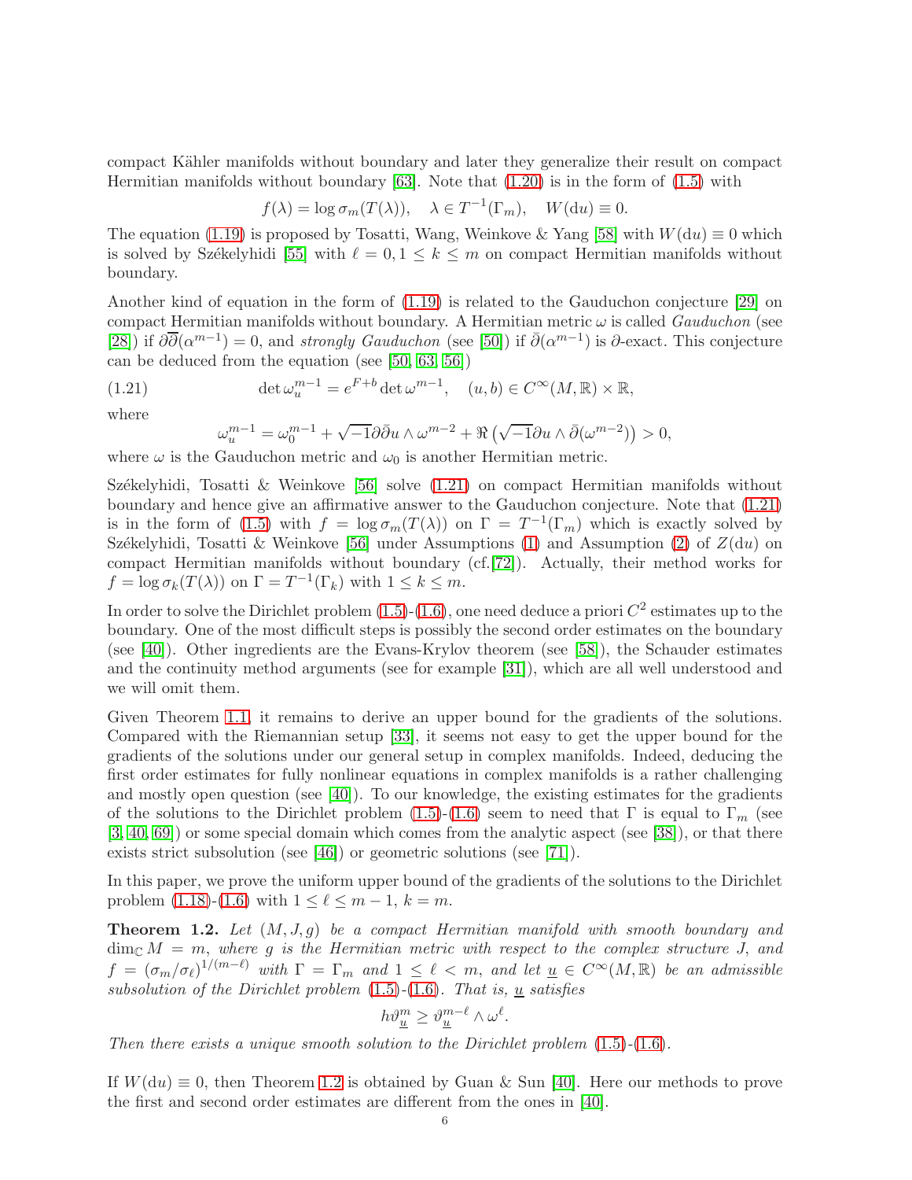compact Kähler manifolds without boundary and later they generalize their result on compact Hermitian manifolds without boundary [63]. Note that (1.20) is in the form of (1.5) with

$$f(\lambda) = \log \sigma_m(T(\lambda)), \quad \lambda \in T^{-1}(\Gamma_m), \quad W(\mathrm{d}u) \equiv 0.$$

The equation (1.19) is proposed by Tosatti, Wang, Weinkove & Yang [58] with $W(\mathrm{d}u) \equiv 0$ which is solved by Székelyhidi [55] with $\ell = 0, 1 \leq k \leq m$ on compact Hermitian manifolds without boundary.

Another kind of equation in the form of (1.19) is related to the Gauduchon conjecture [29] on compact Hermitian manifolds without boundary. A Hermitian metric $\omega$ is called *Gauduchon* (see [28]) if $\partial\overline{\partial}(\alpha^{m-1}) = 0$, and *strongly Gauduchon* (see [50]) if $\bar{\partial}(\alpha^{m-1})$ is $\partial$-exact. This conjecture can be deduced from the equation (see [50, 63, 56])

$$\det \omega_u^{m-1} = e^{F+b} \det \omega^{m-1}, \quad (u, b) \in C^\infty(M, \mathbb{R}) \times \mathbb{R}, \tag{1.21}$$

where

$$\omega_u^{m-1} = \omega_0^{m-1} + \sqrt{-1}\partial\bar{\partial}u \wedge \omega^{m-2} + \Re\left(\sqrt{-1}\partial u \wedge \bar{\partial}(\omega^{m-2})\right) > 0,$$

where $\omega$ is the Gauduchon metric and $\omega_0$ is another Hermitian metric.

Székelyhidi, Tosatti & Weinkove [56] solve (1.21) on compact Hermitian manifolds without boundary and hence give an affirmative answer to the Gauduchon conjecture. Note that (1.21) is in the form of (1.5) with $f = \log \sigma_m(T(\lambda))$ on $\Gamma = T^{-1}(\Gamma_m)$ which is exactly solved by Székelyhidi, Tosatti & Weinkove [56] under Assumptions (1) and Assumption (2) of $Z(\mathrm{d}u)$ on compact Hermitian manifolds without boundary (cf.[72]). Actually, their method works for $f = \log \sigma_k(T(\lambda))$ on $\Gamma = T^{-1}(\Gamma_k)$ with $1 \leq k \leq m$.

In order to solve the Dirichlet problem (1.5)-(1.6), one need deduce a priori $C^2$ estimates up to the boundary. One of the most difficult steps is possibly the second order estimates on the boundary (see [40]). Other ingredients are the Evans-Krylov theorem (see [58]), the Schauder estimates and the continuity method arguments (see for example [31]), which are all well understood and we will omit them.

Given Theorem 1.1, it remains to derive an upper bound for the gradients of the solutions. Compared with the Riemannian setup [33], it seems not easy to get the upper bound for the gradients of the solutions under our general setup in complex manifolds. Indeed, deducing the first order estimates for fully nonlinear equations in complex manifolds is a rather challenging and mostly open question (see [40]). To our knowledge, the existing estimates for the gradients of the solutions to the Dirichlet problem (1.5)-(1.6) seem to need that $\Gamma$ is equal to $\Gamma_m$ (see [3, 40, 69]) or some special domain which comes from the analytic aspect (see [38]), or that there exists strict subsolution (see [46]) or geometric solutions (see [71]).

In this paper, we prove the uniform upper bound of the gradients of the solutions to the Dirichlet problem (1.18)-(1.6) with $1 \leq \ell \leq m-1$, $k = m$.

**Theorem 1.2.** *Let $(M, J, g)$ be a compact Hermitian manifold with smooth boundary and $\dim_{\mathbb{C}} M = m$, where $g$ is the Hermitian metric with respect to the complex structure $J$, and $f = (\sigma_m/\sigma_\ell)^{1/(m-\ell)}$ with $\Gamma = \Gamma_m$ and $1 \leq \ell < m$, and let $\underline{u} \in C^\infty(M, \mathbb{R})$ be an admissible subsolution of the Dirichlet problem (1.5)-(1.6). That is, $\underline{u}$ satisfies*

$$h\vartheta_{\underline{u}}^m \geq \vartheta_{\underline{u}}^{m-\ell} \wedge \omega^\ell.$$

*Then there exists a unique smooth solution to the Dirichlet problem (1.5)-(1.6).*

If $W(\mathrm{d}u) \equiv 0$, then Theorem 1.2 is obtained by Guan & Sun [40]. Here our methods to prove the first and second order estimates are different from the ones in [40].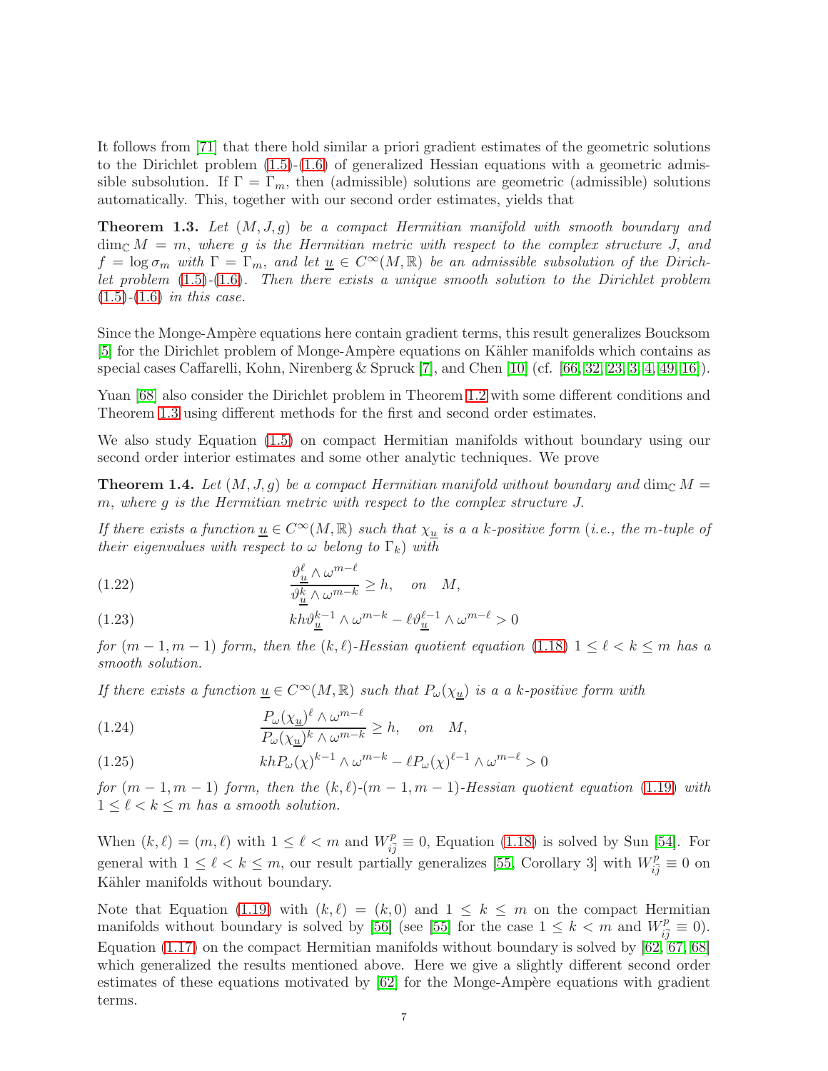It follows from [71] that there hold similar a priori gradient estimates of the geometric solutions to the Dirichlet problem (1.5)-(1.6) of generalized Hessian equations with a geometric admissible subsolution. If $\Gamma = \Gamma_m$, then (admissible) solutions are geometric (admissible) solutions automatically. This, together with our second order estimates, yields that

**Theorem 1.3.** *Let $(M, J, g)$ be a compact Hermitian manifold with smooth boundary and $\dim_{\mathbb{C}} M = m$, where $g$ is the Hermitian metric with respect to the complex structure $J$, and $f = \log \sigma_m$ with $\Gamma = \Gamma_m$, and let $\underline{u} \in C^\infty(M, \mathbb{R})$ be an admissible subsolution of the Dirichlet problem (1.5)-(1.6). Then there exists a unique smooth solution to the Dirichlet problem (1.5)-(1.6) in this case.*

Since the Monge-Ampère equations here contain gradient terms, this result generalizes Boucksom [5] for the Dirichlet problem of Monge-Ampère equations on Kähler manifolds which contains as special cases Caffarelli, Kohn, Nirenberg & Spruck [7], and Chen [10] (cf. [66, 32, 23, 3, 4, 49, 16]).

Yuan [68] also consider the Dirichlet problem in Theorem 1.2 with some different conditions and Theorem 1.3 using different methods for the first and second order estimates.

We also study Equation (1.5) on compact Hermitian manifolds without boundary using our second order interior estimates and some other analytic techniques. We prove

**Theorem 1.4.** *Let $(M, J, g)$ be a compact Hermitian manifold without boundary and $\dim_{\mathbb{C}} M = m$, where $g$ is the Hermitian metric with respect to the complex structure $J$.*

*If there exists a function $\underline{u} \in C^\infty(M, \mathbb{R})$ such that $\chi_{\underline{u}}$ is a $k$-positive form (i.e., the $m$-tuple of their eigenvalues with respect to $\omega$ belong to $\Gamma_k$) with*

$$\frac{\vartheta_{\underline{u}}^\ell \wedge \omega^{m-\ell}}{\vartheta_{\underline{u}}^k \wedge \omega^{m-k}} \geq h, \quad on \quad M, \tag{1.22}$$

$$kh\vartheta_{\underline{u}}^{k-1} \wedge \omega^{m-k} - \ell\vartheta_{\underline{u}}^{\ell-1} \wedge \omega^{m-\ell} > 0 \tag{1.23}$$

*for $(m-1, m-1)$ form, then the $(k, \ell)$-Hessian quotient equation (1.18) $1 \leq \ell < k \leq m$ has a smooth solution.*

*If there exists a function $\underline{u} \in C^\infty(M, \mathbb{R})$ such that $P_\omega(\chi_{\underline{u}})$ is a a $k$-positive form with*

$$\frac{P_\omega(\chi_{\underline{u}})^\ell \wedge \omega^{m-\ell}}{P_\omega(\chi_{\underline{u}})^k \wedge \omega^{m-k}} \geq h, \quad on \quad M, \tag{1.24}$$

$$khP_\omega(\chi)^{k-1} \wedge \omega^{m-k} - \ell P_\omega(\chi)^{\ell-1} \wedge \omega^{m-\ell} > 0 \tag{1.25}$$

*for $(m-1, m-1)$ form, then the $(k, \ell)$-$(m-1, m-1)$-Hessian quotient equation (1.19) with $1 \leq \ell < k \leq m$ has a smooth solution.*

When $(k, \ell) = (m, \ell)$ with $1 \leq \ell < m$ and $W_{i\bar{j}}^p \equiv 0$, Equation (1.18) is solved by Sun [54]. For general with $1 \leq \ell < k \leq m$, our result partially generalizes [55, Corollary 3] with $W_{i\bar{j}}^p \equiv 0$ on Kähler manifolds without boundary.

Note that Equation (1.19) with $(k, \ell) = (k, 0)$ and $1 \leq k \leq m$ on the compact Hermitian manifolds without boundary is solved by [56] (see [55] for the case $1 \leq k < m$ and $W_{i\bar{j}}^p \equiv 0$). Equation (1.17) on the compact Hermitian manifolds without boundary is solved by [62, 67, 68] which generalized the results mentioned above. Here we give a slightly different second order estimates of these equations motivated by [62] for the Monge-Ampère equations with gradient terms.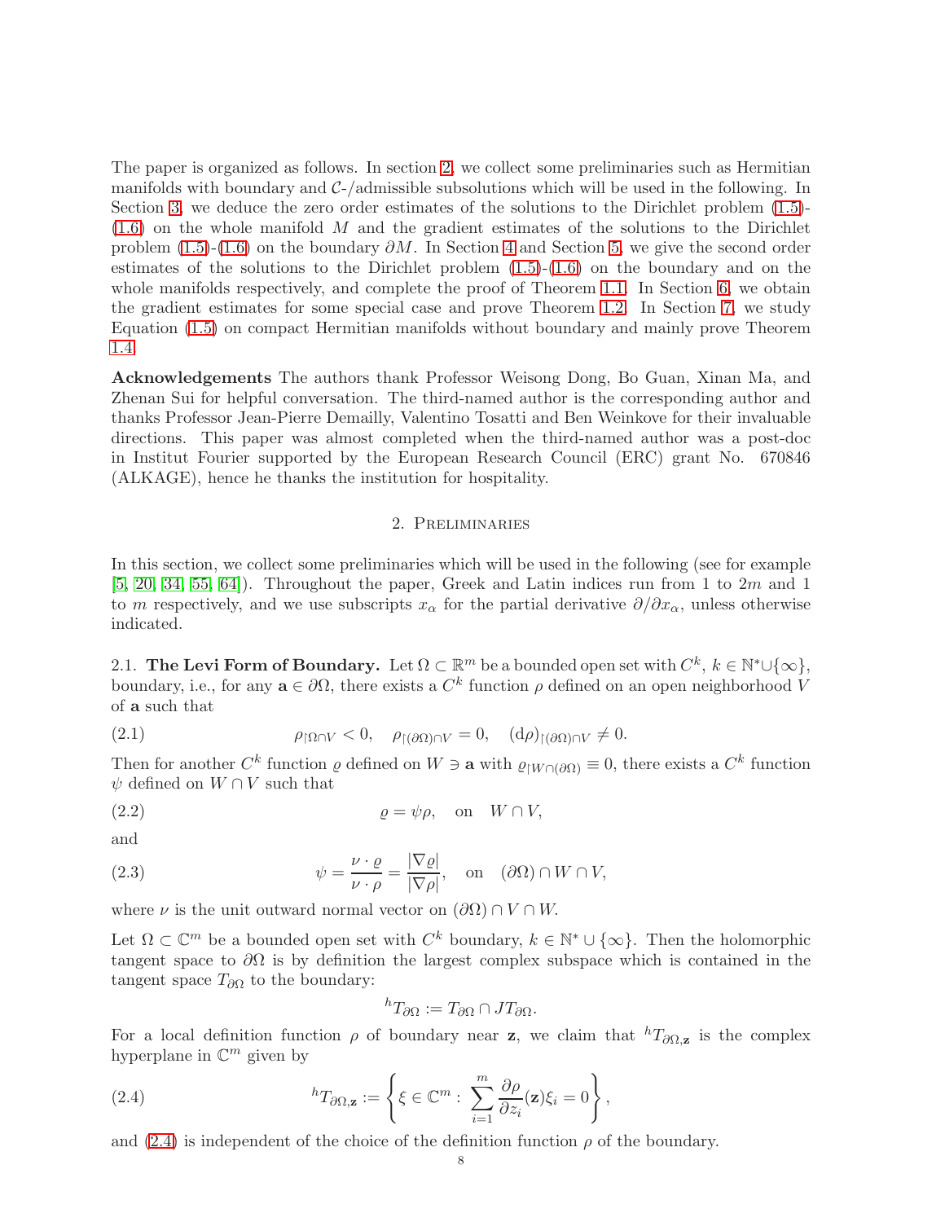The paper is organized as follows. In section 2, we collect some preliminaries such as Hermitian manifolds with boundary and $\mathcal{C}$-/admissible subsolutions which will be used in the following. In Section 3, we deduce the zero order estimates of the solutions to the Dirichlet problem (1.5)-(1.6) on the whole manifold $M$ and the gradient estimates of the solutions to the Dirichlet problem (1.5)-(1.6) on the boundary $\partial M$. In Section 4 and Section 5, we give the second order estimates of the solutions to the Dirichlet problem (1.5)-(1.6) on the boundary and on the whole manifolds respectively, and complete the proof of Theorem 1.1. In Section 6, we obtain the gradient estimates for some special case and prove Theorem 1.2. In Section 7, we study Equation (1.5) on compact Hermitian manifolds without boundary and mainly prove Theorem 1.4.

**Acknowledgements** The authors thank Professor Weisong Dong, Bo Guan, Xinan Ma, and Zhenan Sui for helpful conversation. The third-named author is the corresponding author and thanks Professor Jean-Pierre Demailly, Valentino Tosatti and Ben Weinkove for their invaluable directions. This paper was almost completed when the third-named author was a post-doc in Institut Fourier supported by the European Research Council (ERC) grant No. 670846 (ALKAGE), hence he thanks the institution for hospitality.

## 2. Preliminaries

In this section, we collect some preliminaries which will be used in the following (see for example [5, 20, 34, 55, 64]). Throughout the paper, Greek and Latin indices run from 1 to $2m$ and 1 to $m$ respectively, and we use subscripts $x_\alpha$ for the partial derivative $\partial/\partial x_\alpha$, unless otherwise indicated.

2.1. **The Levi Form of Boundary.** Let $\Omega \subset \mathbb{R}^m$ be a bounded open set with $C^k$, $k \in \mathbb{N}^* \cup \{\infty\}$, boundary, i.e., for any $\mathbf{a} \in \partial\Omega$, there exists a $C^k$ function $\rho$ defined on an open neighborhood $V$ of $\mathbf{a}$ such that

$$\rho_{\restriction \Omega\cap V} < 0, \quad \rho_{\restriction (\partial\Omega)\cap V} = 0, \quad (\mathrm{d}\rho)_{\restriction (\partial\Omega)\cap V} \neq 0. \tag{2.1}$$

Then for another $C^k$ function $\varrho$ defined on $W \ni \mathbf{a}$ with $\varrho_{\restriction W\cap(\partial\Omega)} \equiv 0$, there exists a $C^k$ function $\psi$ defined on $W \cap V$ such that

$$\varrho = \psi\rho, \quad \text{on} \quad W \cap V, \tag{2.2}$$

and

$$\psi = \frac{\nu \cdot \varrho}{\nu \cdot \rho} = \frac{|\nabla \varrho|}{|\nabla \rho|}, \quad \text{on} \quad (\partial\Omega) \cap W \cap V, \tag{2.3}$$

where $\nu$ is the unit outward normal vector on $(\partial\Omega) \cap V \cap W$.

Let $\Omega \subset \mathbb{C}^m$ be a bounded open set with $C^k$ boundary, $k \in \mathbb{N}^* \cup \{\infty\}$. Then the holomorphic tangent space to $\partial\Omega$ is by definition the largest complex subspace which is contained in the tangent space $T_{\partial\Omega}$ to the boundary:

$$^hT_{\partial\Omega} := T_{\partial\Omega} \cap JT_{\partial\Omega}.$$

For a local definition function $\rho$ of boundary near $\mathbf{z}$, we claim that $^hT_{\partial\Omega,\mathbf{z}}$ is the complex hyperplane in $\mathbb{C}^m$ given by

$$^hT_{\partial\Omega,\mathbf{z}} := \left\{ \xi \in \mathbb{C}^m : \sum_{i=1}^m \frac{\partial\rho}{\partial z_i}(\mathbf{z})\xi_i = 0 \right\}, \tag{2.4}$$

and (2.4) is independent of the choice of the definition function $\rho$ of the boundary.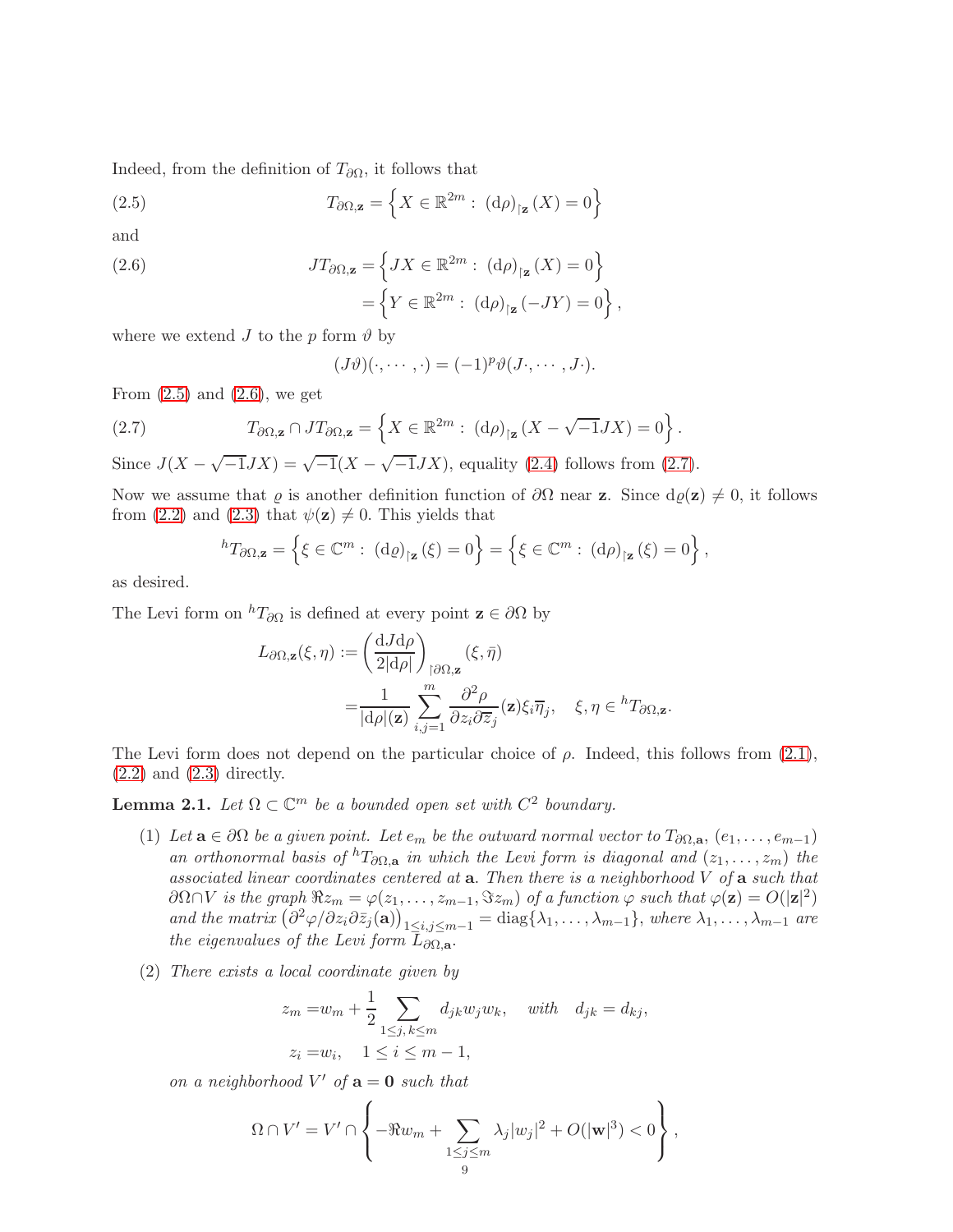Indeed, from the definition of $T_{\partial\Omega}$, it follows that

$$T_{\partial\Omega,\mathbf{z}} = \left\{ X \in \mathbb{R}^{2m} : \; (\mathrm{d}\rho)_{\restriction \mathbf{z}}(X) = 0 \right\} \tag{2.5}$$

and

$$\begin{aligned} JT_{\partial\Omega,\mathbf{z}} &= \left\{ JX \in \mathbb{R}^{2m} : \; (\mathrm{d}\rho)_{\restriction \mathbf{z}}(X) = 0 \right\} \\ &= \left\{ Y \in \mathbb{R}^{2m} : \; (\mathrm{d}\rho)_{\restriction \mathbf{z}}(-JY) = 0 \right\}, \end{aligned} \tag{2.6}$$

where we extend $J$ to the $p$ form $\vartheta$ by

$$(J\vartheta)(\cdot, \cdots, \cdot) = (-1)^p \vartheta(J\cdot, \cdots, J\cdot).$$

From (2.5) and (2.6), we get

$$T_{\partial\Omega,\mathbf{z}} \cap JT_{\partial\Omega,\mathbf{z}} = \left\{ X \in \mathbb{R}^{2m} : \; (\mathrm{d}\rho)_{\restriction \mathbf{z}}(X - \sqrt{-1}JX) = 0 \right\}. \tag{2.7}$$

Since $J(X - \sqrt{-1}JX) = \sqrt{-1}(X - \sqrt{-1}JX)$, equality (2.4) follows from (2.7).

Now we assume that $\varrho$ is another definition function of $\partial\Omega$ near $\mathbf{z}$. Since $\mathrm{d}\varrho(\mathbf{z}) \neq 0$, it follows from (2.2) and (2.3) that $\psi(\mathbf{z}) \neq 0$. This yields that

$${}^hT_{\partial\Omega,\mathbf{z}} = \left\{ \xi \in \mathbb{C}^m : \; (\mathrm{d}\varrho)_{\restriction \mathbf{z}}(\xi) = 0 \right\} = \left\{ \xi \in \mathbb{C}^m : \; (\mathrm{d}\rho)_{\restriction \mathbf{z}}(\xi) = 0 \right\},$$

as desired.

The Levi form on ${}^hT_{\partial\Omega}$ is defined at every point $\mathbf{z} \in \partial\Omega$ by

$$\begin{aligned} L_{\partial\Omega,\mathbf{z}}(\xi, \eta) :&= \left( \frac{\mathrm{d}J\mathrm{d}\rho}{2|\mathrm{d}\rho|} \right)_{\restriction \partial\Omega,\mathbf{z}} (\xi, \bar{\eta}) \\ &= \frac{1}{|\mathrm{d}\rho|(\mathbf{z})} \sum_{i,j=1}^{m} \frac{\partial^2 \rho}{\partial z_i \partial \bar{z}_j}(\mathbf{z}) \xi_i \overline{\eta}_j, \quad \xi, \eta \in {}^hT_{\partial\Omega,\mathbf{z}}. \end{aligned}$$

The Levi form does not depend on the particular choice of $\rho$. Indeed, this follows from (2.1), (2.2) and (2.3) directly.

**Lemma 2.1.** *Let $\Omega \subset \mathbb{C}^m$ be a bounded open set with $C^2$ boundary.*

1. *Let $\mathbf{a} \in \partial\Omega$ be a given point. Let $e_m$ be the outward normal vector to $T_{\partial\Omega,\mathbf{a}}$, $(e_1, \ldots, e_{m-1})$ an orthonormal basis of ${}^hT_{\partial\Omega,\mathbf{a}}$ in which the Levi form is diagonal and $(z_1, \ldots, z_m)$ the associated linear coordinates centered at $\mathbf{a}$. Then there is a neighborhood $V$ of $\mathbf{a}$ such that $\partial\Omega \cap V$ is the graph $\Re z_m = \varphi(z_1, \ldots, z_{m-1}, \Im z_m)$ of a function $\varphi$ such that $\varphi(\mathbf{z}) = O(|\mathbf{z}|^2)$ and the matrix $\left(\partial^2\varphi/\partial z_i \partial \bar{z}_j(\mathbf{a})\right)_{1 \le i,j \le m-1} = \mathrm{diag}\{\lambda_1, \ldots, \lambda_{m-1}\}$, where $\lambda_1, \ldots, \lambda_{m-1}$ are the eigenvalues of the Levi form $L_{\partial\Omega,\mathbf{a}}$.*

2. *There exists a local coordinate given by*

$$\begin{aligned} z_m &= w_m + \frac{1}{2} \sum_{1 \le j, k \le m} d_{jk} w_j w_k, \quad \textit{with} \quad d_{jk} = d_{kj}, \\ z_i &= w_i, \quad 1 \le i \le m-1, \end{aligned}$$

*on a neighborhood $V'$ of $\mathbf{a} = \mathbf{0}$ such that*

$$\Omega \cap V' = V' \cap \left\{ -\Re w_m + \sum_{1 \le j \le m} \lambda_j |w_j|^2 + O(|\mathbf{w}|^3) < 0 \right\},$$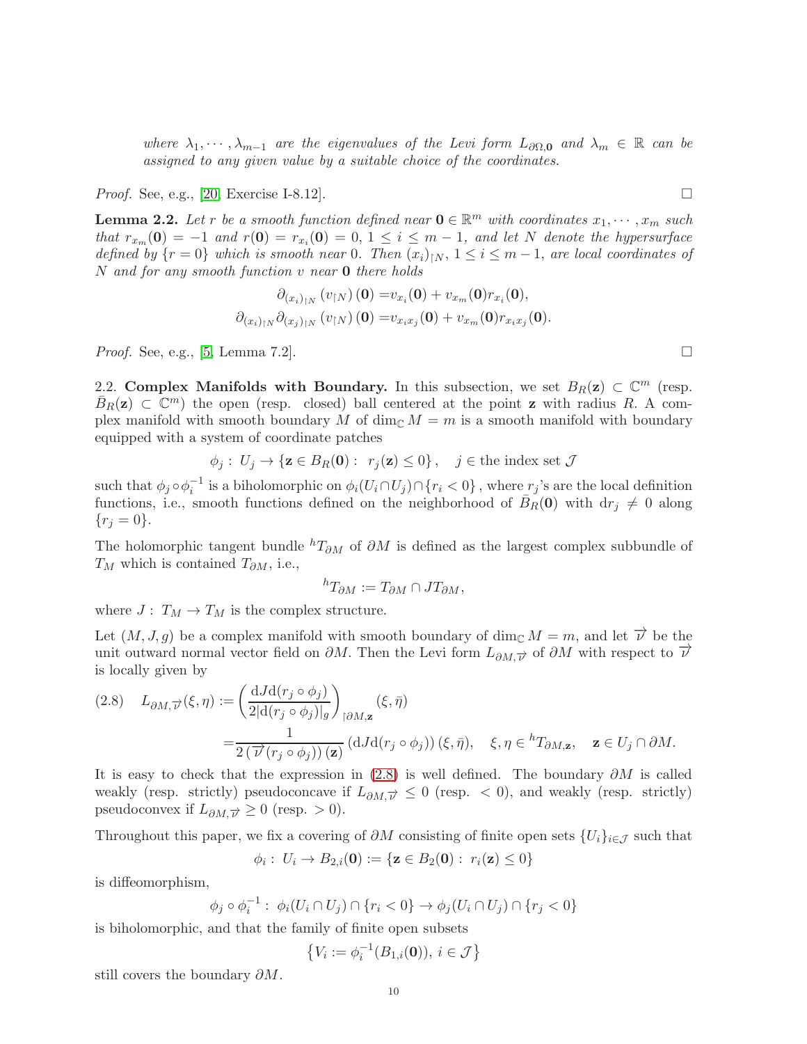*where $\lambda_1, \cdots, \lambda_{m-1}$ are the eigenvalues of the Levi form $L_{\partial\Omega,\mathbf{0}}$ and $\lambda_m \in \mathbb{R}$ can be assigned to any given value by a suitable choice of the coordinates.*

*Proof.* See, e.g., [20, Exercise I-8.12]. $\square$

**Lemma 2.2.** *Let $r$ be a smooth function defined near $\mathbf{0} \in \mathbb{R}^m$ with coordinates $x_1, \cdots, x_m$ such that $r_{x_m}(\mathbf{0}) = -1$ and $r(\mathbf{0}) = r_{x_i}(\mathbf{0}) = 0$, $1 \leq i \leq m-1$, and let $N$ denote the hypersurface defined by $\{r = 0\}$ which is smooth near $0$. Then $(x_i)_{\restriction N}$, $1 \leq i \leq m-1$, are local coordinates of $N$ and for any smooth function $v$ near $\mathbf{0}$ there holds*

$$
\begin{aligned}
\partial_{(x_i)_{\restriction N}} \left(v_{\restriction N}\right)(\mathbf{0}) =& v_{x_i}(\mathbf{0}) + v_{x_m}(\mathbf{0}) r_{x_i}(\mathbf{0}),\\
\partial_{(x_i)_{\restriction N}} \partial_{(x_j)_{\restriction N}} \left(v_{\restriction N}\right)(\mathbf{0}) =& v_{x_i x_j}(\mathbf{0}) + v_{x_m}(\mathbf{0}) r_{x_i x_j}(\mathbf{0}).
\end{aligned}
$$

*Proof.* See, e.g., [5, Lemma 7.2]. $\square$

2.2. **Complex Manifolds with Boundary.** In this subsection, we set $B_R(\mathbf{z}) \subset \mathbb{C}^m$ (resp. $\bar{B}_R(\mathbf{z}) \subset \mathbb{C}^m$) the open (resp. closed) ball centered at the point $\mathbf{z}$ with radius $R$. A complex manifold with smooth boundary $M$ of $\dim_{\mathbb{C}} M = m$ is a smooth manifold with boundary equipped with a system of coordinate patches

$$
\phi_j : U_j \to \{\mathbf{z} \in B_R(\mathbf{0}) : \ r_j(\mathbf{z}) \leq 0\}, \quad j \in \text{the index set } \mathcal{J}
$$

such that $\phi_j \circ \phi_i^{-1}$ is a biholomorphic on $\phi_i(U_i \cap U_j) \cap \{r_i < 0\}$, where $r_j$'s are the local definition functions, i.e., smooth functions defined on the neighborhood of $\bar{B}_R(\mathbf{0})$ with $\mathrm{d}r_j \neq 0$ along $\{r_j = 0\}$.

The holomorphic tangent bundle ${}^h T_{\partial M}$ of $\partial M$ is defined as the largest complex subbundle of $T_M$ which is contained $T_{\partial M}$, i.e.,

$$
{}^h T_{\partial M} := T_{\partial M} \cap J T_{\partial M},
$$

where $J : T_M \to T_M$ is the complex structure.

Let $(M, J, g)$ be a complex manifold with smooth boundary of $\dim_{\mathbb{C}} M = m$, and let $\overrightarrow{\nu}$ be the unit outward normal vector field on $\partial M$. Then the Levi form $L_{\partial M, \overrightarrow{\nu}}$ of $\partial M$ with respect to $\overrightarrow{\nu}$ is locally given by

$$
\begin{aligned}
(2.8) \quad L_{\partial M, \overrightarrow{\nu}}(\xi, \eta) :=& \left( \frac{\mathrm{d}J\mathrm{d}(r_j \circ \phi_j)}{2|\mathrm{d}(r_j \circ \phi_j)|_g} \right)_{\restriction \partial M, \mathbf{z}} (\xi, \bar{\eta}) \\
=& \frac{1}{2\left(\overrightarrow{\nu}(r_j \circ \phi_j)\right)(\mathbf{z})} \left(\mathrm{d}J\mathrm{d}(r_j \circ \phi_j)\right)(\xi, \bar{\eta}), \quad \xi, \eta \in {}^h T_{\partial M, \mathbf{z}}, \quad \mathbf{z} \in U_j \cap \partial M.
\end{aligned}
$$

It is easy to check that the expression in (2.8) is well defined. The boundary $\partial M$ is called weakly (resp. strictly) pseudoconcave if $L_{\partial M, \overrightarrow{\nu}} \leq 0$ (resp. $< 0$), and weakly (resp. strictly) pseudoconvex if $L_{\partial M, \overrightarrow{\nu}} \geq 0$ (resp. $> 0$).

Throughout this paper, we fix a covering of $\partial M$ consisting of finite open sets $\{U_i\}_{i \in \mathcal{J}}$ such that

$$
\phi_i : U_i \to B_{2,i}(\mathbf{0}) := \{\mathbf{z} \in B_2(\mathbf{0}) : \ r_i(\mathbf{z}) \leq 0\}
$$

is diffeomorphism,

$$
\phi_j \circ \phi_i^{-1} : \phi_i(U_i \cap U_j) \cap \{r_i < 0\} \to \phi_j(U_i \cap U_j) \cap \{r_j < 0\}
$$

is biholomorphic, and that the family of finite open subsets

$$
\left\{V_i := \phi_i^{-1}(B_{1,i}(\mathbf{0})), \ i \in \mathcal{J}\right\}
$$

still covers the boundary $\partial M$.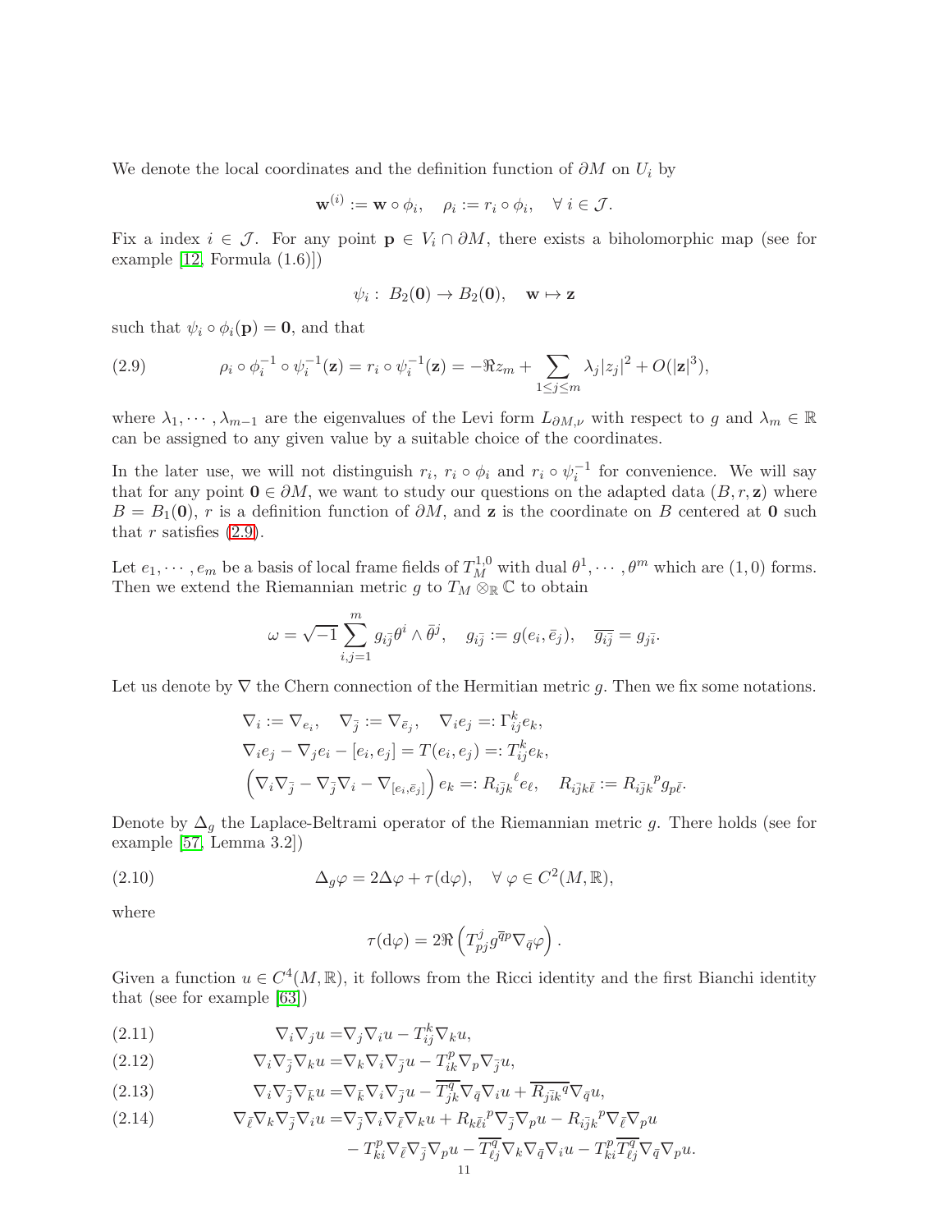We denote the local coordinates and the definition function of $\partial M$ on $U_i$ by

$$\mathbf{w}^{(i)} := \mathbf{w} \circ \phi_i, \quad \rho_i := r_i \circ \phi_i, \quad \forall\, i \in \mathcal{J}.$$

Fix a index $i \in \mathcal{J}$. For any point $\mathbf{p} \in V_i \cap \partial M$, there exists a biholomorphic map (see for example [12, Formula (1.6)])

$$\psi_i : \, B_2(\mathbf{0}) \to B_2(\mathbf{0}), \quad \mathbf{w} \mapsto \mathbf{z}$$

such that $\psi_i \circ \phi_i(\mathbf{p}) = \mathbf{0}$, and that

$$\rho_i \circ \phi_i^{-1} \circ \psi_i^{-1}(\mathbf{z}) = r_i \circ \psi_i^{-1}(\mathbf{z}) = -\Re z_m + \sum_{1 \le j \le m} \lambda_j |z_j|^2 + O(|\mathbf{z}|^3), \tag{2.9}$$

where $\lambda_1, \cdots, \lambda_{m-1}$ are the eigenvalues of the Levi form $L_{\partial M, \nu}$ with respect to $g$ and $\lambda_m \in \mathbb{R}$ can be assigned to any given value by a suitable choice of the coordinates.

In the later use, we will not distinguish $r_i$, $r_i \circ \phi_i$ and $r_i \circ \psi_i^{-1}$ for convenience. We will say that for any point $\mathbf{0} \in \partial M$, we want to study our questions on the adapted data $(B, r, \mathbf{z})$ where $B = B_1(\mathbf{0})$, $r$ is a definition function of $\partial M$, and $\mathbf{z}$ is the coordinate on $B$ centered at $\mathbf{0}$ such that $r$ satisfies (2.9).

Let $e_1, \cdots, e_m$ be a basis of local frame fields of $T_M^{1,0}$ with dual $\theta^1, \cdots, \theta^m$ which are $(1,0)$ forms. Then we extend the Riemannian metric $g$ to $T_M \otimes_{\mathbb{R}} \mathbb{C}$ to obtain

$$\omega = \sqrt{-1} \sum_{i,j=1}^{m} g_{i\bar{j}} \theta^i \wedge \bar{\theta}^j, \quad g_{i\bar{j}} := g(e_i, \bar{e}_j), \quad \overline{g_{i\bar{j}}} = g_{j\bar{i}}.$$

Let us denote by $\nabla$ the Chern connection of the Hermitian metric $g$. Then we fix some notations.

$$\begin{aligned}
&\nabla_i := \nabla_{e_i}, \quad \nabla_{\bar{j}} := \nabla_{\bar{e}_j}, \quad \nabla_i e_j =: \Gamma_{ij}^k e_k, \\
&\nabla_i e_j - \nabla_j e_i - [e_i, e_j] = T(e_i, e_j) =: T_{ij}^k e_k, \\
&\left( \nabla_i \nabla_{\bar{j}} - \nabla_{\bar{j}} \nabla_i - \nabla_{[e_i, \bar{e}_j]} \right) e_k =: R_{i\bar{j}k}{}^{\ell} e_\ell, \quad R_{i\bar{j}k\bar{\ell}} := R_{i\bar{j}k}{}^{p} g_{p\bar{\ell}}.
\end{aligned}$$

Denote by $\Delta_g$ the Laplace-Beltrami operator of the Riemannian metric $g$. There holds (see for example [57, Lemma 3.2])

$$\Delta_g \varphi = 2\Delta \varphi + \tau(\mathrm{d}\varphi), \quad \forall\, \varphi \in C^2(M, \mathbb{R}), \tag{2.10}$$

where

$$\tau(\mathrm{d}\varphi) = 2\Re \left( T_{pj}^{j} g^{\bar{q}p} \nabla_{\bar{q}} \varphi \right).$$

Given a function $u \in C^4(M, \mathbb{R})$, it follows from the Ricci identity and the first Bianchi identity that (see for example [63])

$$\nabla_i \nabla_j u = \nabla_j \nabla_i u - T_{ij}^k \nabla_k u, \tag{2.11}$$

$$\nabla_i \nabla_{\bar{j}} \nabla_k u = \nabla_k \nabla_i \nabla_{\bar{j}} u - T_{ik}^p \nabla_p \nabla_{\bar{j}} u, \tag{2.12}$$

$$\nabla_i \nabla_{\bar{j}} \nabla_{\bar{k}} u = \nabla_{\bar{k}} \nabla_i \nabla_{\bar{j}} u - \overline{T_{jk}^q} \nabla_{\bar{q}} \nabla_i u + \overline{R_{j\bar{i}k}{}^{q}} \nabla_{\bar{q}} u, \tag{2.13}$$

$$\begin{aligned}
\nabla_{\bar{\ell}} \nabla_k \nabla_{\bar{j}} \nabla_i u = &\nabla_{\bar{j}} \nabla_i \nabla_{\bar{\ell}} \nabla_k u + R_{k\bar{\ell}i}{}^{p} \nabla_{\bar{j}} \nabla_p u - R_{i\bar{j}k}{}^{p} \nabla_{\bar{\ell}} \nabla_p u \\
&- T_{ki}^p \nabla_{\bar{\ell}} \nabla_{\bar{j}} \nabla_p u - \overline{T_{\ell j}^q} \nabla_k \nabla_{\bar{q}} \nabla_i u - T_{ki}^p \overline{T_{\ell j}^q} \nabla_{\bar{q}} \nabla_p u.
\end{aligned} \tag{2.14}$$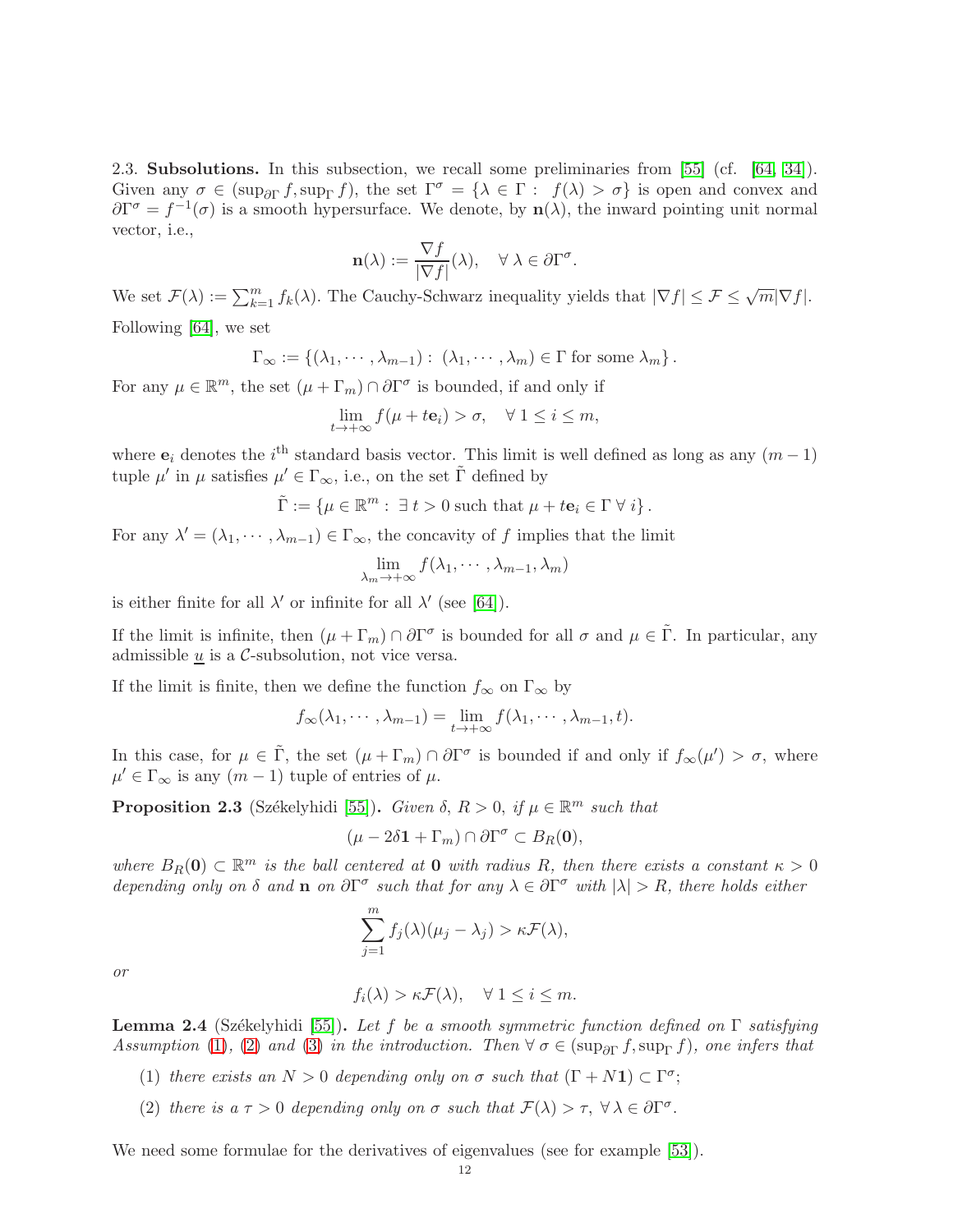2.3. **Subsolutions.** In this subsection, we recall some preliminaries from [55] (cf. [64, 34]). Given any $\sigma \in (\sup_{\partial\Gamma} f, \sup_\Gamma f)$, the set $\Gamma^\sigma = \{\lambda \in \Gamma :\ f(\lambda) > \sigma\}$ is open and convex and $\partial\Gamma^\sigma = f^{-1}(\sigma)$ is a smooth hypersurface. We denote, by $\mathbf{n}(\lambda)$, the inward pointing unit normal vector, i.e.,

$$\mathbf{n}(\lambda) := \frac{\nabla f}{|\nabla f|}(\lambda), \quad \forall\, \lambda \in \partial\Gamma^\sigma.$$

We set $\mathcal{F}(\lambda) := \sum_{k=1}^m f_k(\lambda)$. The Cauchy-Schwarz inequality yields that $|\nabla f| \le \mathcal{F} \le \sqrt{m}|\nabla f|$.

Following [64], we set

$$\Gamma_\infty := \{(\lambda_1, \cdots, \lambda_{m-1}) :\ (\lambda_1, \cdots, \lambda_m) \in \Gamma \text{ for some } \lambda_m\}.$$

For any $\mu \in \mathbb{R}^m$, the set $(\mu + \Gamma_m) \cap \partial\Gamma^\sigma$ is bounded, if and only if

$$\lim_{t\to+\infty} f(\mu + t\mathbf{e}_i) > \sigma, \quad \forall\, 1 \le i \le m,$$

where $\mathbf{e}_i$ denotes the $i^{\text{th}}$ standard basis vector. This limit is well defined as long as any $(m-1)$ tuple $\mu'$ in $\mu$ satisfies $\mu' \in \Gamma_\infty$, i.e., on the set $\tilde{\Gamma}$ defined by

$$\tilde{\Gamma} := \{\mu \in \mathbb{R}^m :\ \exists\, t > 0 \text{ such that } \mu + t\mathbf{e}_i \in \Gamma\ \forall\, i\}.$$

For any $\lambda' = (\lambda_1, \cdots, \lambda_{m-1}) \in \Gamma_\infty$, the concavity of $f$ implies that the limit

$$\lim_{\lambda_m \to +\infty} f(\lambda_1, \cdots, \lambda_{m-1}, \lambda_m)$$

is either finite for all $\lambda'$ or infinite for all $\lambda'$ (see [64]).

If the limit is infinite, then $(\mu + \Gamma_m) \cap \partial\Gamma^\sigma$ is bounded for all $\sigma$ and $\mu \in \tilde{\Gamma}$. In particular, any admissible $\underline{u}$ is a $\mathcal{C}$-subsolution, not vice versa.

If the limit is finite, then we define the function $f_\infty$ on $\Gamma_\infty$ by

$$f_\infty(\lambda_1, \cdots, \lambda_{m-1}) = \lim_{t\to+\infty} f(\lambda_1, \cdots, \lambda_{m-1}, t).$$

In this case, for $\mu \in \tilde{\Gamma}$, the set $(\mu + \Gamma_m) \cap \partial\Gamma^\sigma$ is bounded if and only if $f_\infty(\mu') > \sigma$, where $\mu' \in \Gamma_\infty$ is any $(m-1)$ tuple of entries of $\mu$.

**Proposition 2.3** (Székelyhidi [55])**.** *Given $\delta$, $R > 0$, if $\mu \in \mathbb{R}^m$ such that*

$$(\mu - 2\delta\mathbf{1} + \Gamma_m) \cap \partial\Gamma^\sigma \subset B_R(\mathbf{0}),$$

*where $B_R(\mathbf{0}) \subset \mathbb{R}^m$ is the ball centered at $\mathbf{0}$ with radius $R$, then there exists a constant $\kappa > 0$ depending only on $\delta$ and $\mathbf{n}$ on $\partial\Gamma^\sigma$ such that for any $\lambda \in \partial\Gamma^\sigma$ with $|\lambda| > R$, there holds either*

$$\sum_{j=1}^m f_j(\lambda)(\mu_j - \lambda_j) > \kappa\mathcal{F}(\lambda),$$

*or*

$$f_i(\lambda) > \kappa\mathcal{F}(\lambda), \quad \forall\, 1 \le i \le m.$$

**Lemma 2.4** (Székelyhidi [55])**.** *Let $f$ be a smooth symmetric function defined on $\Gamma$ satisfying Assumption (1), (2) and (3) in the introduction. Then $\forall\, \sigma \in (\sup_{\partial\Gamma} f, \sup_\Gamma f)$, one infers that*

1. *there exists an $N > 0$ depending only on $\sigma$ such that $(\Gamma + N\mathbf{1}) \subset \Gamma^\sigma$;*
2. *there is a $\tau > 0$ depending only on $\sigma$ such that $\mathcal{F}(\lambda) > \tau$, $\forall\, \lambda \in \partial\Gamma^\sigma$.*

We need some formulae for the derivatives of eigenvalues (see for example [53]).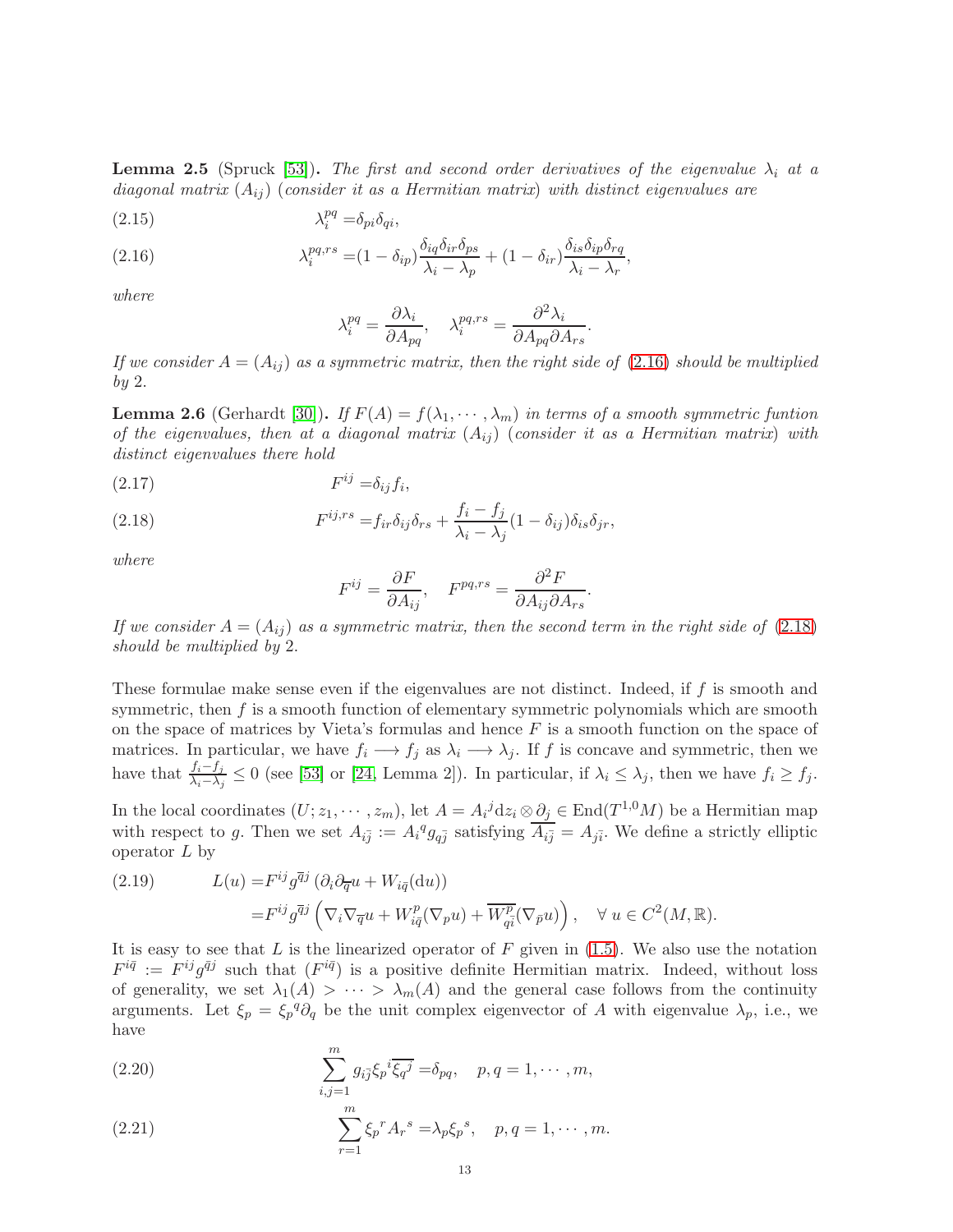**Lemma 2.5** (Spruck [53]). *The first and second order derivatives of the eigenvalue $\lambda_i$ at a diagonal matrix $(A_{ij})$ (consider it as a Hermitian matrix) with distinct eigenvalues are*

$$\lambda_i^{pq} = \delta_{pi}\delta_{qi}, \tag{2.15}$$

$$\lambda_i^{pq,rs} = (1-\delta_{ip})\frac{\delta_{iq}\delta_{ir}\delta_{ps}}{\lambda_i - \lambda_p} + (1-\delta_{ir})\frac{\delta_{is}\delta_{ip}\delta_{rq}}{\lambda_i - \lambda_r}, \tag{2.16}$$

*where*

$$\lambda_i^{pq} = \frac{\partial \lambda_i}{\partial A_{pq}}, \quad \lambda_i^{pq,rs} = \frac{\partial^2 \lambda_i}{\partial A_{pq}\partial A_{rs}}.$$

*If we consider $A = (A_{ij})$ as a symmetric matrix, then the right side of (2.16) should be multiplied by 2.*

**Lemma 2.6** (Gerhardt [30]). *If $F(A) = f(\lambda_1, \cdots, \lambda_m)$ in terms of a smooth symmetric funtion of the eigenvalues, then at a diagonal matrix $(A_{ij})$ (consider it as a Hermitian matrix) with distinct eigenvalues there hold*

$$F^{ij} = \delta_{ij} f_i, \tag{2.17}$$

$$F^{ij,rs} = f_{ir}\delta_{ij}\delta_{rs} + \frac{f_i - f_j}{\lambda_i - \lambda_j}(1-\delta_{ij})\delta_{is}\delta_{jr}, \tag{2.18}$$

*where*

$$F^{ij} = \frac{\partial F}{\partial A_{ij}}, \quad F^{pq,rs} = \frac{\partial^2 F}{\partial A_{ij}\partial A_{rs}}.$$

*If we consider $A = (A_{ij})$ as a symmetric matrix, then the second term in the right side of (2.18) should be multiplied by 2.*

These formulae make sense even if the eigenvalues are not distinct. Indeed, if $f$ is smooth and symmetric, then $f$ is a smooth function of elementary symmetric polynomials which are smooth on the space of matrices by Vieta's formulas and hence $F$ is a smooth function on the space of matrices. In particular, we have $f_i \longrightarrow f_j$ as $\lambda_i \longrightarrow \lambda_j$. If $f$ is concave and symmetric, then we have that $\frac{f_i - f_j}{\lambda_i - \lambda_j} \le 0$ (see [53] or [24, Lemma 2]). In particular, if $\lambda_i \le \lambda_j$, then we have $f_i \ge f_j$.

In the local coordinates $(U; z_1, \cdots, z_m)$, let $A = A_i{}^j \mathrm{d}z_i \otimes \partial_j \in \mathrm{End}(T^{1,0}M)$ be a Hermitian map with respect to $g$. Then we set $A_{i\bar{j}} := A_i{}^q g_{q\bar{j}}$ satisfying $\overline{A_{i\bar{j}}} = A_{j\bar{i}}$. We define a strictly elliptic operator $L$ by

$$\begin{aligned} L(u) =& F^{ij} g^{\bar{q}j} \left(\partial_i \partial_{\bar{q}} u + W_{i\bar{q}}(\mathrm{d}u)\right) \\ =& F^{ij} g^{\bar{q}j}\left(\nabla_i \nabla_{\bar{q}} u + W_{i\bar{q}}^p(\nabla_p u) + \overline{W_{q\bar{i}}^p}(\nabla_{\bar{p}} u)\right), \quad \forall\, u \in C^2(M, \mathbb{R}). \end{aligned} \tag{2.19}$$

It is easy to see that $L$ is the linearized operator of $F$ given in (1.5). We also use the notation $F^{i\bar{q}} := F^{ij} g^{\bar{q}j}$ such that $(F^{i\bar{q}})$ is a positive definite Hermitian matrix. Indeed, without loss of generality, we set $\lambda_1(A) > \cdots > \lambda_m(A)$ and the general case follows from the continuity arguments. Let $\xi_p = \xi_p{}^q \partial_q$ be the unit complex eigenvector of $A$ with eigenvalue $\lambda_p$, i.e., we have

$$\sum_{i,j=1}^m g_{i\bar{j}} \xi_p{}^i \overline{\xi_q{}^j} = \delta_{pq}, \quad p, q = 1, \cdots, m, \tag{2.20}$$

$$\sum_{r=1}^m \xi_p{}^r A_r{}^s = \lambda_p \xi_p{}^s, \quad p, q = 1, \cdots, m. \tag{2.21}$$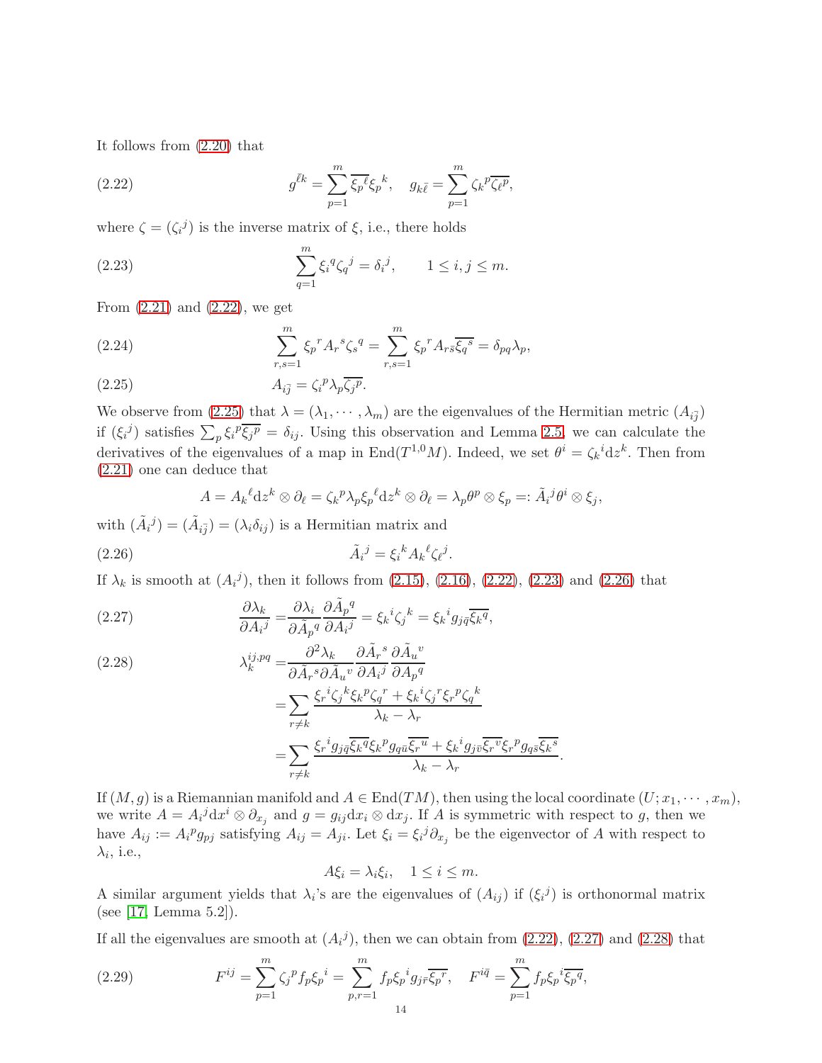It follows from (2.20) that

$$g^{\bar{\ell}k} = \sum_{p=1}^{m} \overline{\xi_p{}^{\ell}}\xi_p{}^{k}, \quad g_{k\bar{\ell}} = \sum_{p=1}^{m} \zeta_k{}^{p}\overline{\zeta_\ell{}^{p}}, \tag{2.22}$$

where $\zeta = (\zeta_i{}^j)$ is the inverse matrix of $\xi$, i.e., there holds

$$\sum_{q=1}^{m} \xi_i{}^q \zeta_q{}^j = \delta_i{}^j, \qquad 1 \le i, j \le m. \tag{2.23}$$

From (2.21) and (2.22), we get

$$\sum_{r,s=1}^{m} \xi_p{}^r A_r{}^s \zeta_s{}^q = \sum_{r,s=1}^{m} \xi_p{}^r A_{r\bar{s}} \overline{\xi_q{}^s} = \delta_{pq}\lambda_p, \tag{2.24}$$

$$A_{i\bar{j}} = \zeta_i{}^p \lambda_p \overline{\zeta_j{}^p}. \tag{2.25}$$

We observe from (2.25) that $\lambda = (\lambda_1, \cdots, \lambda_m)$ are the eigenvalues of the Hermitian metric $(A_{i\bar{j}})$ if $(\xi_i{}^j)$ satisfies $\sum_p \xi_i{}^p \overline{\xi_j{}^p} = \delta_{ij}$. Using this observation and Lemma 2.5, we can calculate the derivatives of the eigenvalues of a map in $\mathrm{End}(T^{1,0}M)$. Indeed, we set $\theta^i = \zeta_k{}^i \mathrm{d}z^k$. Then from (2.21) one can deduce that

$$A = A_k{}^\ell \mathrm{d}z^k \otimes \partial_\ell = \zeta_k{}^p \lambda_p \xi_p{}^\ell \mathrm{d}z^k \otimes \partial_\ell = \lambda_p \theta^p \otimes \xi_p =: \tilde{A}_i{}^j \theta^i \otimes \xi_j,$$

with $(\tilde{A}_i{}^j) = (\tilde{A}_{i\bar{j}}) = (\lambda_i \delta_{ij})$ is a Hermitian matrix and

$$\tilde{A}_i{}^j = \xi_i{}^k A_k{}^\ell \zeta_\ell{}^j. \tag{2.26}$$

If $\lambda_k$ is smooth at $(A_i{}^j)$, then it follows from (2.15), (2.16), (2.22), (2.23) and (2.26) that

$$\frac{\partial \lambda_k}{\partial A_i{}^j} = \frac{\partial \lambda_i}{\partial \tilde{A}_p{}^q}\frac{\partial \tilde{A}_p{}^q}{\partial A_i{}^j} = \xi_k{}^i \zeta_j{}^k = \xi_k{}^i g_{j\bar{q}} \overline{\xi_k{}^q}, \tag{2.27}$$

$$\begin{aligned}
\lambda_k^{ij,pq} =& \frac{\partial^2 \lambda_k}{\partial \tilde{A}_r{}^s \partial \tilde{A}_u{}^v}\frac{\partial \tilde{A}_r{}^s}{\partial A_i{}^j}\frac{\partial \tilde{A}_u{}^v}{\partial A_p{}^q} \\
=& \sum_{r\neq k} \frac{\xi_r{}^i \zeta_j{}^k \xi_k{}^p \zeta_q{}^r + \xi_k{}^i \zeta_j{}^r \xi_r{}^p \zeta_q{}^k}{\lambda_k - \lambda_r} \\
=& \sum_{r\neq k} \frac{\xi_r{}^i g_{j\bar{q}} \overline{\xi_k{}^q} \xi_k{}^p g_{q\bar{u}} \overline{\xi_r{}^u} + \xi_k{}^i g_{j\bar{v}} \overline{\xi_r{}^v} \xi_r{}^p g_{q\bar{s}} \overline{\xi_k{}^s}}{\lambda_k - \lambda_r}.
\end{aligned} \tag{2.28}$$

If $(M, g)$ is a Riemannian manifold and $A \in \mathrm{End}(TM)$, then using the local coordinate $(U; x_1, \cdots, x_m)$, we write $A = A_i{}^j \mathrm{d}x^i \otimes \partial_{x_j}$ and $g = g_{ij}\mathrm{d}x_i \otimes \mathrm{d}x_j$. If $A$ is symmetric with respect to $g$, then we have $A_{ij} := A_i{}^p g_{pj}$ satisfying $A_{ij} = A_{ji}$. Let $\xi_i = \xi_i{}^j \partial_{x_j}$ be the eigenvector of $A$ with respect to $\lambda_i$, i.e.,

$$A\xi_i = \lambda_i \xi_i, \quad 1 \le i \le m.$$

A similar argument yields that $\lambda_i$'s are the eigenvalues of $(A_{ij})$ if $(\xi_i{}^j)$ is orthonormal matrix (see [17, Lemma 5.2]).

If all the eigenvalues are smooth at $(A_i{}^j)$, then we can obtain from (2.22), (2.27) and (2.28) that

$$F^{ij} = \sum_{p=1}^{m} \zeta_j{}^p f_p \xi_p{}^i = \sum_{p,r=1}^{m} f_p \xi_p{}^i g_{j\bar{r}} \overline{\xi_p{}^r}, \quad F^{i\bar{q}} = \sum_{p=1}^{m} f_p \xi_p{}^i \overline{\xi_p{}^q}, \tag{2.29}$$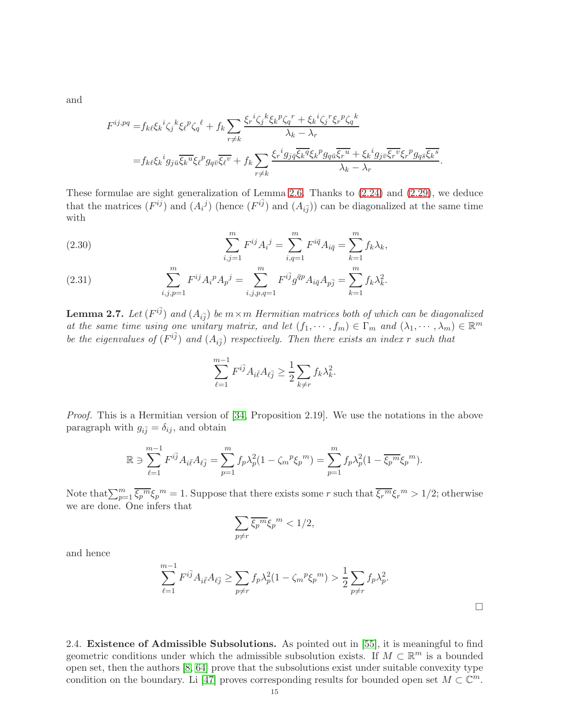and

$$
\begin{aligned}
F^{ij,pq} =& f_{k\ell}\xi_k{}^i\zeta_j{}^k\xi_\ell{}^p\zeta_q{}^\ell + f_k\sum_{r\neq k}\frac{\xi_r{}^i\zeta_j{}^k\xi_k{}^p\zeta_q{}^r + \xi_k{}^i\zeta_j{}^r\xi_r{}^p\zeta_q{}^k}{\lambda_k-\lambda_r}\\
=& f_{k\ell}\xi_k{}^i g_{j\bar{u}}\overline{\xi_k{}^u}\xi_\ell{}^p g_{q\bar{v}}\overline{\xi_\ell{}^v} + f_k\sum_{r\neq k}\frac{\xi_r{}^i g_{j\bar{q}}\overline{\xi_k{}^q}\xi_k{}^p g_{q\bar{u}}\overline{\xi_r{}^u} + \xi_k{}^i g_{j\bar{v}}\overline{\xi_r{}^v}\xi_r{}^p g_{q\bar{s}}\overline{\xi_k{}^s}}{\lambda_k-\lambda_r}.
\end{aligned}
$$

These formulae are sight generalization of Lemma 2.6. Thanks to (2.24) and (2.29), we deduce that the matrices $(F^{ij})$ and $(A_i{}^j)$ (hence $(F^{i\bar{j}})$ and $(A_{i\bar{j}})$) can be diagonalized at the same time with

$$
\sum_{i,j=1}^m F^{ij}A_i{}^j = \sum_{i,q=1}^m F^{i\bar{q}}A_{i\bar{q}} = \sum_{k=1}^m f_k\lambda_k, \tag{2.30}
$$

$$
\sum_{i,j,p=1}^m F^{ij}A_i{}^pA_p{}^j = \sum_{i,j,p,q=1}^m F^{i\bar{j}}g^{\bar{q}p}A_{i\bar{q}}A_{p\bar{j}} = \sum_{k=1}^m f_k\lambda_k^2. \tag{2.31}
$$

**Lemma 2.7.** *Let $(F^{i\bar{j}})$ and $(A_{i\bar{j}})$ be $m\times m$ Hermitian matrices both of which can be diagonalized at the same time using one unitary matrix, and let $(f_1,\cdots,f_m)\in\Gamma_m$ and $(\lambda_1,\cdots,\lambda_m)\in\mathbb{R}^m$ be the eigenvalues of $(F^{i\bar{j}})$ and $(A_{i\bar{j}})$ respectively. Then there exists an index $r$ such that*

$$
\sum_{\ell=1}^{m-1} F^{i\bar{j}}A_{i\bar{\ell}}A_{\ell\bar{j}} \geq \frac{1}{2}\sum_{k\neq r} f_k\lambda_k^2.
$$

*Proof.* This is a Hermitian version of [34, Proposition 2.19]. We use the notations in the above paragraph with $g_{i\bar{j}}=\delta_{ij}$, and obtain

$$
\mathbb{R}\ni\sum_{\ell=1}^{m-1} F^{i\bar{j}}A_{i\bar{\ell}}A_{\ell\bar{j}} = \sum_{p=1}^m f_p\lambda_p^2(1-\zeta_m{}^p\xi_p{}^m) = \sum_{p=1}^m f_p\lambda_p^2(1-\overline{\xi_p{}^m}\xi_p{}^m).
$$

Note that $\sum_{p=1}^m \overline{\xi_p{}^m}\xi_p{}^m = 1$. Suppose that there exists some $r$ such that $\overline{\xi_r{}^m}\xi_r{}^m > 1/2$; otherwise we are done. One infers that

$$
\sum_{p\neq r}\overline{\xi_p{}^m}\xi_p{}^m < 1/2,
$$

and hence

$$
\sum_{\ell=1}^{m-1} F^{i\bar{j}}A_{i\bar{\ell}}A_{\ell\bar{j}} \geq \sum_{p\neq r} f_p\lambda_p^2(1-\zeta_m{}^p\xi_p{}^m) > \frac{1}{2}\sum_{p\neq r} f_p\lambda_p^2.
$$

$\square$

2.4. **Existence of Admissible Subsolutions.** As pointed out in [55], it is meaningful to find geometric conditions under which the admissible subsolution exists. If $M\subset\mathbb{R}^m$ is a bounded open set, then the authors [8, 64] prove that the subsolutions exist under suitable convexity type condition on the boundary. Li [47] proves corresponding results for bounded open set $M\subset\mathbb{C}^m$.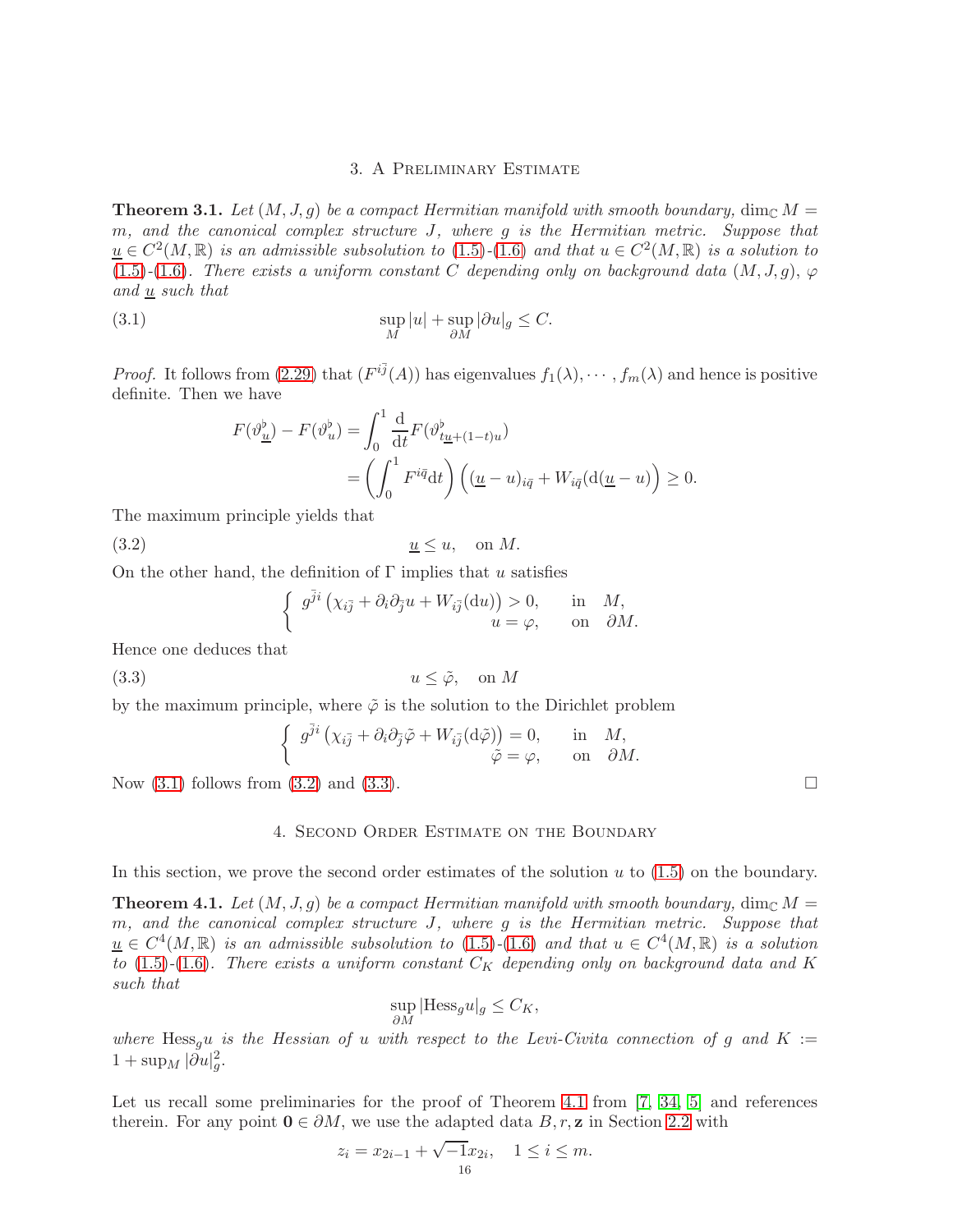## 3. A Preliminary Estimate

**Theorem 3.1.** *Let $(M, J, g)$ be a compact Hermitian manifold with smooth boundary, $\dim_{\mathbb{C}} M = m$, and the canonical complex structure $J$, where $g$ is the Hermitian metric. Suppose that $\underline{u} \in C^2(M, \mathbb{R})$ is an admissible subsolution to (1.5)-(1.6) and that $u \in C^2(M, \mathbb{R})$ is a solution to (1.5)-(1.6). There exists a uniform constant $C$ depending only on background data $(M, J, g)$, $\varphi$ and $\underline{u}$ such that*

$$\sup_M |u| + \sup_{\partial M} |\partial u|_g \leq C. \tag{3.1}$$

*Proof.* It follows from (2.29) that $(F^{i\bar{j}}(A))$ has eigenvalues $f_1(\lambda), \cdots, f_m(\lambda)$ and hence is positive definite. Then we have

$$\begin{aligned} F(\vartheta^\flat_{\underline{u}}) - F(\vartheta^\flat_u) &= \int_0^1 \frac{\mathrm{d}}{\mathrm{d}t} F(\vartheta^\flat_{t\underline{u}+(1-t)u}) \\ &= \left( \int_0^1 F^{i\bar{q}} \mathrm{d}t \right) \Big( (\underline{u} - u)_{i\bar{q}} + W_{i\bar{q}}(\mathrm{d}(\underline{u} - u) \Big) \geq 0. \end{aligned}$$

The maximum principle yields that

$$\underline{u} \leq u, \quad \text{on } M. \tag{3.2}$$

On the other hand, the definition of $\Gamma$ implies that $u$ satisfies

$$\begin{cases} g^{\bar{j}i}\left( \chi_{i\bar{j}} + \partial_i \partial_{\bar{j}} u + W_{i\bar{j}}(\mathrm{d}u) \right) > 0, & \text{in} \quad M, \\ u = \varphi, & \text{on} \quad \partial M. \end{cases}$$

Hence one deduces that

$$u \leq \tilde{\varphi}, \quad \text{on } M \tag{3.3}$$

by the maximum principle, where $\tilde{\varphi}$ is the solution to the Dirichlet problem

$$\begin{cases} g^{\bar{j}i}\left( \chi_{i\bar{j}} + \partial_i \partial_{\bar{j}} \tilde{\varphi} + W_{i\bar{j}}(\mathrm{d}\tilde{\varphi}) \right) = 0, & \text{in} \quad M, \\ \tilde{\varphi} = \varphi, & \text{on} \quad \partial M. \end{cases}$$

Now (3.1) follows from (3.2) and (3.3). □

## 4. Second Order Estimate on the Boundary

In this section, we prove the second order estimates of the solution $u$ to (1.5) on the boundary.

**Theorem 4.1.** *Let $(M, J, g)$ be a compact Hermitian manifold with smooth boundary, $\dim_{\mathbb{C}} M = m$, and the canonical complex structure $J$, where $g$ is the Hermitian metric. Suppose that $\underline{u} \in C^4(M, \mathbb{R})$ is an admissible subsolution to (1.5)-(1.6) and that $u \in C^4(M, \mathbb{R})$ is a solution to (1.5)-(1.6). There exists a uniform constant $C_K$ depending only on background data and $K$ such that*

$$\sup_{\partial M} |\mathrm{Hess}_g u|_g \leq C_K,$$

*where $\mathrm{Hess}_g u$ is the Hessian of $u$ with respect to the Levi-Civita connection of $g$ and $K := 1 + \sup_M |\partial u|_g^2$.*

Let us recall some preliminaries for the proof of Theorem 4.1 from [7, 34, 5] and references therein. For any point $\mathbf{0} \in \partial M$, we use the adapted data $B, r, \mathbf{z}$ in Section 2.2 with

$$z_i = x_{2i-1} + \sqrt{-1} x_{2i}, \quad 1 \leq i \leq m.$$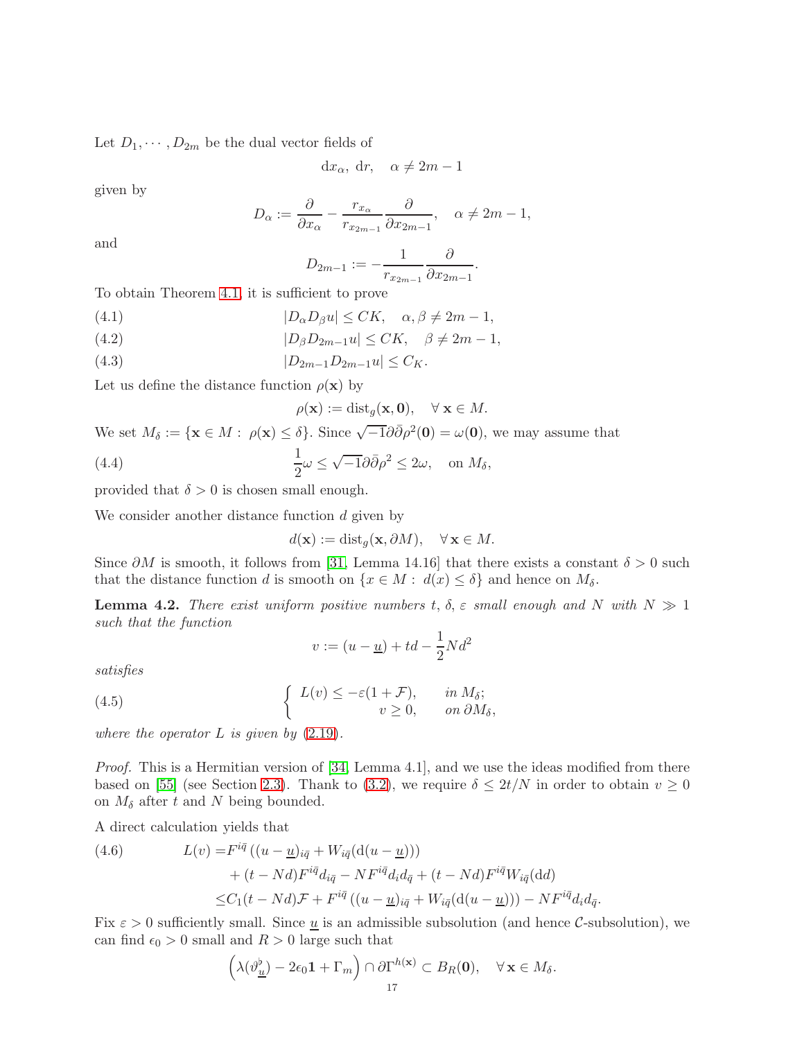Let $D_1, \cdots, D_{2m}$ be the dual vector fields of

$$\mathrm{d}x_\alpha,\ \mathrm{d}r, \quad \alpha \neq 2m-1$$

given by

$$D_\alpha := \frac{\partial}{\partial x_\alpha} - \frac{r_{x_\alpha}}{r_{x_{2m-1}}}\frac{\partial}{\partial x_{2m-1}}, \quad \alpha \neq 2m-1,$$

and

$$D_{2m-1} := -\frac{1}{r_{x_{2m-1}}}\frac{\partial}{\partial x_{2m-1}}.$$

To obtain Theorem 4.1, it is sufficient to prove

$$|D_\alpha D_\beta u| \leq CK, \quad \alpha, \beta \neq 2m-1, \tag{4.1}$$

$$|D_\beta D_{2m-1} u| \leq CK, \quad \beta \neq 2m-1, \tag{4.2}$$

$$|D_{2m-1} D_{2m-1} u| \leq C_K. \tag{4.3}$$

Let us define the distance function $\rho(\mathbf{x})$ by

$$\rho(\mathbf{x}) := \mathrm{dist}_g(\mathbf{x}, \mathbf{0}), \quad \forall\, \mathbf{x} \in M.$$

We set $M_\delta := \{\mathbf{x} \in M : \rho(\mathbf{x}) \leq \delta\}$. Since $\sqrt{-1}\partial\bar{\partial}\rho^2(\mathbf{0}) = \omega(\mathbf{0})$, we may assume that

$$\frac{1}{2}\omega \leq \sqrt{-1}\partial\bar{\partial}\rho^2 \leq 2\omega, \quad \text{on } M_\delta, \tag{4.4}$$

provided that $\delta > 0$ is chosen small enough.

We consider another distance function $d$ given by

$$d(\mathbf{x}) := \mathrm{dist}_g(\mathbf{x}, \partial M), \quad \forall\, \mathbf{x} \in M.$$

Since $\partial M$ is smooth, it follows from [31, Lemma 14.16] that there exists a constant $\delta > 0$ such that the distance function $d$ is smooth on $\{x \in M : d(x) \leq \delta\}$ and hence on $M_\delta$.

**Lemma 4.2.** *There exist uniform positive numbers $t$, $\delta$, $\varepsilon$ small enough and $N$ with $N \gg 1$ such that the function*

$$v := (u - \underline{u}) + td - \frac{1}{2}Nd^2$$

*satisfies*

$$\begin{cases} L(v) \leq -\varepsilon(1 + \mathcal{F}), & \text{in } M_\delta; \\ v \geq 0, & \text{on } \partial M_\delta, \end{cases} \tag{4.5}$$

*where the operator $L$ is given by (2.19).*

*Proof.* This is a Hermitian version of [34, Lemma 4.1], and we use the ideas modified from there based on [55] (see Section 2.3). Thank to (3.2), we require $\delta \leq 2t/N$ in order to obtain $v \geq 0$ on $M_\delta$ after $t$ and $N$ being bounded.

A direct calculation yields that

$$\begin{aligned} L(v) =& F^{i\bar{q}}\left((u - \underline{u})_{i\bar{q}} + W_{i\bar{q}}(\mathrm{d}(u - \underline{u}))\right) \\ &+ (t - Nd)F^{i\bar{q}}d_{i\bar{q}} - NF^{i\bar{q}}d_i d_{\bar{q}} + (t - Nd)F^{i\bar{q}}W_{i\bar{q}}(\mathrm{d}d) \\ \leq& C_1(t - Nd)\mathcal{F} + F^{i\bar{q}}\left((u - \underline{u})_{i\bar{q}} + W_{i\bar{q}}(\mathrm{d}(u - \underline{u}))\right) - NF^{i\bar{q}}d_i d_{\bar{q}}. \end{aligned} \tag{4.6}$$

Fix $\varepsilon > 0$ sufficiently small. Since $\underline{u}$ is an admissible subsolution (and hence $\mathcal{C}$-subsolution), we can find $\epsilon_0 > 0$ small and $R > 0$ large such that

$$\left(\lambda(\vartheta^\flat_{\underline{u}}) - 2\epsilon_0\mathbf{1} + \Gamma_m\right) \cap \partial\Gamma^{h(\mathbf{x})} \subset B_R(\mathbf{0}), \quad \forall\, \mathbf{x} \in M_\delta.$$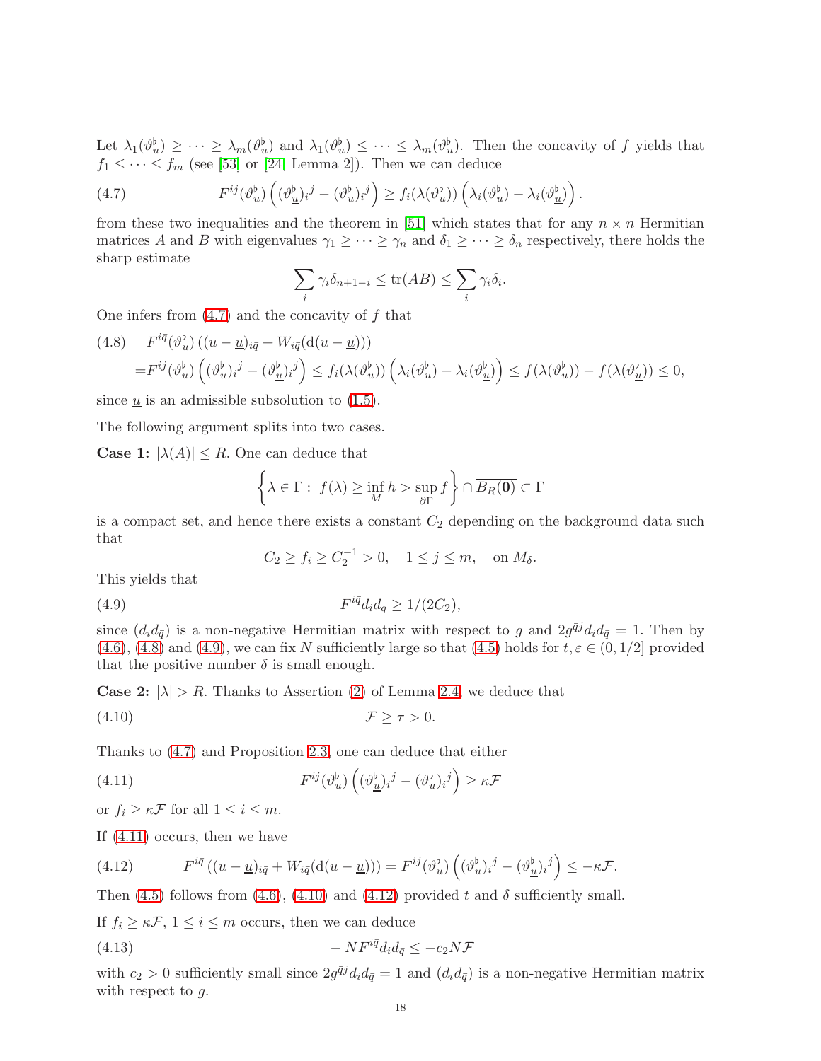Let $\lambda_1(\vartheta_u^\flat) \geq \cdots \geq \lambda_m(\vartheta_u^\flat)$ and $\lambda_1(\vartheta_{\underline{u}}^\flat) \leq \cdots \leq \lambda_m(\vartheta_{\underline{u}}^\flat)$. Then the concavity of $f$ yields that $f_1 \leq \cdots \leq f_m$ (see [53] or [24, Lemma 2]). Then we can deduce

$$F^{ij}(\vartheta_u^\flat)\left((\vartheta_{\underline{u}}^\flat)_i{}^j - (\vartheta_u^\flat)_i{}^j\right) \geq f_i(\lambda(\vartheta_u^\flat))\left(\lambda_i(\vartheta_u^\flat) - \lambda_i(\vartheta_{\underline{u}}^\flat)\right). \tag{4.7}$$

from these two inequalities and the theorem in [51] which states that for any $n \times n$ Hermitian matrices $A$ and $B$ with eigenvalues $\gamma_1 \geq \cdots \geq \gamma_n$ and $\delta_1 \geq \cdots \geq \delta_n$ respectively, there holds the sharp estimate

$$\sum_i \gamma_i \delta_{n+1-i} \leq \operatorname{tr}(AB) \leq \sum_i \gamma_i \delta_i.$$

One infers from (4.7) and the concavity of $f$ that

$$\begin{aligned} &F^{i\bar{q}}(\vartheta_u^\flat)\left((u-\underline{u})_{i\bar{q}} + W_{i\bar{q}}(\mathrm{d}(u-\underline{u}))\right) \\ =&F^{ij}(\vartheta_u^\flat)\left((\vartheta_u^\flat)_i{}^j - (\vartheta_{\underline{u}}^\flat)_i{}^j\right) \leq f_i(\lambda(\vartheta_u^\flat))\left(\lambda_i(\vartheta_u^\flat) - \lambda_i(\vartheta_{\underline{u}}^\flat)\right) \leq f(\lambda(\vartheta_u^\flat)) - f(\lambda(\vartheta_{\underline{u}}^\flat)) \leq 0, \end{aligned} \tag{4.8}$$

since $\underline{u}$ is an admissible subsolution to (1.5).

The following argument splits into two cases.

**Case 1:** $|\lambda(A)| \leq R$. One can deduce that

$$\left\{\lambda \in \Gamma : \ f(\lambda) \geq \inf_M h > \sup_{\partial\Gamma} f\right\} \cap \overline{B_R(\mathbf{0})} \subset \Gamma$$

is a compact set, and hence there exists a constant $C_2$ depending on the background data such that

$$C_2 \geq f_i \geq C_2^{-1} > 0, \quad 1 \leq j \leq m, \quad \text{on } M_\delta.$$

This yields that

$$F^{i\bar{q}} d_i d_{\bar{q}} \geq 1/(2C_2), \tag{4.9}$$

since $(d_i d_{\bar{q}})$ is a non-negative Hermitian matrix with respect to $g$ and $2g^{\bar{q}j} d_i d_{\bar{q}} = 1$. Then by (4.6), (4.8) and (4.9), we can fix $N$ sufficiently large so that (4.5) holds for $t, \varepsilon \in (0, 1/2]$ provided that the positive number $\delta$ is small enough.

**Case 2:** $|\lambda| > R$. Thanks to Assertion (2) of Lemma 2.4, we deduce that

$$\mathcal{F} \geq \tau > 0. \tag{4.10}$$

Thanks to (4.7) and Proposition 2.3, one can deduce that either

$$F^{ij}(\vartheta_u^\flat)\left((\vartheta_{\underline{u}}^\flat)_i{}^j - (\vartheta_u^\flat)_i{}^j\right) \geq \kappa\mathcal{F} \tag{4.11}$$

or $f_i \geq \kappa\mathcal{F}$ for all $1 \leq i \leq m$.

If (4.11) occurs, then we have

$$F^{i\bar{q}}\left((u-\underline{u})_{i\bar{q}} + W_{i\bar{q}}(\mathrm{d}(u-\underline{u}))\right) = F^{ij}(\vartheta_u^\flat)\left((\vartheta_u^\flat)_i{}^j - (\vartheta_{\underline{u}}^\flat)_i{}^j\right) \leq -\kappa\mathcal{F}. \tag{4.12}$$

Then (4.5) follows from (4.6), (4.10) and (4.12) provided $t$ and $\delta$ sufficiently small.

If $f_i \geq \kappa\mathcal{F}$, $1 \leq i \leq m$ occurs, then we can deduce

$$-NF^{i\bar{q}} d_i d_{\bar{q}} \leq -c_2 N\mathcal{F} \tag{4.13}$$

with $c_2 > 0$ sufficiently small since $2g^{\bar{q}j} d_i d_{\bar{q}} = 1$ and $(d_i d_{\bar{q}})$ is a non-negative Hermitian matrix with respect to $g$.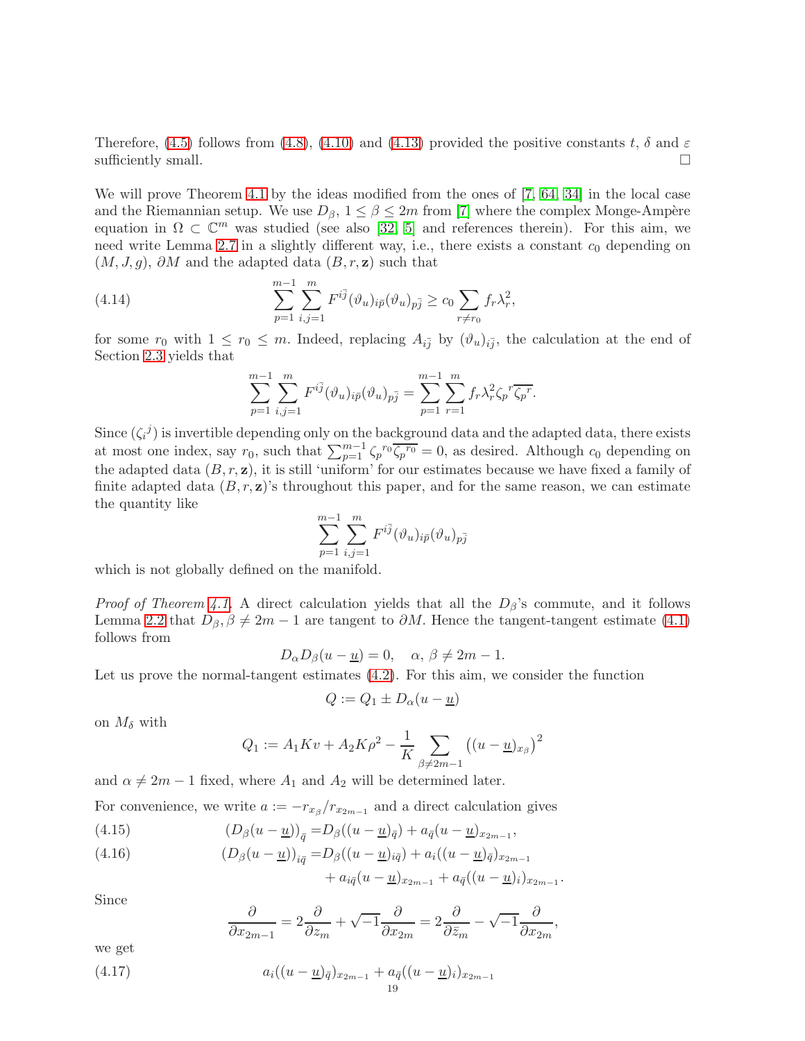Therefore, (4.5) follows from (4.8), (4.10) and (4.13) provided the positive constants $t$, $\delta$ and $\varepsilon$ sufficiently small. $\square$

We will prove Theorem 4.1 by the ideas modified from the ones of [7, 64, 34] in the local case and the Riemannian setup. We use $D_\beta$, $1 \le \beta \le 2m$ from [7] where the complex Monge-Ampère equation in $\Omega \subset \mathbb{C}^m$ was studied (see also [32, 5] and references therein). For this aim, we need write Lemma 2.7 in a slightly different way, i.e., there exists a constant $c_0$ depending on $(M, J, g)$, $\partial M$ and the adapted data $(B, r, \mathbf{z})$ such that

$$
\sum_{p=1}^{m-1} \sum_{i,j=1}^{m} F^{i\bar{j}} (\vartheta_u)_{i\bar{p}} (\vartheta_u)_{p\bar{j}} \ge c_0 \sum_{r \ne r_0} f_r \lambda_r^2, \tag{4.14}
$$

for some $r_0$ with $1 \le r_0 \le m$. Indeed, replacing $A_{i\bar{j}}$ by $(\vartheta_u)_{i\bar{j}}$, the calculation at the end of Section 2.3 yields that

$$
\sum_{p=1}^{m-1} \sum_{i,j=1}^{m} F^{i\bar{j}} (\vartheta_u)_{i\bar{p}} (\vartheta_u)_{p\bar{j}} = \sum_{p=1}^{m-1} \sum_{r=1}^{m} f_r \lambda_r^2 \zeta_p{}^r \overline{\zeta_p{}^r}.
$$

Since $(\zeta_i{}^j)$ is invertible depending only on the background data and the adapted data, there exists at most one index, say $r_0$, such that $\sum_{p=1}^{m-1} \zeta_p{}^{r_0} \overline{\zeta_p{}^{r_0}} = 0$, as desired. Although $c_0$ depending on the adapted data $(B, r, \mathbf{z})$, it is still 'uniform' for our estimates because we have fixed a family of finite adapted data $(B, r, \mathbf{z})$'s throughout this paper, and for the same reason, we can estimate the quantity like

$$
\sum_{p=1}^{m-1} \sum_{i,j=1}^{m} F^{i\bar{j}} (\vartheta_u)_{i\bar{p}} (\vartheta_u)_{p\bar{j}}
$$

which is not globally defined on the manifold.

*Proof of Theorem 4.1.* A direct calculation yields that all the $D_\beta$'s commute, and it follows Lemma 2.2 that $D_\beta, \beta \ne 2m-1$ are tangent to $\partial M$. Hence the tangent-tangent estimate (4.1) follows from

$$
D_\alpha D_\beta (u - \underline{u}) = 0, \quad \alpha,\, \beta \ne 2m-1.
$$

Let us prove the normal-tangent estimates (4.2). For this aim, we consider the function

$$
Q := Q_1 \pm D_\alpha (u - \underline{u})
$$

on $M_\delta$ with

$$
Q_1 := A_1 K v + A_2 K \rho^2 - \frac{1}{K} \sum_{\beta \ne 2m-1} \left( (u - \underline{u})_{x_\beta} \right)^2
$$

and $\alpha \ne 2m-1$ fixed, where $A_1$ and $A_2$ will be determined later.

For convenience, we write $a := -r_{x_\beta}/r_{x_{2m-1}}$ and a direct calculation gives

$$
\begin{aligned}
(D_\beta (u - \underline{u}))_{\bar{q}} &= D_\beta ((u - \underline{u})_{\bar{q}}) + a_{\bar{q}} (u - \underline{u})_{x_{2m-1}}, && (4.15)\\
(D_\beta (u - \underline{u}))_{i\bar{q}} &= D_\beta ((u - \underline{u})_{i\bar{q}}) + a_i ((u - \underline{u})_{\bar{q}})_{x_{2m-1}} && (4.16)\\
&\quad + a_{i\bar{q}} (u - \underline{u})_{x_{2m-1}} + a_{\bar{q}} ((u - \underline{u})_i)_{x_{2m-1}}.
\end{aligned}
$$

Since

$$
\frac{\partial}{\partial x_{2m-1}} = 2 \frac{\partial}{\partial z_m} + \sqrt{-1} \frac{\partial}{\partial x_{2m}} = 2 \frac{\partial}{\partial \bar{z}_m} - \sqrt{-1} \frac{\partial}{\partial x_{2m}},
$$

we get

$$
a_i ((u - \underline{u})_{\bar{q}})_{x_{2m-1}} + a_{\bar{q}} ((u - \underline{u})_i)_{x_{2m-1}} \tag{4.17}
$$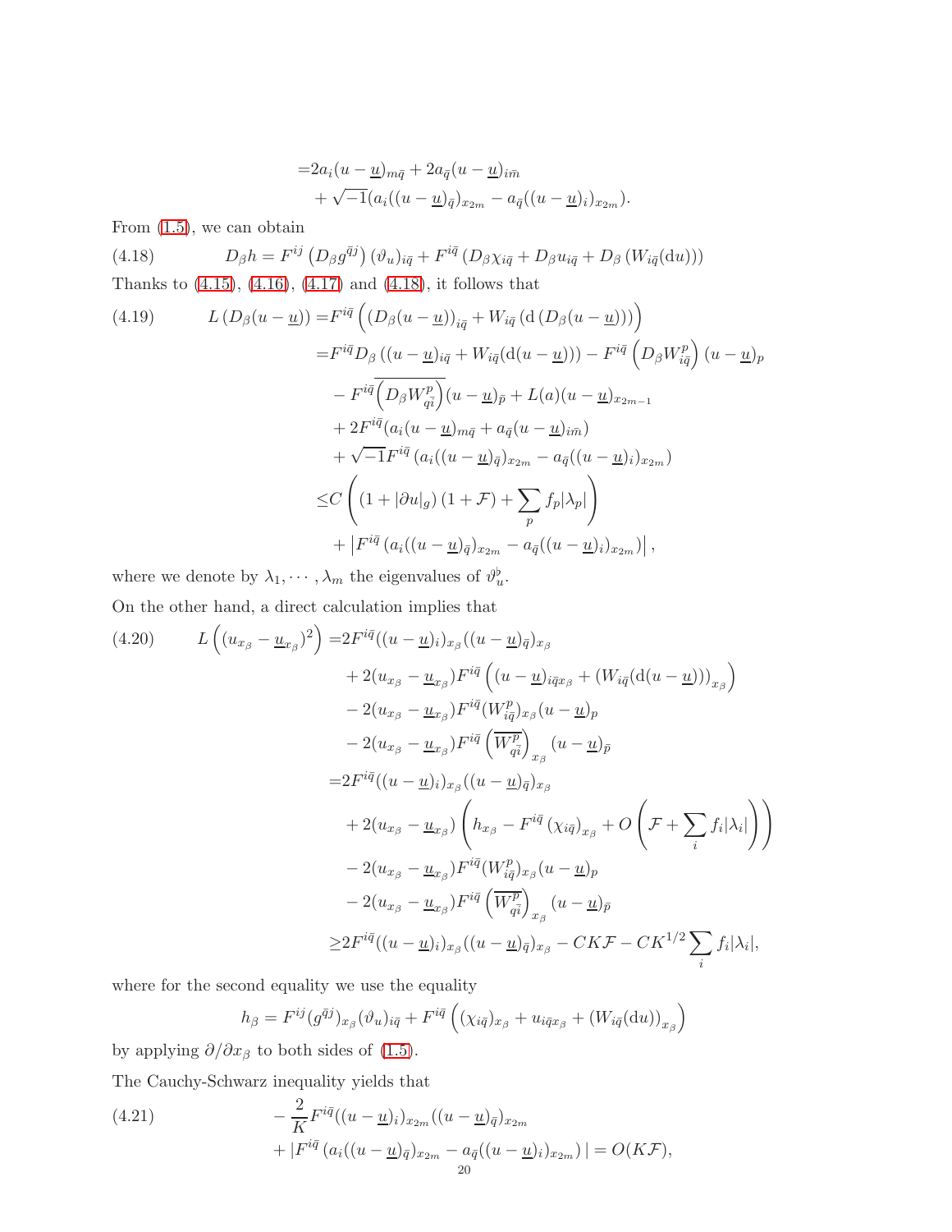$$
\begin{aligned}
=&2a_i(u-\underline{u})_{m\bar{q}} + 2a_{\bar{q}}(u-\underline{u})_{i\bar{m}} \\
&+ \sqrt{-1}(a_i((u-\underline{u})_{\bar{q}})_{x_{2m}} - a_{\bar{q}}((u-\underline{u})_i)_{x_{2m}}).
\end{aligned}
$$

From (1.5), we can obtain

$$
D_\beta h = F^{ij}\left(D_\beta g^{\bar{q}j}\right)(\vartheta_u)_{i\bar{q}} + F^{i\bar{q}}\left(D_\beta \chi_{i\bar{q}} + D_\beta u_{i\bar{q}} + D_\beta\left(W_{i\bar{q}}(\mathrm{d}u)\right)\right) \tag{4.18}
$$

Thanks to (4.15), (4.16), (4.17) and (4.18), it follows that

$$
\begin{aligned}
L\left(D_\beta(u-\underline{u})\right) =& F^{i\bar{q}}\left((D_\beta(u-\underline{u}))_{i\bar{q}} + W_{i\bar{q}}\left(\mathrm{d}\left(D_\beta(u-\underline{u})\right)\right)\right) \\
=& F^{i\bar{q}} D_\beta\left((u-\underline{u})_{i\bar{q}} + W_{i\bar{q}}(\mathrm{d}(u-\underline{u}))\right) - F^{i\bar{q}}\left(D_\beta W^p_{i\bar{q}}\right)(u-\underline{u})_p \\
&- F^{i\bar{q}}\overline{\left(D_\beta W^p_{q\bar{i}}\right)}(u-\underline{u})_{\bar{p}} + L(a)(u-\underline{u})_{x_{2m-1}} \\
&+ 2F^{i\bar{q}}(a_i(u-\underline{u})_{m\bar{q}} + a_{\bar{q}}(u-\underline{u})_{i\bar{m}}) \\
&+ \sqrt{-1}F^{i\bar{q}}\left(a_i((u-\underline{u})_{\bar{q}})_{x_{2m}} - a_{\bar{q}}((u-\underline{u})_i)_{x_{2m}}\right) \\
\leq& C\left(\left(1+|\partial u|_g\right)(1+\mathcal{F}) + \sum_p f_p|\lambda_p|\right) \\
&+ \left|F^{i\bar{q}}\left(a_i((u-\underline{u})_{\bar{q}})_{x_{2m}} - a_{\bar{q}}((u-\underline{u})_i)_{x_{2m}}\right)\right|,
\end{aligned} \tag{4.19}
$$

where we denote by $\lambda_1, \cdots, \lambda_m$ the eigenvalues of $\vartheta_u^\flat$.

On the other hand, a direct calculation implies that

$$
\begin{aligned}
L\left((u_{x_\beta} - \underline{u}_{x_\beta})^2\right) =& 2F^{i\bar{q}}((u-\underline{u})_i)_{x_\beta}((u-\underline{u})_{\bar{q}})_{x_\beta} \\
&+ 2(u_{x_\beta} - \underline{u}_{x_\beta})F^{i\bar{q}}\left((u-\underline{u})_{i\bar{q}x_\beta} + (W_{i\bar{q}}(\mathrm{d}(u-\underline{u})))_{x_\beta}\right) \\
&- 2(u_{x_\beta} - \underline{u}_{x_\beta})F^{i\bar{q}}(W^p_{i\bar{q}})_{x_\beta}(u-\underline{u})_p \\
&- 2(u_{x_\beta} - \underline{u}_{x_\beta})F^{i\bar{q}}\left(\overline{W^p_{q\bar{i}}}\right)_{x_\beta}(u-\underline{u})_{\bar{p}} \\
=& 2F^{i\bar{q}}((u-\underline{u})_i)_{x_\beta}((u-\underline{u})_{\bar{q}})_{x_\beta} \\
&+ 2(u_{x_\beta} - \underline{u}_{x_\beta})\left(h_{x_\beta} - F^{i\bar{q}}(\chi_{i\bar{q}})_{x_\beta} + O\left(\mathcal{F} + \sum_i f_i|\lambda_i|\right)\right) \\
&- 2(u_{x_\beta} - \underline{u}_{x_\beta})F^{i\bar{q}}(W^p_{i\bar{q}})_{x_\beta}(u-\underline{u})_p \\
&- 2(u_{x_\beta} - \underline{u}_{x_\beta})F^{i\bar{q}}\left(\overline{W^p_{q\bar{i}}}\right)_{x_\beta}(u-\underline{u})_{\bar{p}} \\
\geq& 2F^{i\bar{q}}((u-\underline{u})_i)_{x_\beta}((u-\underline{u})_{\bar{q}})_{x_\beta} - CK\mathcal{F} - CK^{1/2}\sum_i f_i|\lambda_i|,
\end{aligned} \tag{4.20}
$$

where for the second equality we use the equality

$$
h_\beta = F^{ij}(g^{\bar{q}j})_{x_\beta}(\vartheta_u)_{i\bar{q}} + F^{i\bar{q}}\left((\chi_{i\bar{q}})_{x_\beta} + u_{i\bar{q}x_\beta} + (W_{i\bar{q}}(\mathrm{d}u))_{x_\beta}\right)
$$

by applying $\partial/\partial x_\beta$ to both sides of (1.5).

The Cauchy-Schwarz inequality yields that

$$
\begin{aligned}
&-\frac{2}{K}F^{i\bar{q}}((u-\underline{u})_i)_{x_{2m}}((u-\underline{u})_{\bar{q}})_{x_{2m}} \\
&+ |F^{i\bar{q}}\left(a_i((u-\underline{u})_{\bar{q}})_{x_{2m}} - a_{\bar{q}}((u-\underline{u})_i)_{x_{2m}}\right)| = O(K\mathcal{F}),
\end{aligned} \tag{4.21}
$$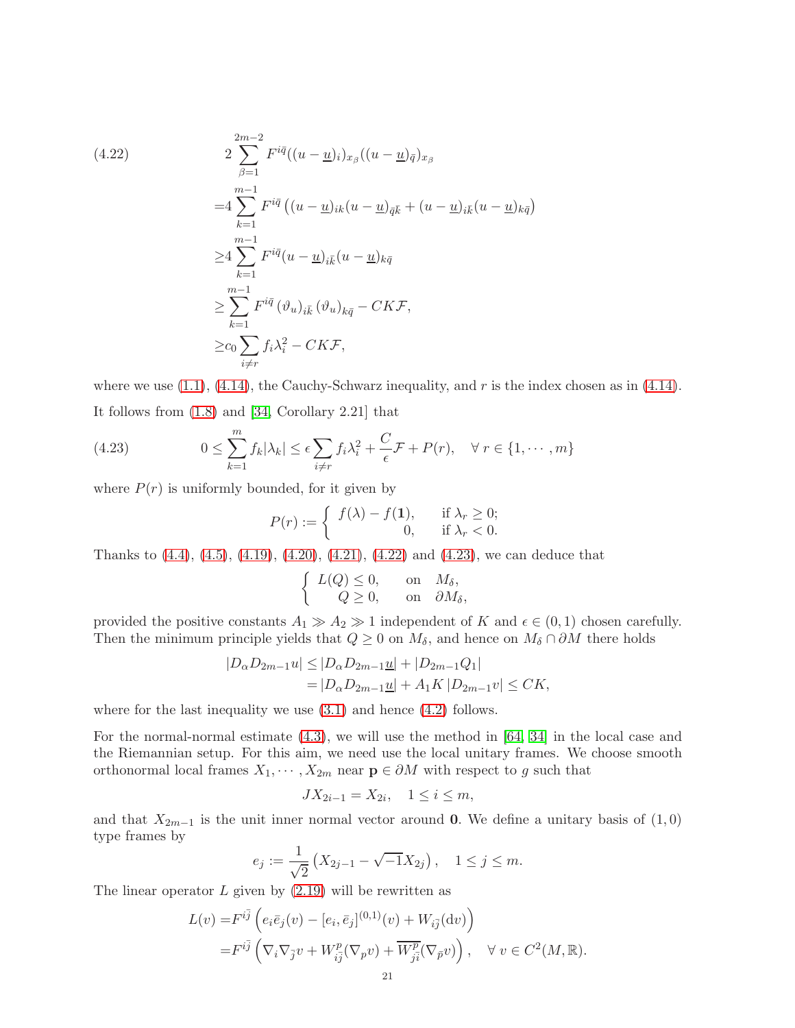$$
\begin{aligned}
(4.22) \qquad & 2\sum_{\beta=1}^{2m-2} F^{i\bar{q}}((u-\underline{u})_i)_{x_\beta}((u-\underline{u})_{\bar{q}})_{x_\beta} \\
=&4\sum_{k=1}^{m-1} F^{i\bar{q}}\left((u-\underline{u})_{ik}(u-\underline{u})_{\bar{q}\bar{k}}+(u-\underline{u})_{i\bar{k}}(u-\underline{u})_{k\bar{q}}\right) \\
\geq&4\sum_{k=1}^{m-1} F^{i\bar{q}}(u-\underline{u})_{i\bar{k}}(u-\underline{u})_{k\bar{q}} \\
\geq&\sum_{k=1}^{m-1} F^{i\bar{q}}\,(\vartheta_u)_{i\bar{k}}\,(\vartheta_u)_{k\bar{q}} - CK\mathcal{F}, \\
\geq& c_0\sum_{i\neq r} f_i\lambda_i^2 - CK\mathcal{F},
\end{aligned}
$$

where we use (1.1), (4.14), the Cauchy-Schwarz inequality, and $r$ is the index chosen as in (4.14). It follows from (1.8) and [34, Corollary 2.21] that

$$
(4.23) \qquad 0\leq \sum_{k=1}^{m} f_k|\lambda_k| \leq \epsilon\sum_{i\neq r} f_i\lambda_i^2 + \frac{C}{\epsilon}\mathcal{F} + P(r), \quad \forall\, r\in\{1,\cdots,m\}
$$

where $P(r)$ is uniformly bounded, for it given by

$$
P(r) := \begin{cases} f(\lambda)-f(\mathbf{1}), & \text{if } \lambda_r\geq 0; \\ 0, & \text{if } \lambda_r<0. \end{cases}
$$

Thanks to (4.4), (4.5), (4.19), (4.20), (4.21), (4.22) and (4.23), we can deduce that

$$
\begin{cases} L(Q)\leq 0, & \text{on} \quad M_\delta, \\ \quad Q\geq 0, & \text{on} \quad \partial M_\delta, \end{cases}
$$

provided the positive constants $A_1\gg A_2\gg 1$ independent of $K$ and $\epsilon\in(0,1)$ chosen carefully. Then the minimum principle yields that $Q\geq 0$ on $M_\delta$, and hence on $M_\delta\cap\partial M$ there holds

$$
\begin{aligned}
|D_\alpha D_{2m-1}u| &\leq |D_\alpha D_{2m-1}\underline{u}| + |D_{2m-1}Q_1| \\
&= |D_\alpha D_{2m-1}\underline{u}| + A_1 K\,|D_{2m-1}v| \leq CK,
\end{aligned}
$$

where for the last inequality we use (3.1) and hence (4.2) follows.

For the normal-normal estimate (4.3), we will use the method in [64, 34] in the local case and the Riemannian setup. For this aim, we need use the local unitary frames. We choose smooth orthonormal local frames $X_1,\cdots,X_{2m}$ near $\mathbf{p}\in\partial M$ with respect to $g$ such that

$$
JX_{2i-1}=X_{2i}, \quad 1\leq i\leq m,
$$

and that $X_{2m-1}$ is the unit inner normal vector around $\mathbf{0}$. We define a unitary basis of $(1,0)$ type frames by

$$
e_j := \frac{1}{\sqrt{2}}\left(X_{2j-1}-\sqrt{-1}X_{2j}\right), \quad 1\leq j\leq m.
$$

The linear operator $L$ given by (2.19) will be rewritten as

$$
\begin{aligned}
L(v) =& F^{i\bar{j}}\left(e_i\bar{e}_j(v) - [e_i,\bar{e}_j]^{(0,1)}(v) + W_{i\bar{j}}(\mathrm{d}v)\right) \\
=& F^{i\bar{j}}\left(\nabla_i\nabla_{\bar{j}}v + W_{i\bar{j}}^{p}(\nabla_p v) + \overline{W_{\bar{j}i}^{p}}(\nabla_{\bar{p}}v)\right), \quad \forall\, v\in C^2(M,\mathbb{R}).
\end{aligned}
$$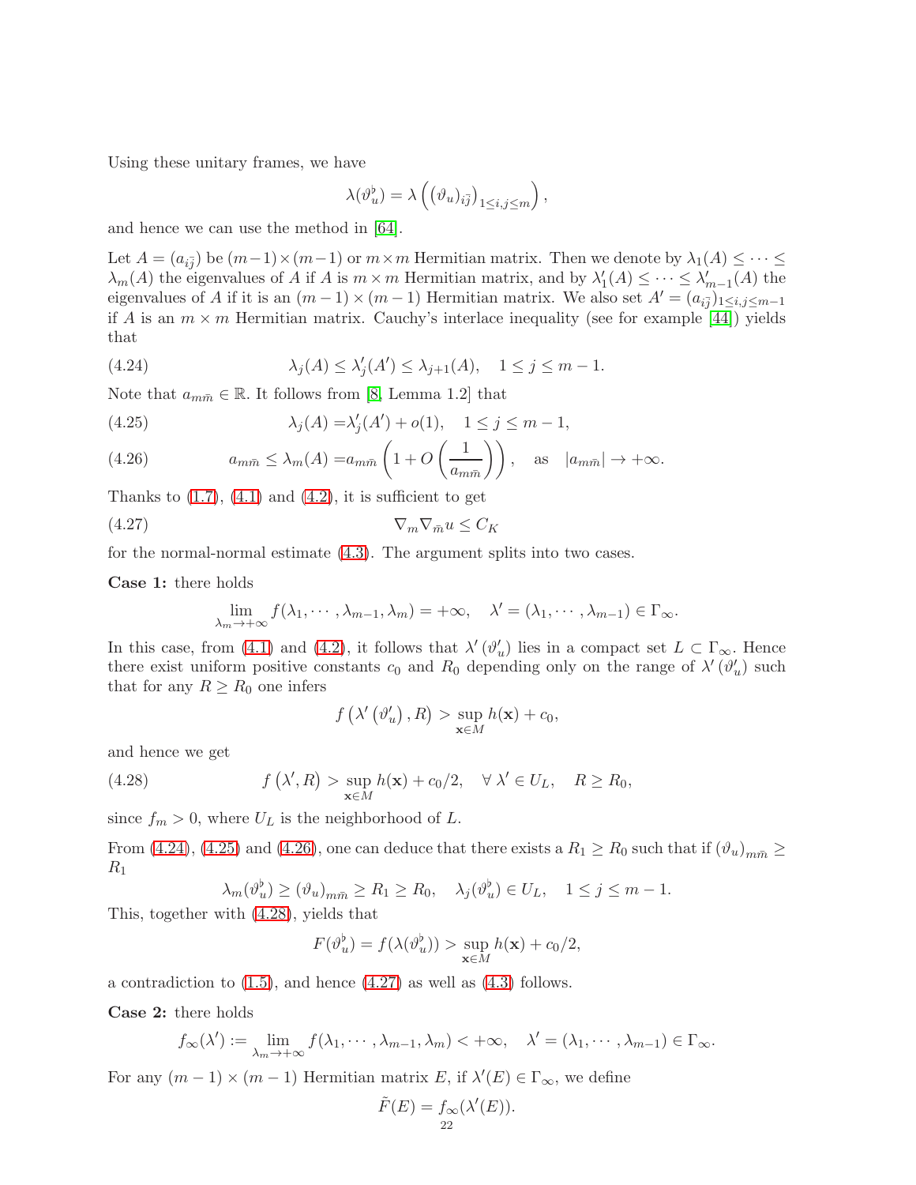Using these unitary frames, we have

$$\lambda(\vartheta_u^\flat) = \lambda\left(\left(\vartheta_u\right)_{i\bar{j}}\right)_{1\leq i,j\leq m}\right),$$

and hence we can use the method in [64].

Let $A = (a_{i\bar{j}})$ be $(m-1)\times(m-1)$ or $m\times m$ Hermitian matrix. Then we denote by $\lambda_1(A) \leq \cdots \leq \lambda_m(A)$ the eigenvalues of $A$ if $A$ is $m\times m$ Hermitian matrix, and by $\lambda_1'(A) \leq \cdots \leq \lambda_{m-1}'(A)$ the eigenvalues of $A$ if it is an $(m-1)\times(m-1)$ Hermitian matrix. We also set $A' = (a_{i\bar{j}})_{1\leq i,j\leq m-1}$ if $A$ is an $m\times m$ Hermitian matrix. Cauchy's interlace inequality (see for example [44]) yields that

$$\lambda_j(A) \leq \lambda_j'(A') \leq \lambda_{j+1}(A), \quad 1\leq j\leq m-1. \tag{4.24}$$

Note that $a_{m\bar{m}} \in \mathbb{R}$. It follows from [8, Lemma 1.2] that

$$\lambda_j(A) = \lambda_j'(A') + o(1), \quad 1\leq j\leq m-1, \tag{4.25}$$

$$a_{m\bar{m}} \leq \lambda_m(A) = a_{m\bar{m}}\left(1 + O\left(\frac{1}{a_{m\bar{m}}}\right)\right), \quad \text{as} \quad |a_{m\bar{m}}| \to +\infty. \tag{4.26}$$

Thanks to (1.7), (4.1) and (4.2), it is sufficient to get

$$\nabla_m\nabla_{\bar{m}} u \leq C_K \tag{4.27}$$

for the normal-normal estimate (4.3). The argument splits into two cases.

**Case 1:** there holds

$$\lim_{\lambda_m\to+\infty} f(\lambda_1,\cdots,\lambda_{m-1},\lambda_m) = +\infty, \quad \lambda' = (\lambda_1,\cdots,\lambda_{m-1}) \in \Gamma_\infty.$$

In this case, from (4.1) and (4.2), it follows that $\lambda'(\vartheta_u')$ lies in a compact set $L \subset \Gamma_\infty$. Hence there exist uniform positive constants $c_0$ and $R_0$ depending only on the range of $\lambda'(\vartheta_u')$ such that for any $R \geq R_0$ one infers

$$f\left(\lambda'\left(\vartheta_u'\right), R\right) > \sup_{\mathbf{x}\in M} h(\mathbf{x}) + c_0,$$

and hence we get

$$f\left(\lambda', R\right) > \sup_{\mathbf{x}\in M} h(\mathbf{x}) + c_0/2, \quad \forall\ \lambda' \in U_L, \quad R \geq R_0, \tag{4.28}$$

since $f_m > 0$, where $U_L$ is the neighborhood of $L$.

From (4.24), (4.25) and (4.26), one can deduce that there exists a $R_1 \geq R_0$ such that if $(\vartheta_u)_{m\bar{m}} \geq R_1$

$$\lambda_m(\vartheta_u^\flat) \geq (\vartheta_u)_{m\bar{m}} \geq R_1 \geq R_0, \quad \lambda_j(\vartheta_u^\flat) \in U_L, \quad 1\leq j\leq m-1.$$

This, together with (4.28), yields that

$$F(\vartheta_u^\flat) = f(\lambda(\vartheta_u^\flat)) > \sup_{\mathbf{x}\in M} h(\mathbf{x}) + c_0/2,$$

a contradiction to (1.5), and hence (4.27) as well as (4.3) follows.

**Case 2:** there holds

$$f_\infty(\lambda') := \lim_{\lambda_m\to+\infty} f(\lambda_1,\cdots,\lambda_{m-1},\lambda_m) < +\infty, \quad \lambda' = (\lambda_1,\cdots,\lambda_{m-1}) \in \Gamma_\infty.$$

For any $(m-1)\times(m-1)$ Hermitian matrix $E$, if $\lambda'(E) \in \Gamma_\infty$, we define

$$\tilde{F}(E) = f_\infty(\lambda'(E)).$$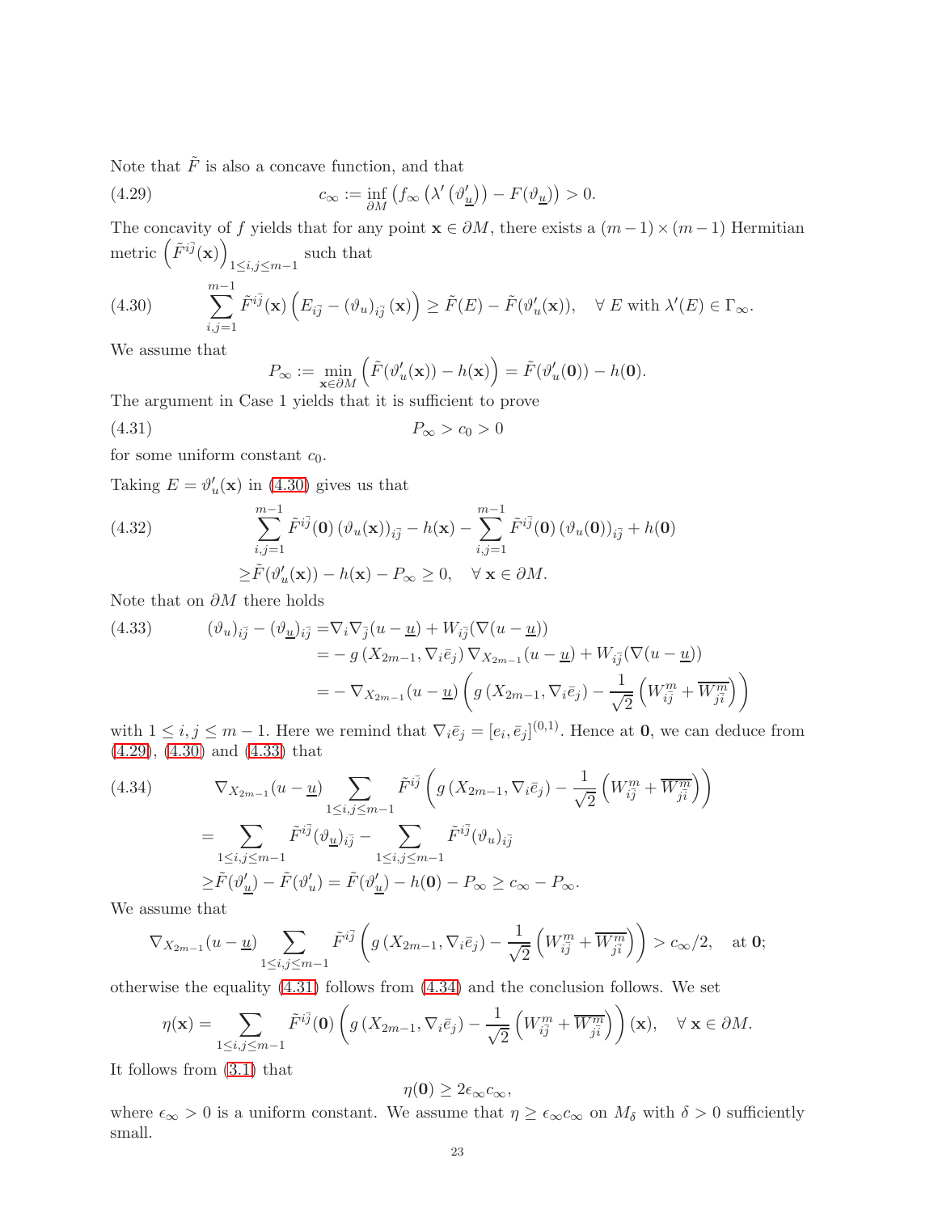Note that $\tilde{F}$ is also a concave function, and that

$$c_\infty := \inf_{\partial M} \left( f_\infty \left( \lambda' \left( \vartheta'_{\underline{u}} \right) \right) - F(\vartheta_{\underline{u}}) \right) > 0. \tag{4.29}$$

The concavity of $f$ yields that for any point $\mathbf{x} \in \partial M$, there exists a $(m-1) \times (m-1)$ Hermitian metric $\left( \tilde{F}^{i\bar{j}}(\mathbf{x}) \right)_{1 \le i,j \le m-1}$ such that

$$\sum_{i,j=1}^{m-1} \tilde{F}^{i\bar{j}}(\mathbf{x}) \left( E_{i\bar{j}} - (\vartheta_u)_{i\bar{j}}(\mathbf{x}) \right) \ge \tilde{F}(E) - \tilde{F}(\vartheta'_u(\mathbf{x})), \quad \forall\, E \text{ with } \lambda'(E) \in \Gamma_\infty. \tag{4.30}$$

We assume that

$$P_\infty := \min_{\mathbf{x} \in \partial M} \left( \tilde{F}(\vartheta'_u(\mathbf{x})) - h(\mathbf{x}) \right) = \tilde{F}(\vartheta'_u(\mathbf{0})) - h(\mathbf{0}).$$

The argument in Case 1 yields that it is sufficient to prove

$$P_\infty > c_0 > 0 \tag{4.31}$$

for some uniform constant $c_0$.

Taking $E = \vartheta'_u(\mathbf{x})$ in (4.30) gives us that

$$\begin{aligned}
&\sum_{i,j=1}^{m-1} \tilde{F}^{i\bar{j}}(\mathbf{0}) \left( \vartheta_u(\mathbf{x}) \right)_{i\bar{j}} - h(\mathbf{x}) - \sum_{i,j=1}^{m-1} \tilde{F}^{i\bar{j}}(\mathbf{0}) \left( \vartheta_u(\mathbf{0}) \right)_{i\bar{j}} + h(\mathbf{0}) \\
\ge& \tilde{F}(\vartheta'_u(\mathbf{x})) - h(\mathbf{x}) - P_\infty \ge 0, \quad \forall\, \mathbf{x} \in \partial M.
\end{aligned} \tag{4.32}$$

Note that on $\partial M$ there holds

$$\begin{aligned}
(\vartheta_u)_{i\bar{j}} - (\vartheta_{\underline{u}})_{i\bar{j}} =& \nabla_i \nabla_{\bar{j}} (u - \underline{u}) + W_{i\bar{j}}(\nabla(u - \underline{u})) \\
=& - g\left( X_{2m-1}, \nabla_i \bar{e}_j \right) \nabla_{X_{2m-1}} (u - \underline{u}) + W_{i\bar{j}}(\nabla(u - \underline{u})) \\
=& - \nabla_{X_{2m-1}} (u - \underline{u}) \left( g\left( X_{2m-1}, \nabla_i \bar{e}_j \right) - \frac{1}{\sqrt{2}} \left( W^m_{i\bar{j}} + \overline{W^m_{\bar{j}i}} \right) \right)
\end{aligned} \tag{4.33}$$

with $1 \le i, j \le m-1$. Here we remind that $\nabla_i \bar{e}_j = [e_i, \bar{e}_j]^{(0,1)}$. Hence at $\mathbf{0}$, we can deduce from (4.29), (4.30) and (4.33) that

$$\begin{aligned}
&\nabla_{X_{2m-1}} (u - \underline{u}) \sum_{1 \le i,j \le m-1} \tilde{F}^{i\bar{j}} \left( g\left( X_{2m-1}, \nabla_i \bar{e}_j \right) - \frac{1}{\sqrt{2}} \left( W^m_{i\bar{j}} + \overline{W^m_{\bar{j}i}} \right) \right) \\
=& \sum_{1 \le i,j \le m-1} \tilde{F}^{i\bar{j}} (\vartheta_{\underline{u}})_{i\bar{j}} - \sum_{1 \le i,j \le m-1} \tilde{F}^{i\bar{j}} (\vartheta_u)_{i\bar{j}} \\
\ge& \tilde{F}(\vartheta'_{\underline{u}}) - \tilde{F}(\vartheta'_u) = \tilde{F}(\vartheta'_{\underline{u}}) - h(\mathbf{0}) - P_\infty \ge c_\infty - P_\infty.
\end{aligned} \tag{4.34}$$

We assume that

$$\nabla_{X_{2m-1}} (u - \underline{u}) \sum_{1 \le i,j \le m-1} \tilde{F}^{i\bar{j}} \left( g\left( X_{2m-1}, \nabla_i \bar{e}_j \right) - \frac{1}{\sqrt{2}} \left( W^m_{i\bar{j}} + \overline{W^m_{\bar{j}i}} \right) \right) > c_\infty / 2, \quad \text{at } \mathbf{0};$$

otherwise the equality (4.31) follows from (4.34) and the conclusion follows. We set

$$\eta(\mathbf{x}) = \sum_{1 \le i,j \le m-1} \tilde{F}^{i\bar{j}}(\mathbf{0}) \left( g\left( X_{2m-1}, \nabla_i \bar{e}_j \right) - \frac{1}{\sqrt{2}} \left( W^m_{i\bar{j}} + \overline{W^m_{\bar{j}i}} \right) \right)(\mathbf{x}), \quad \forall\, \mathbf{x} \in \partial M.$$

It follows from (3.1) that

$$\eta(\mathbf{0}) \ge 2 \epsilon_\infty c_\infty,$$

where $\epsilon_\infty > 0$ is a uniform constant. We assume that $\eta \ge \epsilon_\infty c_\infty$ on $M_\delta$ with $\delta > 0$ sufficiently small.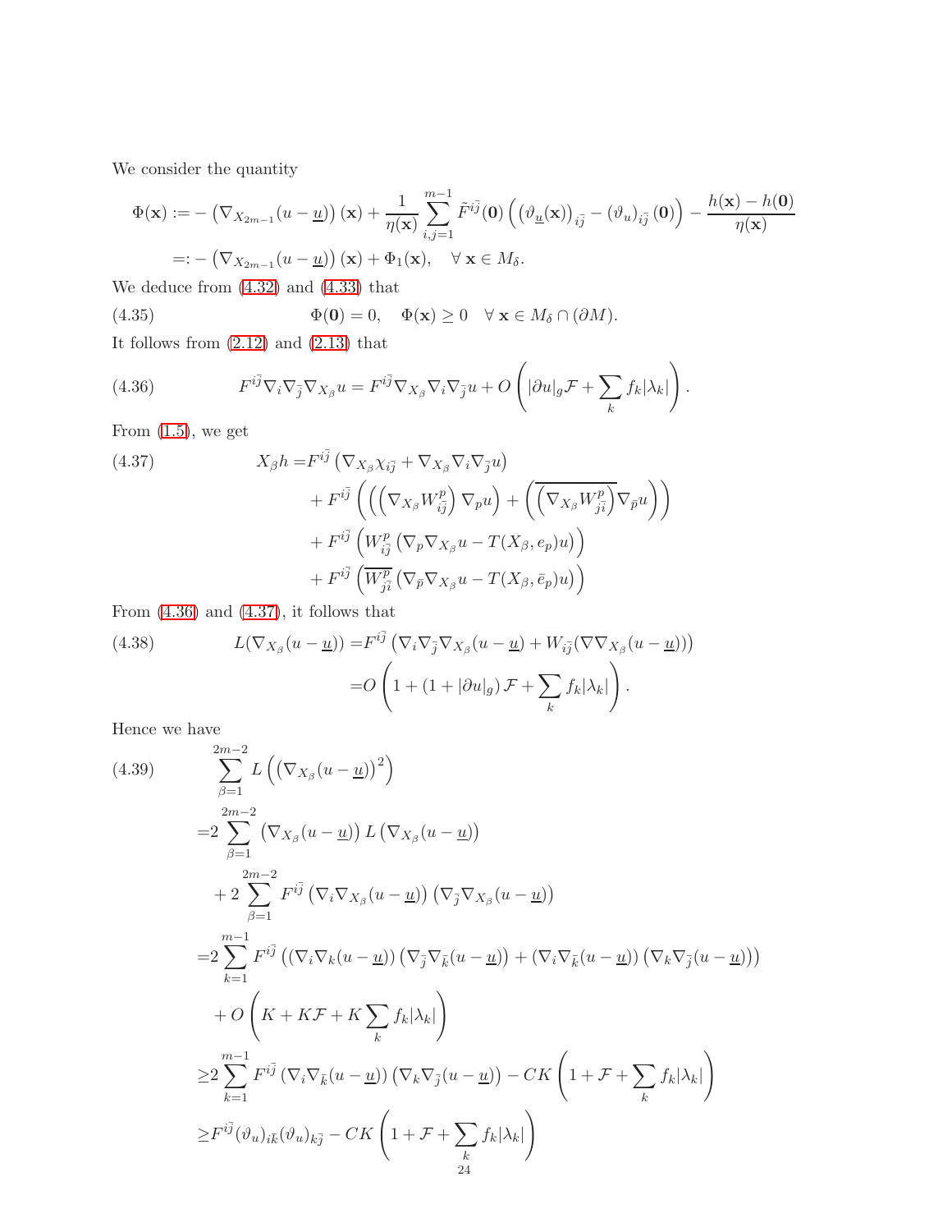We consider the quantity

$$\begin{aligned}
\Phi(\mathbf{x}) :=& -\left(\nabla_{X_{2m-1}}(u-\underline{u})\right)(\mathbf{x}) + \frac{1}{\eta(\mathbf{x})}\sum_{i,j=1}^{m-1}\tilde{F}^{i\bar{j}}(\mathbf{0})\left(\left(\vartheta_{\underline{u}}(\mathbf{x})\right)_{i\bar{j}} - \left(\vartheta_u\right)_{i\bar{j}}(\mathbf{0})\right) - \frac{h(\mathbf{x})-h(\mathbf{0})}{\eta(\mathbf{x})} \\
=:& -\left(\nabla_{X_{2m-1}}(u-\underline{u})\right)(\mathbf{x}) + \Phi_1(\mathbf{x}), \quad \forall\, \mathbf{x}\in M_\delta.
\end{aligned}$$

We deduce from (4.32) and (4.33) that

$$\Phi(\mathbf{0}) = 0, \quad \Phi(\mathbf{x})\geq 0 \quad \forall\, \mathbf{x}\in M_\delta\cap(\partial M). \tag{4.35}$$

It follows from (2.12) and (2.13) that

$$F^{i\bar{j}}\nabla_i\nabla_{\bar{j}}\nabla_{X_\beta}u = F^{i\bar{j}}\nabla_{X_\beta}\nabla_i\nabla_{\bar{j}}u + O\left(|\partial u|_g\mathcal{F} + \sum_k f_k|\lambda_k|\right). \tag{4.36}$$

From (1.5), we get

$$\begin{aligned}
X_\beta h =& F^{i\bar{j}}\left(\nabla_{X_\beta}\chi_{i\bar{j}} + \nabla_{X_\beta}\nabla_i\nabla_{\bar{j}}u\right) \\
&+ F^{i\bar{j}}\left(\left(\left(\nabla_{X_\beta}W_{i\bar{j}}^p\right)\nabla_p u\right) + \left(\overline{\left(\nabla_{X_\beta}W_{j\bar{i}}^p\right)}\nabla_{\bar{p}}u\right)\right) \\
&+ F^{i\bar{j}}\left(W_{i\bar{j}}^p\left(\nabla_p\nabla_{X_\beta}u - T(X_\beta,e_p)u\right)\right) \\
&+ F^{i\bar{j}}\left(\overline{W_{j\bar{i}}^p}\left(\nabla_{\bar{p}}\nabla_{X_\beta}u - T(X_\beta,\bar{e}_p)u\right)\right)
\end{aligned} \tag{4.37}$$

From (4.36) and (4.37), it follows that

$$\begin{aligned}
L(\nabla_{X_\beta}(u-\underline{u})) =& F^{i\bar{j}}\left(\nabla_i\nabla_{\bar{j}}\nabla_{X_\beta}(u-\underline{u}) + W_{i\bar{j}}(\nabla\nabla_{X_\beta}(u-\underline{u}))\right) \\
=& O\left(1 + (1+|\partial u|_g)\,\mathcal{F} + \sum_k f_k|\lambda_k|\right).
\end{aligned} \tag{4.38}$$

Hence we have

$$\begin{aligned}
&\sum_{\beta=1}^{2m-2} L\left(\left(\nabla_{X_\beta}(u-\underline{u})\right)^2\right) \\
=& 2\sum_{\beta=1}^{2m-2}\left(\nabla_{X_\beta}(u-\underline{u})\right)L\left(\nabla_{X_\beta}(u-\underline{u})\right) \\
&+ 2\sum_{\beta=1}^{2m-2}F^{i\bar{j}}\left(\nabla_i\nabla_{X_\beta}(u-\underline{u})\right)\left(\nabla_{\bar{j}}\nabla_{X_\beta}(u-\underline{u})\right) \\
=& 2\sum_{k=1}^{m-1}F^{i\bar{j}}\left(\left(\nabla_i\nabla_k(u-\underline{u})\right)\left(\nabla_{\bar{j}}\nabla_{\bar{k}}(u-\underline{u})\right) + \left(\nabla_i\nabla_{\bar{k}}(u-\underline{u})\right)\left(\nabla_k\nabla_{\bar{j}}(u-\underline{u})\right)\right) \\
&+ O\left(K + K\mathcal{F} + K\sum_k f_k|\lambda_k|\right) \\
\geq& 2\sum_{k=1}^{m-1}F^{i\bar{j}}\left(\nabla_i\nabla_{\bar{k}}(u-\underline{u})\right)\left(\nabla_k\nabla_{\bar{j}}(u-\underline{u})\right) - CK\left(1+\mathcal{F}+\sum_k f_k|\lambda_k|\right) \\
\geq& F^{i\bar{j}}(\vartheta_u)_{i\bar{k}}(\vartheta_u)_{k\bar{j}} - CK\left(1+\mathcal{F}+\sum_k f_k|\lambda_k|\right)
\end{aligned} \tag{4.39}$$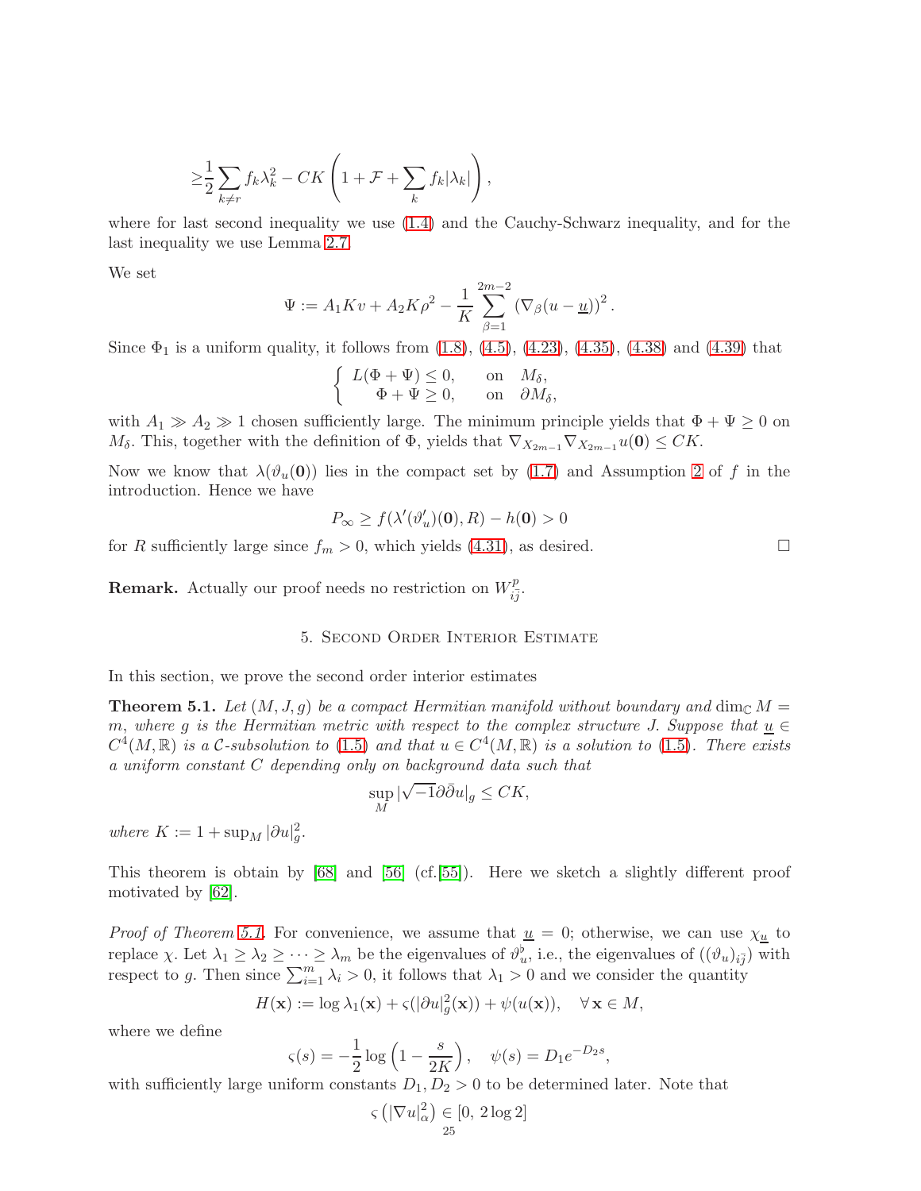$$\geq \frac{1}{2}\sum_{k\neq r} f_k\lambda_k^2 - CK\left(1+\mathcal{F}+\sum_k f_k|\lambda_k|\right),$$

where for last second inequality we use (1.4) and the Cauchy-Schwarz inequality, and for the last inequality we use Lemma 2.7.

We set

$$\Psi := A_1 K v + A_2 K \rho^2 - \frac{1}{K}\sum_{\beta=1}^{2m-2}\left(\nabla_\beta(u-\underline{u})\right)^2.$$

Since $\Phi_1$ is a uniform quality, it follows from (1.8), (4.5), (4.23), (4.35), (4.38) and (4.39) that

$$\begin{cases} L(\Phi+\Psi)\leq 0, & \text{on} \quad M_\delta, \\ \quad \Phi+\Psi \geq 0, & \text{on} \quad \partial M_\delta, \end{cases}$$

with $A_1 \gg A_2 \gg 1$ chosen sufficiently large. The minimum principle yields that $\Phi+\Psi\geq 0$ on $M_\delta$. This, together with the definition of $\Phi$, yields that $\nabla_{X_{2m-1}}\nabla_{X_{2m-1}}u(\mathbf{0})\leq CK$.

Now we know that $\lambda(\vartheta_u(\mathbf{0}))$ lies in the compact set by (1.7) and Assumption 2 of $f$ in the introduction. Hence we have

$$P_\infty \geq f(\lambda'(\vartheta_u')(\mathbf{0}),R)-h(\mathbf{0})>0$$

for $R$ sufficiently large since $f_m>0$, which yields (4.31), as desired. □

**Remark.** Actually our proof needs no restriction on $W^p_{i\bar{j}}$.

## 5. Second Order Interior Estimate

In this section, we prove the second order interior estimates

**Theorem 5.1.** *Let $(M,J,g)$ be a compact Hermitian manifold without boundary and $\dim_{\mathbb{C}} M = m$, where $g$ is the Hermitian metric with respect to the complex structure $J$. Suppose that $\underline{u}\in C^4(M,\mathbb{R})$ is a $\mathcal{C}$-subsolution to (1.5) and that $u\in C^4(M,\mathbb{R})$ is a solution to (1.5). There exists a uniform constant $C$ depending only on background data such that*

$$\sup_M |\sqrt{-1}\partial\bar{\partial}u|_g \leq CK,$$

*where $K := 1+\sup_M |\partial u|^2_g$.*

This theorem is obtain by [68] and [56] (cf.[55]). Here we sketch a slightly different proof motivated by [62].

*Proof of Theorem 5.1.* For convenience, we assume that $\underline{u}=0$; otherwise, we can use $\chi_{\underline{u}}$ to replace $\chi$. Let $\lambda_1\geq\lambda_2\geq\cdots\geq\lambda_m$ be the eigenvalues of $\vartheta_u^\flat$, i.e., the eigenvalues of $((\vartheta_u)_{i\bar{j}})$ with respect to $g$. Then since $\sum_{i=1}^m \lambda_i>0$, it follows that $\lambda_1>0$ and we consider the quantity

$$H(\mathbf{x}) := \log\lambda_1(\mathbf{x}) + \varsigma(|\partial u|^2_g(\mathbf{x})) + \psi(u(\mathbf{x})), \quad \forall\, \mathbf{x}\in M,$$

where we define

$$\varsigma(s) = -\frac{1}{2}\log\left(1-\frac{s}{2K}\right), \quad \psi(s) = D_1 e^{-D_2 s},$$

with sufficiently large uniform constants $D_1, D_2>0$ to be determined later. Note that

$$\varsigma\left(|\nabla u|^2_\alpha\right)\in[0,\, 2\log 2]$$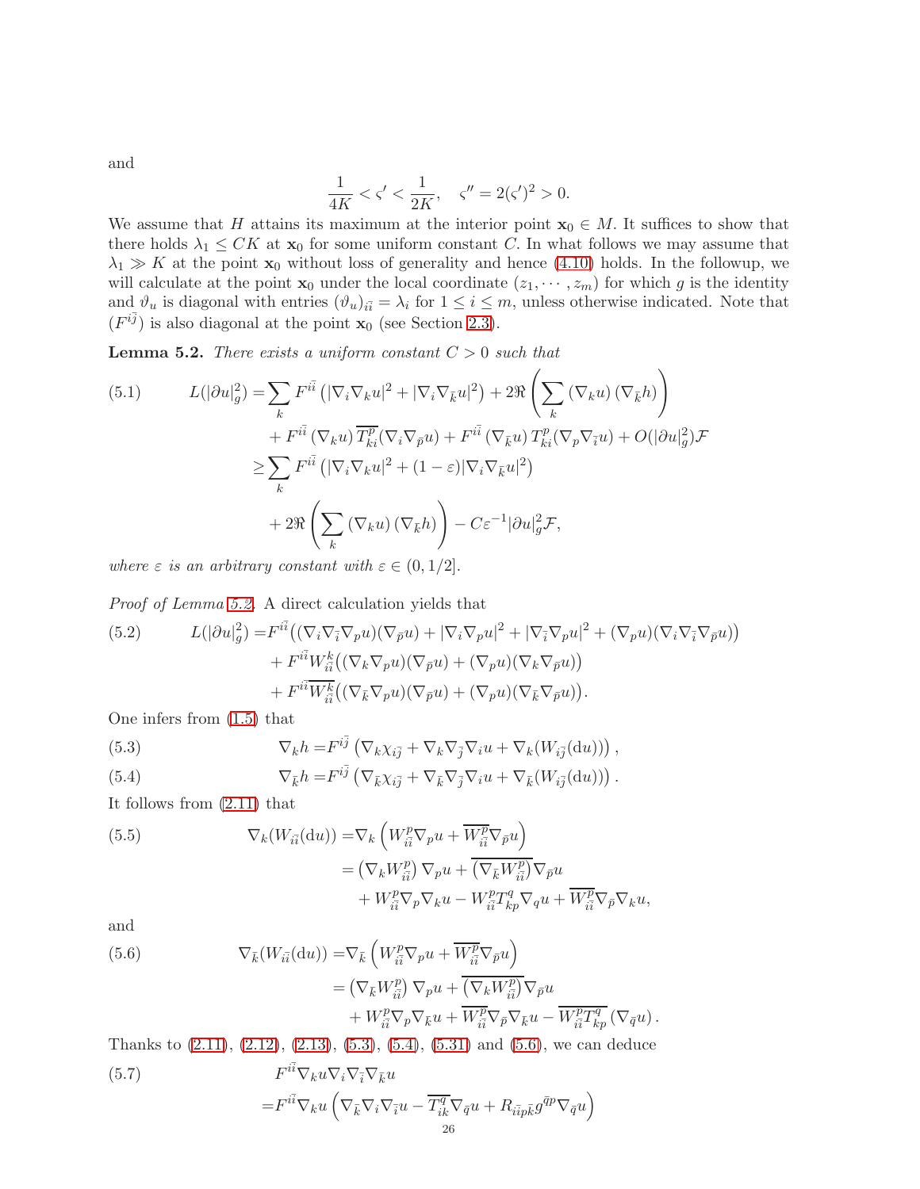and

$$\frac{1}{4K} < \varsigma' < \frac{1}{2K}, \quad \varsigma'' = 2(\varsigma')^2 > 0.$$

We assume that $H$ attains its maximum at the interior point $\mathbf{x}_0 \in M$. It suffices to show that there holds $\lambda_1 \leq CK$ at $\mathbf{x}_0$ for some uniform constant $C$. In what follows we may assume that $\lambda_1 \gg K$ at the point $\mathbf{x}_0$ without loss of generality and hence (4.10) holds. In the followup, we will calculate at the point $\mathbf{x}_0$ under the local coordinate $(z_1, \cdots, z_m)$ for which $g$ is the identity and $\vartheta_u$ is diagonal with entries $(\vartheta_u)_{i\bar{i}} = \lambda_i$ for $1 \leq i \leq m$, unless otherwise indicated. Note that $(F^{i\bar{j}})$ is also diagonal at the point $\mathbf{x}_0$ (see Section 2.3).

**Lemma 5.2.** *There exists a uniform constant $C > 0$ such that*

$$\begin{aligned}
L(|\partial u|_g^2) =& \sum_k F^{i\bar{i}} \left(|\nabla_i \nabla_k u|^2 + |\nabla_i \nabla_{\bar{k}} u|^2\right) + 2\Re\left(\sum_k \left(\nabla_k u\right) \left(\nabla_{\bar{k}} h\right)\right) \\
&+ F^{i\bar{i}} \left(\nabla_k u\right) \overline{T^p_{ki}} (\nabla_i \nabla_{\bar{p}} u) + F^{i\bar{i}} \left(\nabla_{\bar{k}} u\right) T^p_{ki} (\nabla_p \nabla_{\bar{i}} u) + O(|\partial u|_g^2)\mathcal{F} \\
\geq& \sum_k F^{i\bar{i}} \left(|\nabla_i \nabla_k u|^2 + (1-\varepsilon)|\nabla_i \nabla_{\bar{k}} u|^2\right) \\
&+ 2\Re\left(\sum_k \left(\nabla_k u\right) \left(\nabla_{\bar{k}} h\right)\right) - C\varepsilon^{-1}|\partial u|_g^2 \mathcal{F},
\end{aligned} \tag{5.1}$$

*where $\varepsilon$ is an arbitrary constant with $\varepsilon \in (0, 1/2]$.*

*Proof of Lemma 5.2.* A direct calculation yields that

$$\begin{aligned}
L(|\partial u|_g^2) =& F^{i\bar{i}} \big((\nabla_i \nabla_{\bar{i}} \nabla_p u)(\nabla_{\bar{p}} u) + |\nabla_i \nabla_p u|^2 + |\nabla_{\bar{i}} \nabla_p u|^2 + (\nabla_p u)(\nabla_i \nabla_{\bar{i}} \nabla_{\bar{p}} u)\big) \\
&+ F^{i\bar{i}} W^k_{i\bar{i}} \big((\nabla_k \nabla_p u)(\nabla_{\bar{p}} u) + (\nabla_p u)(\nabla_k \nabla_{\bar{p}} u)\big) \\
&+ F^{i\bar{i}} \overline{W^k_{i\bar{i}}} \big((\nabla_{\bar{k}} \nabla_p u)(\nabla_{\bar{p}} u) + (\nabla_p u)(\nabla_{\bar{k}} \nabla_{\bar{p}} u)\big).
\end{aligned} \tag{5.2}$$

One infers from (1.5) that

$$\nabla_k h = F^{i\bar{j}} \left(\nabla_k \chi_{i\bar{j}} + \nabla_k \nabla_{\bar{j}} \nabla_i u + \nabla_k (W_{i\bar{j}}(\mathrm{d}u))\right), \tag{5.3}$$

$$\nabla_{\bar{k}} h = F^{i\bar{j}} \left(\nabla_{\bar{k}} \chi_{i\bar{j}} + \nabla_{\bar{k}} \nabla_{\bar{j}} \nabla_i u + \nabla_{\bar{k}} (W_{i\bar{j}}(\mathrm{d}u))\right). \tag{5.4}$$

It follows from (2.11) that

$$\begin{aligned}
\nabla_k (W_{i\bar{i}}(\mathrm{d}u)) =& \nabla_k \left(W^p_{i\bar{i}} \nabla_p u + \overline{W^p_{i\bar{i}}} \nabla_{\bar{p}} u\right) \\
=& \left(\nabla_k W^p_{i\bar{i}}\right) \nabla_p u + \overline{\left(\nabla_{\bar{k}} W^p_{i\bar{i}}\right)} \nabla_{\bar{p}} u \\
&+ W^p_{i\bar{i}} \nabla_p \nabla_k u - W^p_{i\bar{i}} T^q_{kp} \nabla_q u + \overline{W^p_{i\bar{i}}} \nabla_{\bar{p}} \nabla_k u,
\end{aligned} \tag{5.5}$$

and

$$\begin{aligned}
\nabla_{\bar{k}} (W_{i\bar{i}}(\mathrm{d}u)) =& \nabla_{\bar{k}} \left(W^p_{i\bar{i}} \nabla_p u + \overline{W^p_{i\bar{i}}} \nabla_{\bar{p}} u\right) \\
=& \left(\nabla_{\bar{k}} W^p_{i\bar{i}}\right) \nabla_p u + \overline{\left(\nabla_k W^p_{i\bar{i}}\right)} \nabla_{\bar{p}} u \\
&+ W^p_{i\bar{i}} \nabla_p \nabla_{\bar{k}} u + \overline{W^p_{i\bar{i}}} \nabla_{\bar{p}} \nabla_{\bar{k}} u - \overline{W^p_{i\bar{i}} T^q_{kp}} \left(\nabla_{\bar{q}} u\right).
\end{aligned} \tag{5.6}$$

Thanks to (2.11), (2.12), (2.13), (5.3), (5.4), (5.31) and (5.6), we can deduce

$$\begin{aligned}
& F^{i\bar{i}} \nabla_k u \nabla_i \nabla_{\bar{i}} \nabla_{\bar{k}} u \\
=& F^{i\bar{i}} \nabla_k u \left(\nabla_{\bar{k}} \nabla_i \nabla_{\bar{i}} u - \overline{T^q_{ik}} \nabla_{\bar{q}} u + R_{i\bar{i}p\bar{k}} g^{\bar{q}p} \nabla_{\bar{q}} u\right)
\end{aligned} \tag{5.7}$$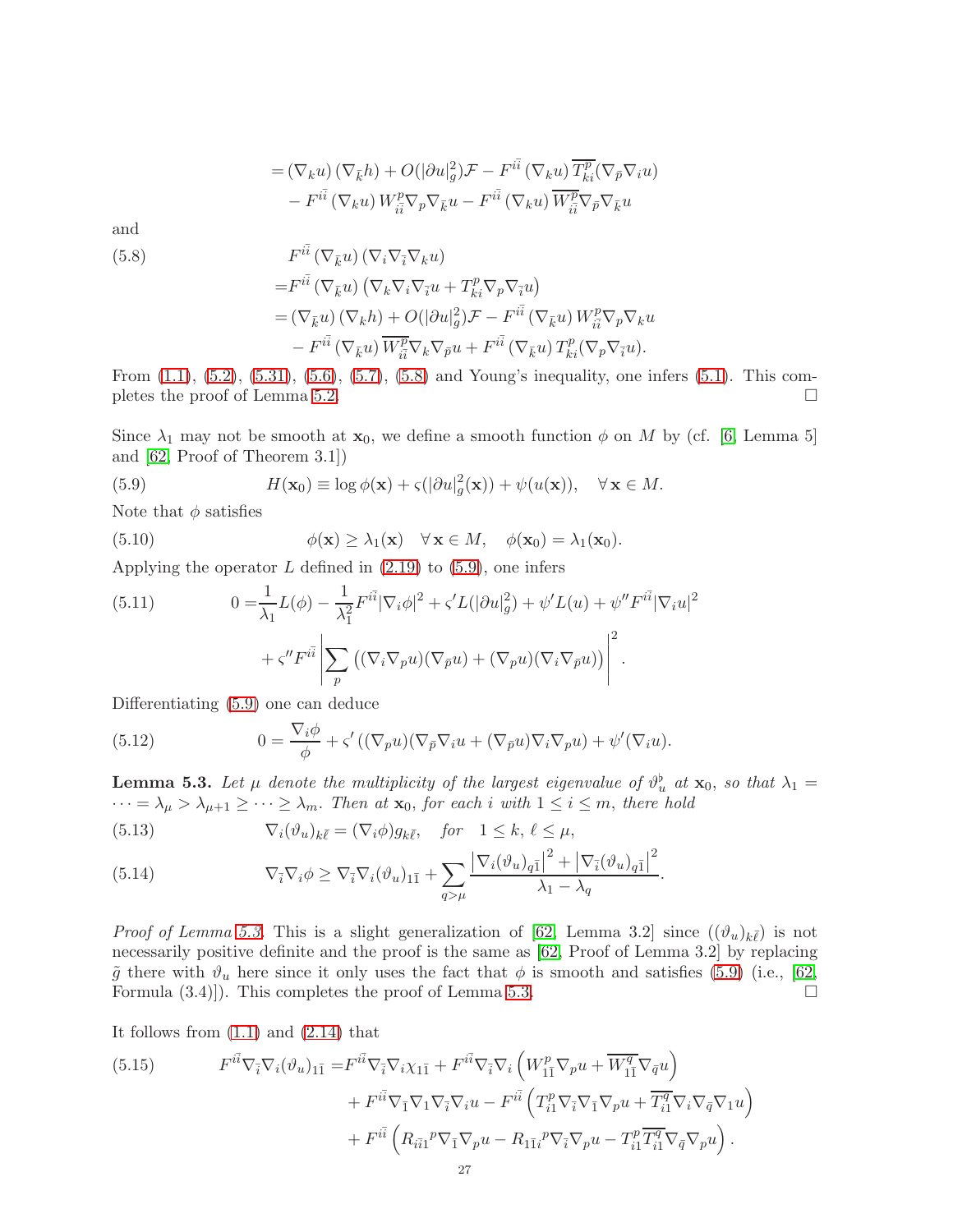$$
\begin{aligned}
=&(\nabla_k u)(\nabla_{\bar k} h) + O(|\partial u|_g^2)\mathcal{F} - F^{i\bar i}(\nabla_k u)\overline{T^p_{ki}}(\nabla_{\bar p}\nabla_i u)\\
&- F^{i\bar i}(\nabla_k u) W^p_{i\bar i}\nabla_p\nabla_{\bar k} u - F^{i\bar i}(\nabla_k u)\overline{W^p_{i\bar i}}\nabla_{\bar p}\nabla_{\bar k} u
\end{aligned}
$$

and

$$
\begin{aligned}
&F^{i\bar i}(\nabla_{\bar k} u)(\nabla_i\nabla_{\bar i}\nabla_k u)\\
=&F^{i\bar i}(\nabla_{\bar k} u)\left(\nabla_k\nabla_i\nabla_{\bar i} u + T^p_{ki}\nabla_p\nabla_{\bar i} u\right)\\
=&(\nabla_{\bar k} u)(\nabla_k h) + O(|\partial u|_g^2)\mathcal{F} - F^{i\bar i}(\nabla_{\bar k} u) W^p_{i\bar i}\nabla_p\nabla_k u\\
&- F^{i\bar i}(\nabla_{\bar k} u)\overline{W^p_{i\bar i}}\nabla_k\nabla_{\bar p} u + F^{i\bar i}(\nabla_{\bar k} u) T^p_{ki}(\nabla_p\nabla_{\bar i} u).
\end{aligned}
\tag{5.8}
$$

From (1.1), (5.2), (5.31), (5.6), (5.7), (5.8) and Young's inequality, one infers (5.1). This completes the proof of Lemma 5.2. □

Since $\lambda_1$ may not be smooth at $\mathbf{x}_0$, we define a smooth function $\phi$ on $M$ by (cf. [6, Lemma 5] and [62, Proof of Theorem 3.1])

$$
H(\mathbf{x}_0) \equiv \log\phi(\mathbf{x}) + \varsigma(|\partial u|_g^2(\mathbf{x})) + \psi(u(\mathbf{x})), \quad \forall\, \mathbf{x}\in M. \tag{5.9}
$$

Note that $\phi$ satisfies

$$
\phi(\mathbf{x}) \ge \lambda_1(\mathbf{x}) \quad \forall\, \mathbf{x}\in M, \quad \phi(\mathbf{x}_0) = \lambda_1(\mathbf{x}_0). \tag{5.10}
$$

Applying the operator $L$ defined in (2.19) to (5.9), one infers

$$
\begin{aligned}
0 =& \frac{1}{\lambda_1}L(\phi) - \frac{1}{\lambda_1^2}F^{i\bar i}|\nabla_i\phi|^2 + \varsigma' L(|\partial u|_g^2) + \psi' L(u) + \psi'' F^{i\bar i}|\nabla_i u|^2\\
&+ \varsigma'' F^{i\bar i}\left|\sum_p\left((\nabla_i\nabla_p u)(\nabla_{\bar p} u) + (\nabla_p u)(\nabla_i\nabla_{\bar p} u)\right)\right|^2.
\end{aligned}
\tag{5.11}
$$

Differentiating (5.9) one can deduce

$$
0 = \frac{\nabla_i\phi}{\phi} + \varsigma'\left((\nabla_p u)(\nabla_{\bar p}\nabla_i u) + (\nabla_{\bar p} u)\nabla_i\nabla_p u\right) + \psi'(\nabla_i u). \tag{5.12}
$$

**Lemma 5.3.** *Let $\mu$ denote the multiplicity of the largest eigenvalue of $\vartheta_u^\flat$ at $\mathbf{x}_0$, so that $\lambda_1 = \cdots = \lambda_\mu > \lambda_{\mu+1} \ge \cdots \ge \lambda_m$. Then at $\mathbf{x}_0$, for each $i$ with $1\le i\le m$, there hold*

$$
\nabla_i(\vartheta_u)_{k\bar\ell} = (\nabla_i\phi)g_{k\bar\ell}, \quad \text{for} \quad 1\le k,\,\ell\le\mu, \tag{5.13}
$$

$$
\nabla_{\bar i}\nabla_i\phi \ge \nabla_{\bar i}\nabla_i(\vartheta_u)_{1\bar 1} + \sum_{q>\mu}\frac{\left|\nabla_i(\vartheta_u)_{q\bar 1}\right|^2 + \left|\nabla_{\bar i}(\vartheta_u)_{q\bar 1}\right|^2}{\lambda_1 - \lambda_q}. \tag{5.14}
$$

*Proof of Lemma 5.3.* This is a slight generalization of [62, Lemma 3.2] since $((\vartheta_u)_{k\bar\ell})$ is not necessarily positive definite and the proof is the same as [62, Proof of Lemma 3.2] by replacing $\tilde g$ there with $\vartheta_u$ here since it only uses the fact that $\phi$ is smooth and satisfies (5.9) (i.e., [62, Formula (3.4)]). This completes the proof of Lemma 5.3. □

It follows from (1.1) and (2.14) that

$$
\begin{aligned}
F^{i\bar i}\nabla_{\bar i}\nabla_i(\vartheta_u)_{1\bar 1} =& F^{i\bar i}\nabla_{\bar i}\nabla_i\chi_{1\bar 1} + F^{i\bar i}\nabla_{\bar i}\nabla_i\left(W^p_{1\bar 1}\nabla_p u + \overline{W^q_{1\bar 1}}\nabla_{\bar q} u\right)\\
&+ F^{i\bar i}\nabla_{\bar 1}\nabla_1\nabla_{\bar i}\nabla_i u - F^{i\bar i}\left(T^p_{i1}\nabla_{\bar i}\nabla_{\bar 1}\nabla_p u + \overline{T^q_{i1}}\nabla_i\nabla_{\bar q}\nabla_1 u\right)\\
&+ F^{i\bar i}\left(R_{i\bar i 1}{}^p\nabla_{\bar 1}\nabla_p u - R_{1\bar 1 i}{}^p\nabla_{\bar i}\nabla_p u - T^p_{i1}\overline{T^q_{i1}}\nabla_{\bar q}\nabla_p u\right).
\end{aligned}
\tag{5.15}
$$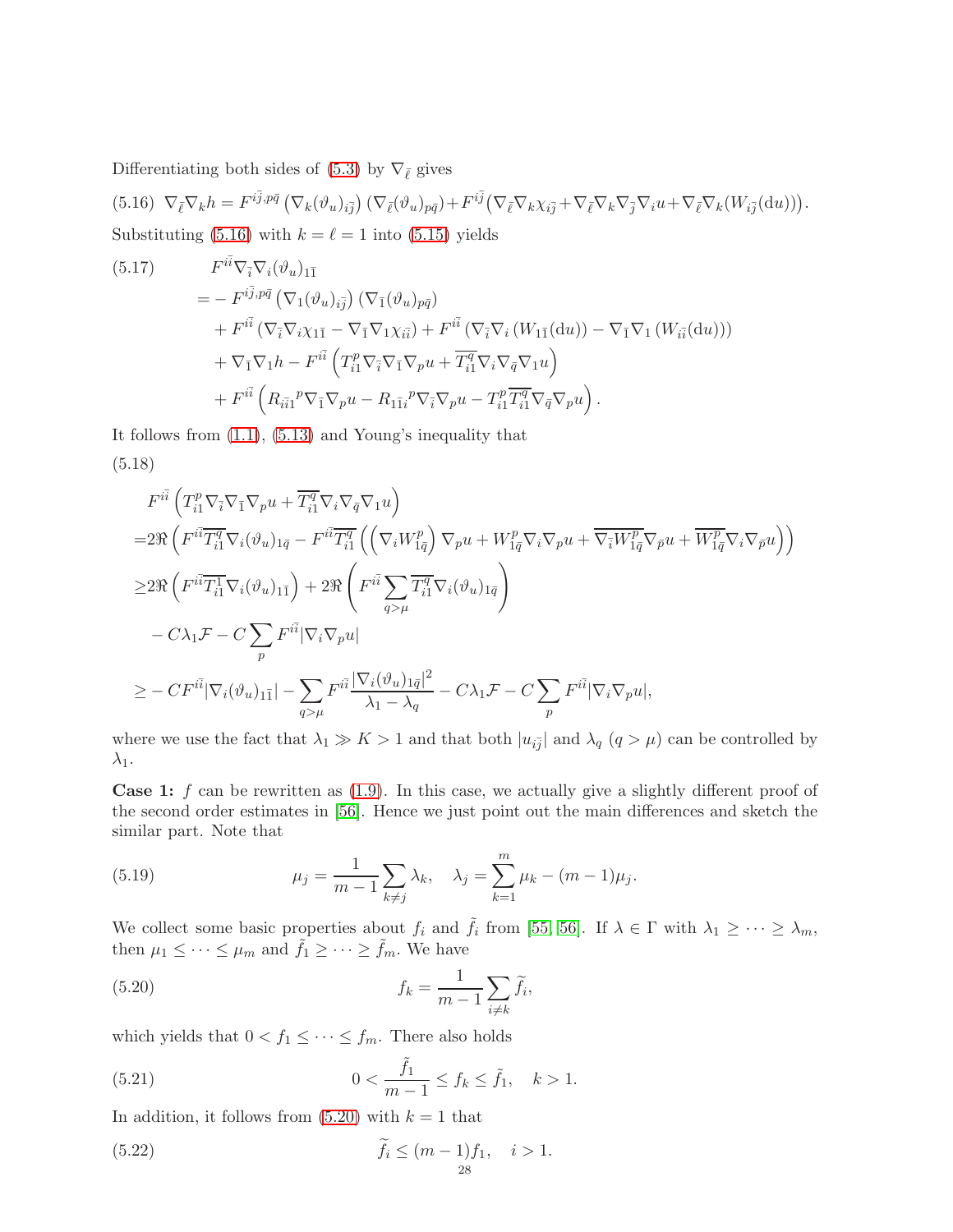Differentiating both sides of (5.3) by $\nabla_{\bar{\ell}}$ gives

$$\nabla_{\bar{\ell}}\nabla_k h = F^{i\bar{j},p\bar{q}}\left(\nabla_k(\vartheta_u)_{i\bar{j}}\right)\left(\nabla_{\bar{\ell}}(\vartheta_u)_{p\bar{q}}\right)+F^{i\bar{j}}\left(\nabla_{\bar{\ell}}\nabla_k\chi_{i\bar{j}}+\nabla_{\bar{\ell}}\nabla_k\nabla_{\bar{j}}\nabla_i u+\nabla_{\bar{\ell}}\nabla_k(W_{i\bar{j}}(\mathrm{d}u))\right). \tag{5.16}$$

Substituting (5.16) with $k=\ell=1$ into (5.15) yields

$$\begin{aligned}
F^{i\bar{i}}\nabla_{\bar{i}}\nabla_i(\vartheta_u)_{1\bar{1}}
=&-F^{i\bar{j},p\bar{q}}\left(\nabla_1(\vartheta_u)_{i\bar{j}}\right)\left(\nabla_{\bar{1}}(\vartheta_u)_{p\bar{q}}\right)\\
&+F^{i\bar{i}}\left(\nabla_{\bar{i}}\nabla_i\chi_{1\bar{1}}-\nabla_{\bar{1}}\nabla_1\chi_{i\bar{i}}\right)+F^{i\bar{i}}\left(\nabla_{\bar{i}}\nabla_i\left(W_{1\bar{1}}(\mathrm{d}u)\right)-\nabla_{\bar{1}}\nabla_1\left(W_{i\bar{i}}(\mathrm{d}u)\right)\right)\\
&+\nabla_{\bar{1}}\nabla_1 h-F^{i\bar{i}}\left(T^p_{i1}\nabla_{\bar{i}}\nabla_{\bar{1}}\nabla_p u+\overline{T^q_{i1}}\nabla_i\nabla_{\bar{q}}\nabla_1 u\right)\\
&+F^{i\bar{i}}\left(R_{i\bar{i}1}{}^{p}\nabla_{\bar{1}}\nabla_p u-R_{1\bar{1}i}{}^{p}\nabla_{\bar{i}}\nabla_p u-T^p_{i1}\overline{T^q_{i1}}\nabla_{\bar{q}}\nabla_p u\right).
\end{aligned}\tag{5.17}$$

It follows from (1.1), (5.13) and Young's inequality that

$$\begin{aligned}
&F^{i\bar{i}}\left(T^p_{i1}\nabla_{\bar{i}}\nabla_{\bar{1}}\nabla_p u+\overline{T^q_{i1}}\nabla_i\nabla_{\bar{q}}\nabla_1 u\right)\\
=&2\Re\left(F^{i\bar{i}}\overline{T^q_{i1}}\nabla_i(\vartheta_u)_{1\bar{q}}-F^{i\bar{i}}\overline{T^q_{i1}}\left(\left(\nabla_i W^p_{1\bar{q}}\right)\nabla_p u+W^p_{1\bar{q}}\nabla_i\nabla_p u+\overline{\nabla_{\bar{i}}W^p_{1\bar{q}}}\nabla_{\bar{p}}u+\overline{W^p_{1\bar{q}}}\nabla_i\nabla_{\bar{p}}u\right)\right)\\
\geq&2\Re\left(F^{i\bar{i}}\overline{T^1_{i1}}\nabla_i(\vartheta_u)_{1\bar{1}}\right)+2\Re\left(F^{i\bar{i}}\sum_{q>\mu}\overline{T^q_{i1}}\nabla_i(\vartheta_u)_{1\bar{q}}\right)\\
&-C\lambda_1\mathcal{F}-C\sum_p F^{i\bar{i}}|\nabla_i\nabla_p u|\\
\geq&-CF^{i\bar{i}}|\nabla_i(\vartheta_u)_{1\bar{1}}|-\sum_{q>\mu}F^{i\bar{i}}\frac{|\nabla_i(\vartheta_u)_{1\bar{q}}|^2}{\lambda_1-\lambda_q}-C\lambda_1\mathcal{F}-C\sum_p F^{i\bar{i}}|\nabla_i\nabla_p u|,
\end{aligned}\tag{5.18}$$

where we use the fact that $\lambda_1\gg K>1$ and that both $|u_{i\bar{j}}|$ and $\lambda_q$ ($q>\mu$) can be controlled by $\lambda_1$.

**Case 1:** $f$ can be rewritten as (1.9). In this case, we actually give a slightly different proof of the second order estimates in [56]. Hence we just point out the main differences and sketch the similar part. Note that

$$\mu_j=\frac{1}{m-1}\sum_{k\neq j}\lambda_k,\quad \lambda_j=\sum_{k=1}^m\mu_k-(m-1)\mu_j. \tag{5.19}$$

We collect some basic properties about $f_i$ and $\tilde{f}_i$ from [55, 56]. If $\lambda\in\Gamma$ with $\lambda_1\geq\cdots\geq\lambda_m$, then $\mu_1\leq\cdots\leq\mu_m$ and $\tilde{f}_1\geq\cdots\geq\tilde{f}_m$. We have

$$f_k=\frac{1}{m-1}\sum_{i\neq k}\tilde{f}_i, \tag{5.20}$$

which yields that $0<f_1\leq\cdots\leq f_m$. There also holds

$$0<\frac{\tilde{f}_1}{m-1}\leq f_k\leq\tilde{f}_1,\quad k>1. \tag{5.21}$$

In addition, it follows from (5.20) with $k=1$ that

$$\tilde{f}_i\leq(m-1)f_1,\quad i>1. \tag{5.22}$$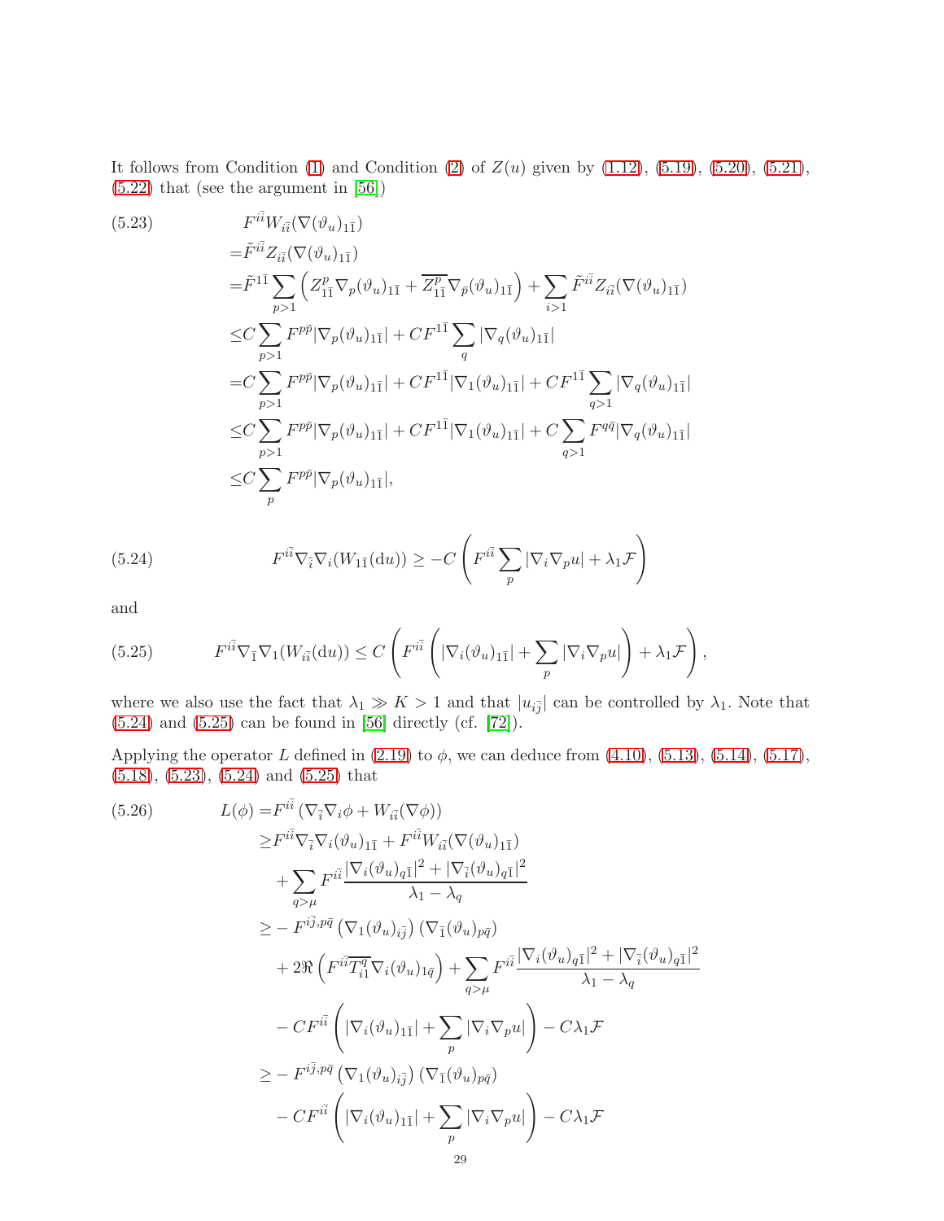It follows from Condition (1) and Condition (2) of $Z(u)$ given by (1.12), (5.19), (5.20), (5.21), (5.22) that (see the argument in [56])

$$
\begin{aligned}
(5.23)\qquad & F^{i\bar{i}}W_{i\bar{i}}(\nabla(\vartheta_u)_{1\bar{1}})\\
=&\tilde{F}^{i\bar{i}}Z_{i\bar{i}}(\nabla(\vartheta_u)_{1\bar{1}})\\
=&\tilde{F}^{1\bar{1}}\sum_{p>1}\left(Z^p_{1\bar{1}}\nabla_p(\vartheta_u)_{1\bar{1}}+\overline{Z^p_{1\bar{1}}}\nabla_{\bar{p}}(\vartheta_u)_{1\bar{1}}\right)+\sum_{i>1}\tilde{F}^{i\bar{i}}Z_{i\bar{i}}(\nabla(\vartheta_u)_{1\bar{1}})\\
\leq& C\sum_{p>1}F^{p\bar{p}}|\nabla_p(\vartheta_u)_{1\bar{1}}|+CF^{1\bar{1}}\sum_{q}|\nabla_q(\vartheta_u)_{1\bar{1}}|\\
=&C\sum_{p>1}F^{p\bar{p}}|\nabla_p(\vartheta_u)_{1\bar{1}}|+CF^{1\bar{1}}|\nabla_1(\vartheta_u)_{1\bar{1}}|+CF^{1\bar{1}}\sum_{q>1}|\nabla_q(\vartheta_u)_{1\bar{1}}|\\
\leq& C\sum_{p>1}F^{p\bar{p}}|\nabla_p(\vartheta_u)_{1\bar{1}}|+CF^{1\bar{1}}|\nabla_1(\vartheta_u)_{1\bar{1}}|+C\sum_{q>1}F^{q\bar{q}}|\nabla_q(\vartheta_u)_{1\bar{1}}|\\
\leq& C\sum_{p}F^{p\bar{p}}|\nabla_p(\vartheta_u)_{1\bar{1}}|,
\end{aligned}
$$

$$
(5.24)\qquad F^{i\bar{i}}\nabla_{\bar{i}}\nabla_i(W_{1\bar{1}}(\mathrm{d}u))\geq -C\left(F^{i\bar{i}}\sum_p|\nabla_i\nabla_p u|+\lambda_1\mathcal{F}\right)
$$

and

$$
(5.25)\qquad F^{i\bar{i}}\nabla_{\bar{1}}\nabla_1(W_{i\bar{i}}(\mathrm{d}u))\leq C\left(F^{i\bar{i}}\left(|\nabla_i(\vartheta_u)_{1\bar{1}}|+\sum_p|\nabla_i\nabla_p u|\right)+\lambda_1\mathcal{F}\right),
$$

where we also use the fact that $\lambda_1\gg K>1$ and that $|u_{i\bar{j}}|$ can be controlled by $\lambda_1$. Note that (5.24) and (5.25) can be found in [56] directly (cf. [72]).

Applying the operator $L$ defined in (2.19) to $\phi$, we can deduce from (4.10), (5.13), (5.14), (5.17), (5.18), (5.23), (5.24) and (5.25) that

$$
\begin{aligned}
(5.26)\qquad L(\phi)=&F^{i\bar{i}}\left(\nabla_{\bar{i}}\nabla_i\phi+W_{i\bar{i}}(\nabla\phi)\right)\\
\geq& F^{i\bar{i}}\nabla_{\bar{i}}\nabla_i(\vartheta_u)_{1\bar{1}}+F^{i\bar{i}}W_{i\bar{i}}(\nabla(\vartheta_u)_{1\bar{1}})\\
&+\sum_{q>\mu}F^{i\bar{i}}\frac{|\nabla_i(\vartheta_u)_{q\bar{1}}|^2+|\nabla_{\bar{i}}(\vartheta_u)_{q\bar{1}}|^2}{\lambda_1-\lambda_q}\\
\geq& -F^{i\bar{j},p\bar{q}}\left(\nabla_1(\vartheta_u)_{i\bar{j}}\right)\left(\nabla_{\bar{1}}(\vartheta_u)_{p\bar{q}}\right)\\
&+2\Re\left(F^{i\bar{i}}\overline{T^q_{i1}}\nabla_i(\vartheta_u)_{1\bar{q}}\right)+\sum_{q>\mu}F^{i\bar{i}}\frac{|\nabla_i(\vartheta_u)_{q\bar{1}}|^2+|\nabla_{\bar{i}}(\vartheta_u)_{q\bar{1}}|^2}{\lambda_1-\lambda_q}\\
&-CF^{i\bar{i}}\left(|\nabla_i(\vartheta_u)_{1\bar{1}}|+\sum_p|\nabla_i\nabla_p u|\right)-C\lambda_1\mathcal{F}\\
\geq& -F^{i\bar{j},p\bar{q}}\left(\nabla_1(\vartheta_u)_{i\bar{j}}\right)\left(\nabla_{\bar{1}}(\vartheta_u)_{p\bar{q}}\right)\\
&-CF^{i\bar{i}}\left(|\nabla_i(\vartheta_u)_{1\bar{1}}|+\sum_p|\nabla_i\nabla_p u|\right)-C\lambda_1\mathcal{F}
\end{aligned}
$$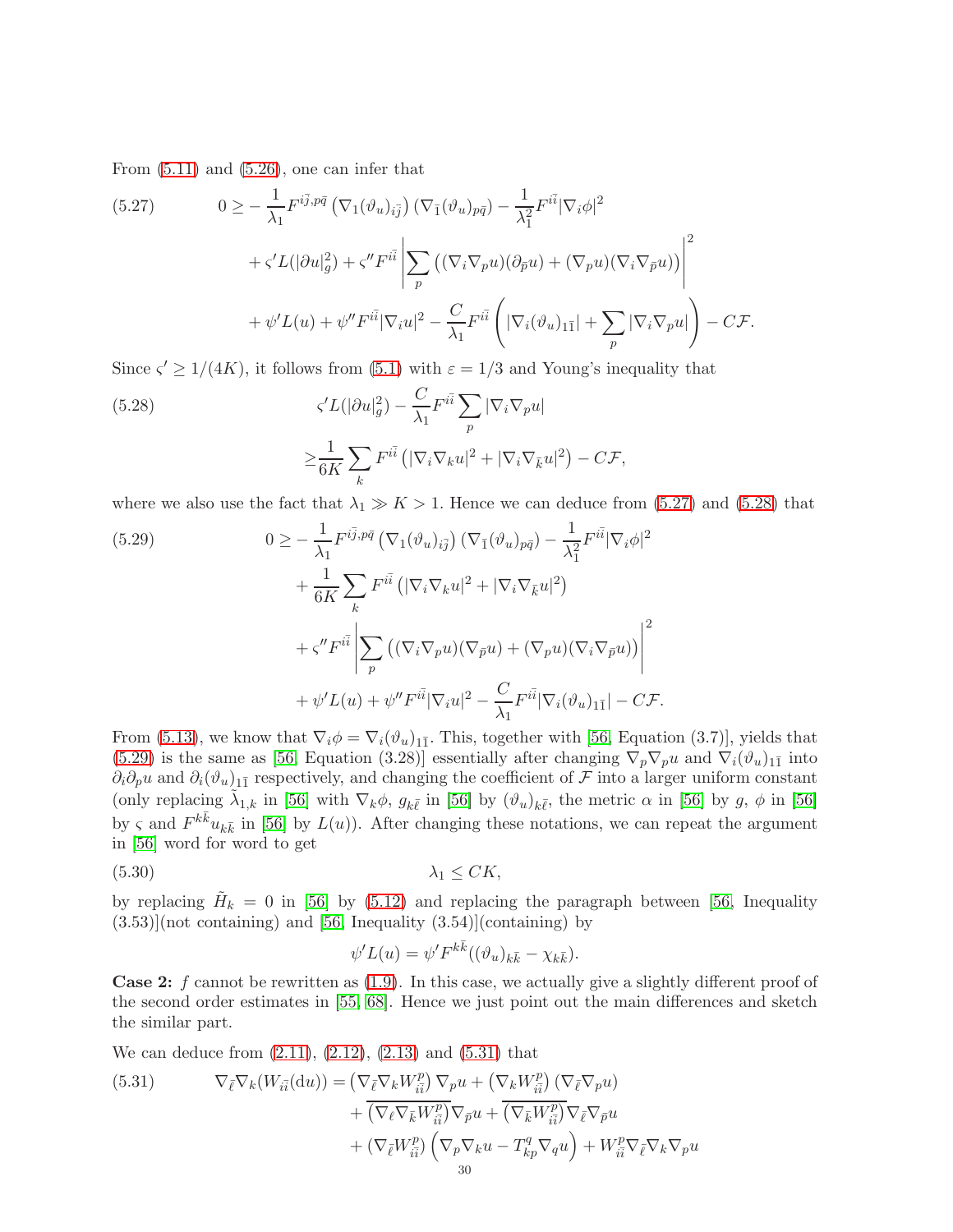From (5.11) and (5.26), one can infer that

$$
\begin{aligned}
0 \geq & -\frac{1}{\lambda_1} F^{i\bar{j},p\bar{q}} \left(\nabla_1 (\vartheta_u)_{i\bar{j}}\right) \left(\nabla_{\bar{1}} (\vartheta_u)_{p\bar{q}}\right) - \frac{1}{\lambda_1^2} F^{i\bar{i}} |\nabla_i \phi|^2 \\
& + \varsigma' L(|\partial u|_g^2) + \varsigma'' F^{i\bar{i}} \left| \sum_p \left( (\nabla_i \nabla_p u)(\partial_{\bar{p}} u) + (\nabla_p u)(\nabla_i \nabla_{\bar{p}} u) \right) \right|^2 \\
& + \psi' L(u) + \psi'' F^{i\bar{i}} |\nabla_i u|^2 - \frac{C}{\lambda_1} F^{i\bar{i}} \left( |\nabla_i (\vartheta_u)_{1\bar{1}}| + \sum_p |\nabla_i \nabla_p u| \right) - C\mathcal{F}.
\end{aligned} \tag{5.27}
$$

Since $\varsigma' \geq 1/(4K)$, it follows from (5.1) with $\varepsilon = 1/3$ and Young's inequality that

$$
\begin{aligned}
& \varsigma' L(|\partial u|_g^2) - \frac{C}{\lambda_1} F^{i\bar{i}} \sum_p |\nabla_i \nabla_p u| \\
\geq & \frac{1}{6K} \sum_k F^{i\bar{i}} \left( |\nabla_i \nabla_k u|^2 + |\nabla_i \nabla_{\bar{k}} u|^2 \right) - C\mathcal{F},
\end{aligned} \tag{5.28}
$$

where we also use the fact that $\lambda_1 \gg K > 1$. Hence we can deduce from (5.27) and (5.28) that

$$
\begin{aligned}
0 \geq & -\frac{1}{\lambda_1} F^{i\bar{j},p\bar{q}} \left(\nabla_1 (\vartheta_u)_{i\bar{j}}\right) \left(\nabla_{\bar{1}} (\vartheta_u)_{p\bar{q}}\right) - \frac{1}{\lambda_1^2} F^{i\bar{i}} |\nabla_i \phi|^2 \\
& + \frac{1}{6K} \sum_k F^{i\bar{i}} \left( |\nabla_i \nabla_k u|^2 + |\nabla_i \nabla_{\bar{k}} u|^2 \right) \\
& + \varsigma'' F^{i\bar{i}} \left| \sum_p \left( (\nabla_i \nabla_p u)(\nabla_{\bar{p}} u) + (\nabla_p u)(\nabla_i \nabla_{\bar{p}} u) \right) \right|^2 \\
& + \psi' L(u) + \psi'' F^{i\bar{i}} |\nabla_i u|^2 - \frac{C}{\lambda_1} F^{i\bar{i}} |\nabla_i (\vartheta_u)_{1\bar{1}}| - C\mathcal{F}.
\end{aligned} \tag{5.29}
$$

From (5.13), we know that $\nabla_i \phi = \nabla_i (\vartheta_u)_{1\bar{1}}$. This, together with [56, Equation (3.7)], yields that (5.29) is the same as [56, Equation (3.28)] essentially after changing $\nabla_p \nabla_p u$ and $\nabla_i (\vartheta_u)_{1\bar{1}}$ into $\partial_i \partial_p u$ and $\partial_i (\vartheta_u)_{1\bar{1}}$ respectively, and changing the coefficient of $\mathcal{F}$ into a larger uniform constant (only replacing $\tilde{\lambda}_{1,k}$ in [56] with $\nabla_k \phi$, $g_{k\bar{\ell}}$ in [56] by $(\vartheta_u)_{k\bar{\ell}}$, the metric $\alpha$ in [56] by $g$, $\phi$ in [56] by $\varsigma$ and $F^{k\bar{k}} u_{k\bar{k}}$ in [56] by $L(u)$). After changing these notations, we can repeat the argument in [56] word for word to get

$$
\lambda_1 \leq CK, \tag{5.30}
$$

by replacing $\tilde{H}_k = 0$ in [56] by (5.12) and replacing the paragraph between [56, Inequality (3.53)](not containing) and [56, Inequality (3.54)](containing) by

$$
\psi' L(u) = \psi' F^{k\bar{k}} ((\vartheta_u)_{k\bar{k}} - \chi_{k\bar{k}}).
$$

**Case 2:** $f$ cannot be rewritten as (1.9). In this case, we actually give a slightly different proof of the second order estimates in [55, 68]. Hence we just point out the main differences and sketch the similar part.

We can deduce from (2.11), (2.12), (2.13) and (5.31) that

$$
\begin{aligned}
\nabla_{\bar{\ell}} \nabla_k (W_{i\bar{i}}(\mathrm{d}u)) = & \left( \nabla_{\bar{\ell}} \nabla_k W_{i\bar{i}}^p \right) \nabla_p u + \left( \nabla_k W_{i\bar{i}}^p \right) \left( \nabla_{\bar{\ell}} \nabla_p u \right) \\
& + \overline{\left( \nabla_\ell \nabla_{\bar{k}} W_{i\bar{i}}^p \right)} \nabla_{\bar{p}} u + \overline{\left( \nabla_{\bar{k}} W_{i\bar{i}}^p \right)} \nabla_{\bar{\ell}} \nabla_{\bar{p}} u \\
& + \left( \nabla_{\bar{\ell}} W_{i\bar{i}}^p \right) \left( \nabla_p \nabla_k u - T_{kp}^q \nabla_q u \right) + W_{i\bar{i}}^p \nabla_{\bar{\ell}} \nabla_k \nabla_p u
\end{aligned} \tag{5.31}
$$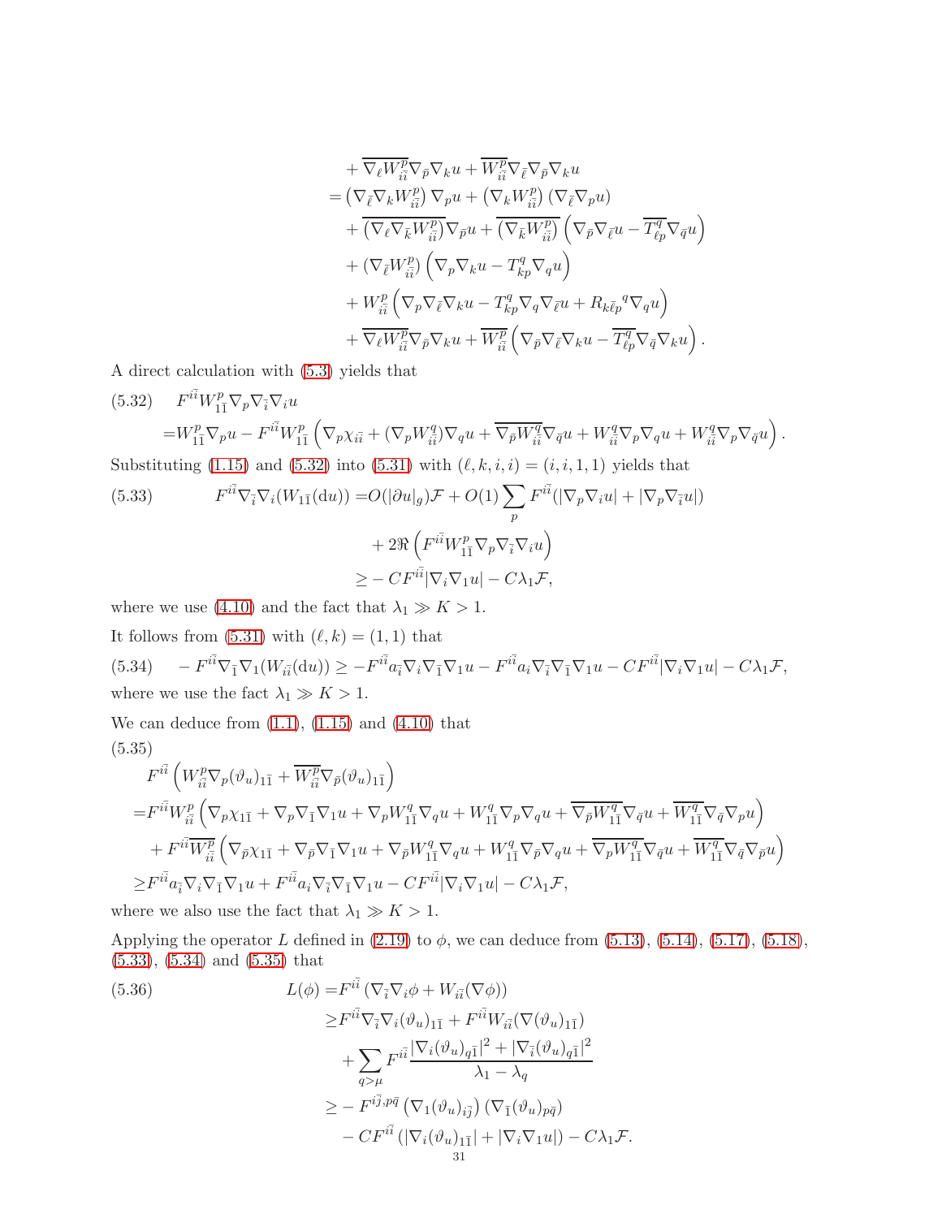$$
\begin{aligned}
&+ \overline{\nabla_{\ell} W^{p}_{i\bar{i}}} \nabla_{\bar{p}} \nabla_{k} u + \overline{W^{p}_{i\bar{i}}} \nabla_{\bar{\ell}} \nabla_{\bar{p}} \nabla_{k} u \\
=& \left(\nabla_{\bar{\ell}} \nabla_{k} W^{p}_{i\bar{i}}\right) \nabla_{p} u + \left(\nabla_{k} W^{p}_{i\bar{i}}\right) \left(\nabla_{\bar{\ell}} \nabla_{p} u\right) \\
&+ \overline{\left(\nabla_{\ell} \nabla_{\bar{k}} W^{p}_{i\bar{i}}\right)} \nabla_{\bar{p}} u + \overline{\left(\nabla_{\bar{k}} W^{p}_{i\bar{i}}\right)} \left(\nabla_{\bar{p}} \nabla_{\bar{\ell}} u - \overline{T^{q}_{\ell p}} \nabla_{\bar{q}} u\right) \\
&+ \left(\nabla_{\bar{\ell}} W^{p}_{i\bar{i}}\right) \left(\nabla_{p} \nabla_{k} u - T^{q}_{kp} \nabla_{q} u\right) \\
&+ W^{p}_{i\bar{i}} \left(\nabla_{p} \nabla_{\bar{\ell}} \nabla_{k} u - T^{q}_{kp} \nabla_{q} \nabla_{\bar{\ell}} u + R_{k\bar{\ell}p}{}^{q} \nabla_{q} u\right) \\
&+ \overline{\nabla_{\ell} W^{p}_{i\bar{i}}} \nabla_{\bar{p}} \nabla_{k} u + \overline{W^{p}_{i\bar{i}}} \left(\nabla_{\bar{p}} \nabla_{\bar{\ell}} \nabla_{k} u - \overline{T^{q}_{\ell p}} \nabla_{\bar{q}} \nabla_{k} u\right).
\end{aligned}
$$

A direct calculation with (5.3) yields that

$$
\begin{aligned}
(5.32) \quad & F^{i\bar{i}} W^{p}_{1\bar{1}} \nabla_{p} \nabla_{\bar{i}} \nabla_{i} u \\
=& W^{p}_{1\bar{1}} \nabla_{p} u - F^{i\bar{i}} W^{p}_{1\bar{1}} \left(\nabla_{p} \chi_{i\bar{i}} + (\nabla_{p} W^{q}_{i\bar{i}}) \nabla_{q} u + \overline{\nabla_{\bar{p}} W^{q}_{i\bar{i}}} \nabla_{\bar{q}} u + W^{q}_{i\bar{i}} \nabla_{p} \nabla_{q} u + W^{q}_{i\bar{i}} \nabla_{p} \nabla_{\bar{q}} u\right).
\end{aligned}
$$

Substituting (1.15) and (5.32) into (5.31) with $(\ell, k, i, i) = (i, i, 1, 1)$ yields that

$$
\begin{aligned}
(5.33) \quad F^{i\bar{i}} \nabla_{\bar{i}} \nabla_{i} (W_{1\bar{1}}(\mathrm{d}u)) =& O(|\partial u|_{g}) \mathcal{F} + O(1) \sum_{p} F^{i\bar{i}} (|\nabla_{p} \nabla_{i} u| + |\nabla_{p} \nabla_{\bar{i}} u|) \\
&+ 2\Re \left(F^{i\bar{i}} W^{p}_{1\bar{1}} \nabla_{p} \nabla_{\bar{i}} \nabla_{i} u\right) \\
\geq& - C F^{i\bar{i}} |\nabla_{i} \nabla_{1} u| - C \lambda_{1} \mathcal{F},
\end{aligned}
$$

where we use (4.10) and the fact that $\lambda_1 \gg K > 1$.

It follows from (5.31) with $(\ell, k) = (1, 1)$ that

$$
(5.34) \quad - F^{i\bar{i}} \nabla_{\bar{1}} \nabla_{1} (W_{i\bar{i}}(\mathrm{d}u)) \geq - F^{i\bar{i}} a_{\bar{i}} \nabla_{i} \nabla_{\bar{1}} \nabla_{1} u - F^{i\bar{i}} a_{i} \nabla_{\bar{i}} \nabla_{\bar{1}} \nabla_{1} u - C F^{i\bar{i}} |\nabla_{i} \nabla_{1} u| - C \lambda_{1} \mathcal{F},
$$

where we use the fact $\lambda_1 \gg K > 1$.

We can deduce from (1.1), (1.15) and (4.10) that

$$
\begin{aligned}
(5.35) \quad & F^{i\bar{i}} \left(W^{p}_{i\bar{i}} \nabla_{p} (\vartheta_{u})_{1\bar{1}} + \overline{W^{p}_{i\bar{i}}} \nabla_{\bar{p}} (\vartheta_{u})_{1\bar{1}}\right) \\
=& F^{i\bar{i}} W^{p}_{i\bar{i}} \left(\nabla_{p} \chi_{1\bar{1}} + \nabla_{p} \nabla_{\bar{1}} \nabla_{1} u + \nabla_{p} W^{q}_{1\bar{1}} \nabla_{q} u + W^{q}_{1\bar{1}} \nabla_{p} \nabla_{q} u + \overline{\nabla_{\bar{p}} W^{q}_{1\bar{1}}} \nabla_{\bar{q}} u + \overline{W^{q}_{1\bar{1}}} \nabla_{\bar{q}} \nabla_{p} u\right) \\
&+ F^{i\bar{i}} \overline{W^{p}_{i\bar{i}}} \left(\nabla_{\bar{p}} \chi_{1\bar{1}} + \nabla_{\bar{p}} \nabla_{\bar{1}} \nabla_{1} u + \nabla_{\bar{p}} W^{q}_{1\bar{1}} \nabla_{q} u + W^{q}_{1\bar{1}} \nabla_{\bar{p}} \nabla_{q} u + \overline{\nabla_{p} W^{q}_{1\bar{1}}} \nabla_{\bar{q}} u + \overline{W^{q}_{1\bar{1}}} \nabla_{\bar{q}} \nabla_{\bar{p}} u\right) \\
\geq& F^{i\bar{i}} a_{\bar{i}} \nabla_{i} \nabla_{\bar{1}} \nabla_{1} u + F^{i\bar{i}} a_{i} \nabla_{\bar{i}} \nabla_{\bar{1}} \nabla_{1} u - C F^{i\bar{i}} |\nabla_{i} \nabla_{1} u| - C \lambda_{1} \mathcal{F},
\end{aligned}
$$

where we also use the fact that $\lambda_1 \gg K > 1$.

Applying the operator $L$ defined in (2.19) to $\phi$, we can deduce from (5.13), (5.14), (5.17), (5.18), (5.33), (5.34) and (5.35) that

$$
\begin{aligned}
(5.36) \quad L(\phi) =& F^{i\bar{i}} \left(\nabla_{\bar{i}} \nabla_{i} \phi + W_{i\bar{i}}(\nabla \phi)\right) \\
\geq& F^{i\bar{i}} \nabla_{\bar{i}} \nabla_{i} (\vartheta_{u})_{1\bar{1}} + F^{i\bar{i}} W_{i\bar{i}}(\nabla (\vartheta_{u})_{1\bar{1}}) \\
&+ \sum_{q > \mu} F^{i\bar{i}} \frac{|\nabla_{i} (\vartheta_{u})_{q\bar{1}}|^{2} + |\nabla_{\bar{i}} (\vartheta_{u})_{q\bar{1}}|^{2}}{\lambda_{1} - \lambda_{q}} \\
\geq& - F^{i\bar{j}, p\bar{q}} \left(\nabla_{1} (\vartheta_{u})_{i\bar{j}}\right) \left(\nabla_{\bar{1}} (\vartheta_{u})_{p\bar{q}}\right) \\
&- C F^{i\bar{i}} \left(|\nabla_{i} (\vartheta_{u})_{1\bar{1}}| + |\nabla_{i} \nabla_{1} u|\right) - C \lambda_{1} \mathcal{F}.
\end{aligned}
$$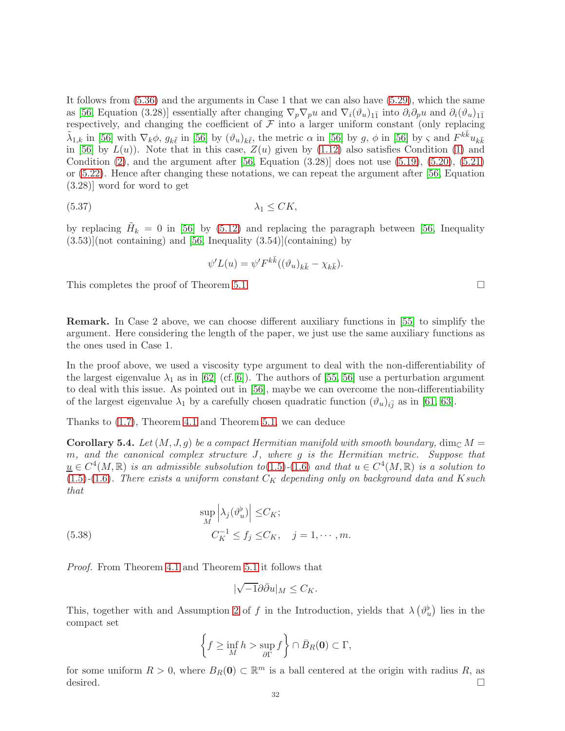It follows from (5.36) and the arguments in Case 1 that we can also have (5.29), which the same as [56, Equation (3.28)] essentially after changing $\nabla_p\nabla_p u$ and $\nabla_i(\vartheta_u)_{1\bar{1}}$ into $\partial_i\partial_p u$ and $\partial_i(\vartheta_u)_{1\bar{1}}$ respectively, and changing the coefficient of $\mathcal{F}$ into a larger uniform constant (only replacing $\tilde{\lambda}_{1,k}$ in [56] with $\nabla_k\phi$, $g_{k\bar{\ell}}$ in [56] by $(\vartheta_u)_{k\bar{\ell}}$, the metric $\alpha$ in [56] by $g$, $\phi$ in [56] by $\varsigma$ and $F^{k\bar{k}}u_{k\bar{k}}$ in [56] by $L(u)$). Note that in this case, $Z(u)$ given by (1.12) also satisfies Condition (1) and Condition (2), and the argument after [56, Equation (3.28)] does not use (5.19), (5.20), (5.21) or (5.22). Hence after changing these notations, we can repeat the argument after [56, Equation (3.28)] word for word to get

$$\lambda_1 \leq CK, \tag{5.37}$$

by replacing $\tilde{H}_k = 0$ in [56] by (5.12) and replacing the paragraph between [56, Inequality (3.53)](not containing) and [56, Inequality (3.54)](containing) by

$$\psi' L(u) = \psi' F^{k\bar{k}}((\vartheta_u)_{k\bar{k}} - \chi_{k\bar{k}}).$$

This completes the proof of Theorem 5.1. □

**Remark.** In Case 2 above, we can choose different auxiliary functions in [55] to simplify the argument. Here considering the length of the paper, we just use the same auxiliary functions as the ones used in Case 1.

In the proof above, we used a viscosity type argument to deal with the non-differentiability of the largest eigenvalue $\lambda_1$ as in [62] (cf.[6]). The authors of [55, 56] use a perturbation argument to deal with this issue. As pointed out in [56], maybe we can overcome the non-differentiability of the largest eigenvalue $\lambda_1$ by a carefully chosen quadratic function $(\vartheta_u)_{i\bar{j}}$ as in [61, 63].

Thanks to (1.7), Theorem 4.1 and Theorem 5.1, we can deduce

**Corollary 5.4.** *Let $(M, J, g)$ be a compact Hermitian manifold with smooth boundary, $\dim_{\mathbb{C}} M = m$, and the canonical complex structure $J$, where $g$ is the Hermitian metric. Suppose that $\underline{u} \in C^4(M, \mathbb{R})$ is an admissible subsolution to (1.5)-(1.6) and that $u \in C^4(M, \mathbb{R})$ is a solution to (1.5)-(1.6). There exists a uniform constant $C_K$ depending only on background data and $K$ such that*

$$\begin{aligned} \sup_M \left|\lambda_j(\vartheta_u^\flat)\right| \leq & C_K; \\ C_K^{-1} \leq f_j \leq & C_K, \quad j = 1, \cdots, m. \end{aligned} \tag{5.38}$$

*Proof.* From Theorem 4.1 and Theorem 5.1 it follows that

$$|\sqrt{-1}\partial\bar{\partial}u|_M \leq C_K.$$

This, together with and Assumption 2 of $f$ in the Introduction, yields that $\lambda\left(\vartheta_u^\flat\right)$ lies in the compact set

$$\left\{f \geq \inf_M h > \sup_{\partial\Gamma} f\right\} \cap \bar{B}_R(\mathbf{0}) \subset \Gamma,$$

for some uniform $R > 0$, where $B_R(\mathbf{0}) \subset \mathbb{R}^m$ is a ball centered at the origin with radius $R$, as desired. □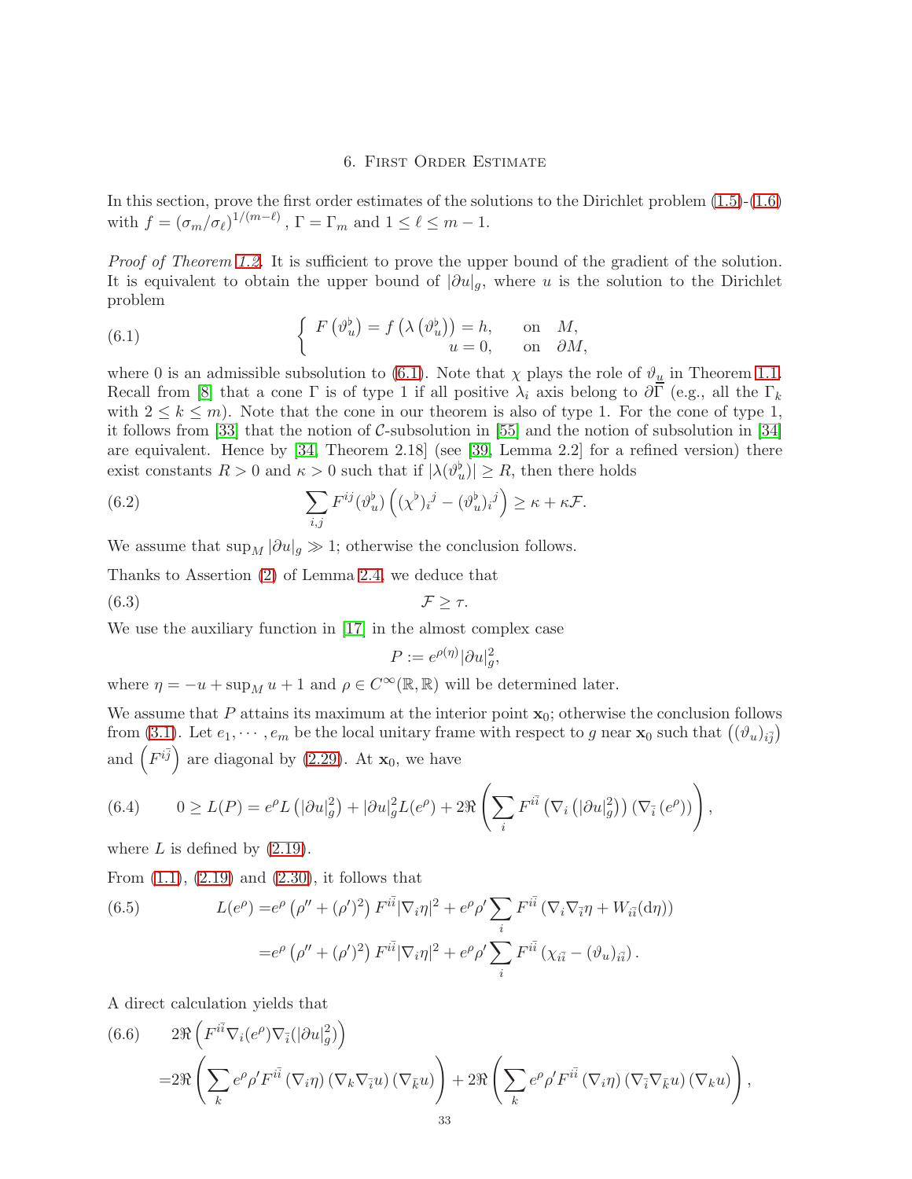## 6. First Order Estimate

In this section, prove the first order estimates of the solutions to the Dirichlet problem (1.5)-(1.6) with $f = (\sigma_m/\sigma_\ell)^{1/(m-\ell)}$, $\Gamma = \Gamma_m$ and $1 \le \ell \le m-1$.

*Proof of Theorem 1.2.* It is sufficient to prove the upper bound of the gradient of the solution. It is equivalent to obtain the upper bound of $|\partial u|_g$, where $u$ is the solution to the Dirichlet problem

$$
\left\{ \begin{array}{rl} F\left(\vartheta_u^\flat\right) = f\left(\lambda\left(\vartheta_u^\flat\right)\right) = h, & \text{on} \quad M, \\ u = 0, & \text{on} \quad \partial M, \end{array} \right. \tag{6.1}
$$

where 0 is an admissible subsolution to (6.1). Note that $\chi$ plays the role of $\vartheta_{\underline{u}}$ in Theorem 1.1. Recall from [8] that a cone $\Gamma$ is of type 1 if all positive $\lambda_i$ axis belong to $\partial\Gamma$ (e.g., all the $\Gamma_k$ with $2 \le k \le m$). Note that the cone in our theorem is also of type 1. For the cone of type 1, it follows from [33] that the notion of $\mathcal{C}$-subsolution in [55] and the notion of subsolution in [34] are equivalent. Hence by [34, Theorem 2.18] (see [39, Lemma 2.2] for a refined version) there exist constants $R > 0$ and $\kappa > 0$ such that if $|\lambda(\vartheta_u^\flat)| \ge R$, then there holds

$$
\sum_{i,j} F^{ij}(\vartheta_u^\flat)\left((\chi^\flat)_i{}^j - (\vartheta_u^\flat)_i{}^j\right) \ge \kappa + \kappa\mathcal{F}. \tag{6.2}
$$

We assume that $\sup_M |\partial u|_g \gg 1$; otherwise the conclusion follows.

Thanks to Assertion (2) of Lemma 2.4, we deduce that

$$
\mathcal{F} \ge \tau. \tag{6.3}
$$

We use the auxiliary function in [17] in the almost complex case

$$
P := e^{\rho(\eta)}|\partial u|_g^2,
$$

where $\eta = -u + \sup_M u + 1$ and $\rho \in C^\infty(\mathbb{R}, \mathbb{R})$ will be determined later.

We assume that $P$ attains its maximum at the interior point $\mathbf{x}_0$; otherwise the conclusion follows from (3.1). Let $e_1, \cdots, e_m$ be the local unitary frame with respect to $g$ near $\mathbf{x}_0$ such that $\left((\vartheta_u)_{i\bar{j}}\right)$ and $\left(F^{i\bar{j}}\right)$ are diagonal by (2.29). At $\mathbf{x}_0$, we have

$$
0 \ge L(P) = e^\rho L\left(|\partial u|_g^2\right) + |\partial u|_g^2 L(e^\rho) + 2\Re\left(\sum_i F^{i\bar{i}}\left(\nabla_i\left(|\partial u|_g^2\right)\right)\left(\nabla_{\bar{i}}\left(e^\rho\right)\right)\right), \tag{6.4}
$$

where $L$ is defined by (2.19).

From (1.1), (2.19) and (2.30), it follows that

$$
\begin{aligned}
L(e^\rho) =& e^\rho\left(\rho'' + (\rho')^2\right)F^{i\bar{i}}|\nabla_i\eta|^2 + e^\rho\rho'\sum_i F^{i\bar{i}}\left(\nabla_i\nabla_{\bar{i}}\eta + W_{i\bar{i}}(\mathrm{d}\eta)\right) \\
=& e^\rho\left(\rho'' + (\rho')^2\right)F^{i\bar{i}}|\nabla_i\eta|^2 + e^\rho\rho'\sum_i F^{i\bar{i}}\left(\chi_{i\bar{i}} - (\vartheta_u)_{i\bar{i}}\right).
\end{aligned} \tag{6.5}
$$

A direct calculation yields that

$$
\begin{aligned}
& 2\Re\left(F^{i\bar{i}}\nabla_i(e^\rho)\nabla_{\bar{i}}(|\partial u|_g^2)\right) \\
=& 2\Re\left(\sum_k e^\rho\rho' F^{i\bar{i}}\left(\nabla_i\eta\right)\left(\nabla_k\nabla_{\bar{i}}u\right)\left(\nabla_{\bar{k}}u\right)\right) + 2\Re\left(\sum_k e^\rho\rho' F^{i\bar{i}}\left(\nabla_i\eta\right)\left(\nabla_{\bar{i}}\nabla_{\bar{k}}u\right)\left(\nabla_k u\right)\right),
\end{aligned} \tag{6.6}
$$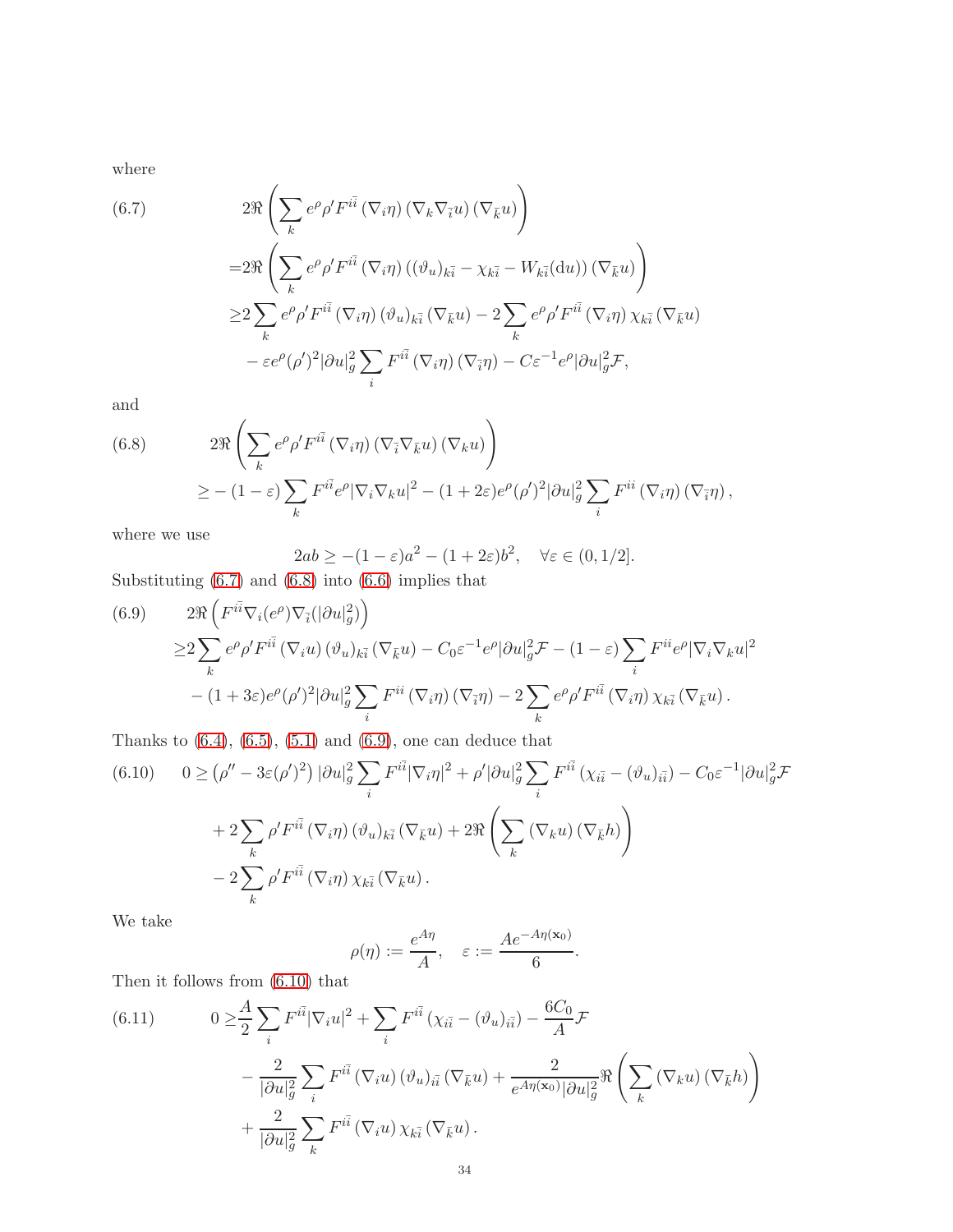where

$$
\begin{aligned}
(6.7)\qquad & 2\Re\left(\sum_k e^{\rho}\rho' F^{i\bar{i}}\left(\nabla_i\eta\right)\left(\nabla_k\nabla_{\bar{i}}u\right)\left(\nabla_{\bar{k}}u\right)\right)\\
=&2\Re\left(\sum_k e^{\rho}\rho' F^{i\bar{i}}\left(\nabla_i\eta\right)\left((\vartheta_u)_{k\bar{i}}-\chi_{k\bar{i}}-W_{k\bar{i}}(\mathrm{d}u)\right)\left(\nabla_{\bar{k}}u\right)\right)\\
\geq&2\sum_k e^{\rho}\rho' F^{i\bar{i}}\left(\nabla_i\eta\right)(\vartheta_u)_{k\bar{i}}\left(\nabla_{\bar{k}}u\right)-2\sum_k e^{\rho}\rho' F^{i\bar{i}}\left(\nabla_i\eta\right)\chi_{k\bar{i}}\left(\nabla_{\bar{k}}u\right)\\
&-\varepsilon e^{\rho}(\rho')^2|\partial u|_g^2\sum_i F^{i\bar{i}}\left(\nabla_i\eta\right)\left(\nabla_{\bar{i}}\eta\right)-C\varepsilon^{-1}e^{\rho}|\partial u|_g^2\mathcal{F},
\end{aligned}
$$

and

$$
\begin{aligned}
(6.8)\qquad & 2\Re\left(\sum_k e^{\rho}\rho' F^{i\bar{i}}\left(\nabla_i\eta\right)\left(\nabla_{\bar{i}}\nabla_{\bar{k}}u\right)\left(\nabla_k u\right)\right)\\
&\geq-(1-\varepsilon)\sum_k F^{i\bar{i}}e^{\rho}|\nabla_i\nabla_k u|^2-(1+2\varepsilon)e^{\rho}(\rho')^2|\partial u|_g^2\sum_i F^{ii}\left(\nabla_i\eta\right)\left(\nabla_{\bar{i}}\eta\right),
\end{aligned}
$$

where we use

$$
2ab\geq-(1-\varepsilon)a^2-(1+2\varepsilon)b^2,\quad\forall\varepsilon\in(0,1/2].
$$

Substituting (6.7) and (6.8) into (6.6) implies that

$$
\begin{aligned}
(6.9)\qquad & 2\Re\left(F^{i\bar{i}}\nabla_i(e^{\rho})\nabla_{\bar{i}}(|\partial u|_g^2)\right)\\
\geq&2\sum_k e^{\rho}\rho' F^{i\bar{i}}\left(\nabla_i u\right)(\vartheta_u)_{k\bar{i}}\left(\nabla_{\bar{k}}u\right)-C_0\varepsilon^{-1}e^{\rho}|\partial u|_g^2\mathcal{F}-(1-\varepsilon)\sum_i F^{ii}e^{\rho}|\nabla_i\nabla_k u|^2\\
&-(1+3\varepsilon)e^{\rho}(\rho')^2|\partial u|_g^2\sum_i F^{ii}\left(\nabla_i\eta\right)\left(\nabla_{\bar{i}}\eta\right)-2\sum_k e^{\rho}\rho' F^{i\bar{i}}\left(\nabla_i\eta\right)\chi_{k\bar{i}}\left(\nabla_{\bar{k}}u\right).
\end{aligned}
$$

Thanks to (6.4), (6.5), (5.1) and (6.9), one can deduce that

$$
\begin{aligned}
(6.10)\qquad 0\geq&\left(\rho''-3\varepsilon(\rho')^2\right)|\partial u|_g^2\sum_i F^{i\bar{i}}|\nabla_i\eta|^2+\rho'|\partial u|_g^2\sum_i F^{i\bar{i}}\left(\chi_{i\bar{i}}-(\vartheta_u)_{i\bar{i}}\right)-C_0\varepsilon^{-1}|\partial u|_g^2\mathcal{F}\\
&+2\sum_k\rho' F^{i\bar{i}}\left(\nabla_i\eta\right)(\vartheta_u)_{k\bar{i}}\left(\nabla_{\bar{k}}u\right)+2\Re\left(\sum_k\left(\nabla_k u\right)\left(\nabla_{\bar{k}}h\right)\right)\\
&-2\sum_k\rho' F^{i\bar{i}}\left(\nabla_i\eta\right)\chi_{k\bar{i}}\left(\nabla_{\bar{k}}u\right).
\end{aligned}
$$

We take

$$
\rho(\eta):=\frac{e^{A\eta}}{A},\quad\varepsilon:=\frac{Ae^{-A\eta(\mathbf{x}_0)}}{6}.
$$

Then it follows from (6.10) that

$$
\begin{aligned}
(6.11)\qquad 0\geq&\frac{A}{2}\sum_i F^{i\bar{i}}|\nabla_i u|^2+\sum_i F^{i\bar{i}}\left(\chi_{i\bar{i}}-(\vartheta_u)_{i\bar{i}}\right)-\frac{6C_0}{A}\mathcal{F}\\
&-\frac{2}{|\partial u|_g^2}\sum_i F^{i\bar{i}}\left(\nabla_i u\right)(\vartheta_u)_{i\bar{i}}\left(\nabla_{\bar{k}}u\right)+\frac{2}{e^{A\eta(\mathbf{x}_0)}|\partial u|_g^2}\Re\left(\sum_k\left(\nabla_k u\right)\left(\nabla_{\bar{k}}h\right)\right)\\
&+\frac{2}{|\partial u|_g^2}\sum_k F^{i\bar{i}}\left(\nabla_i u\right)\chi_{k\bar{i}}\left(\nabla_{\bar{k}}u\right).
\end{aligned}
$$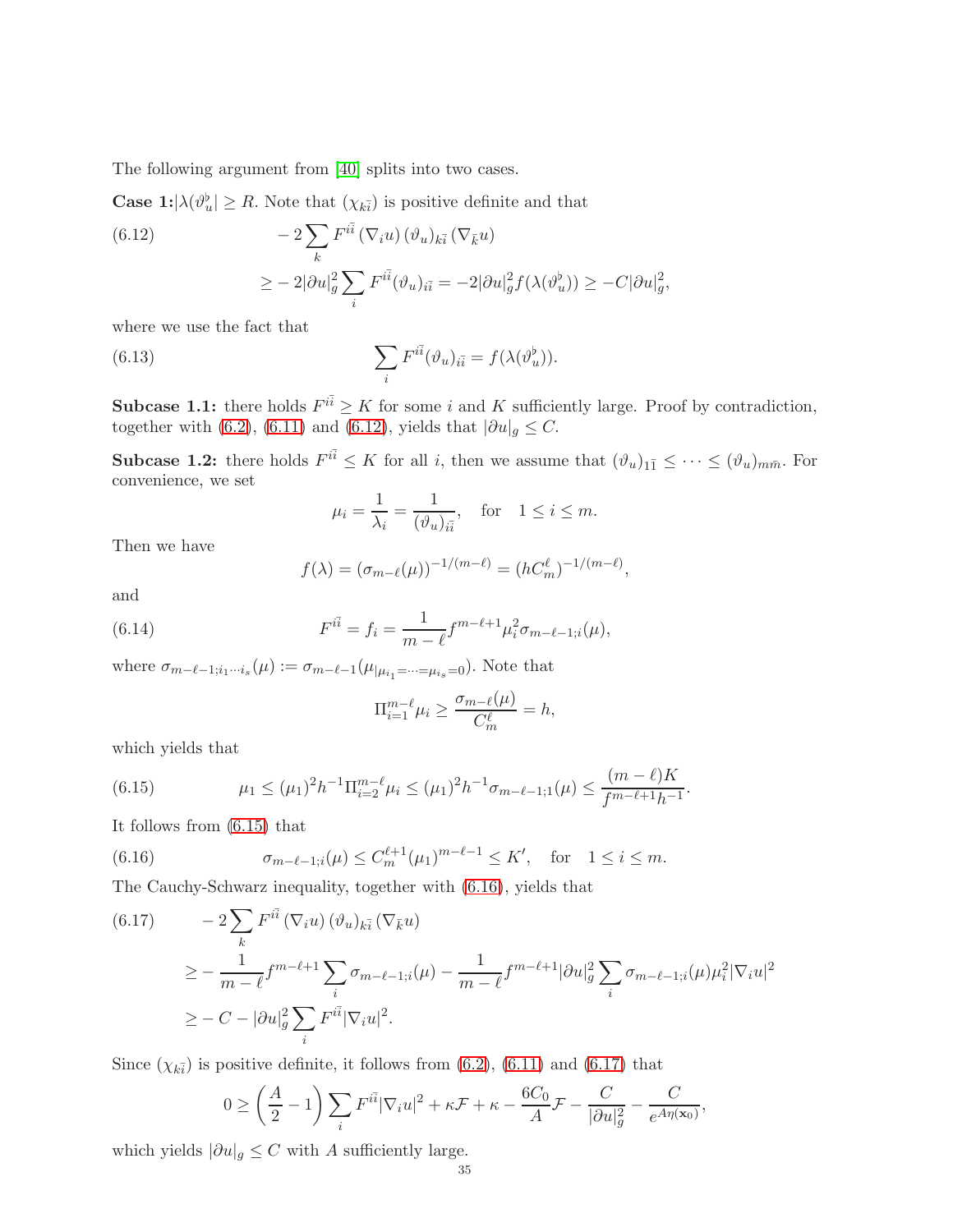The following argument from [40] splits into two cases.

**Case 1:** $|\lambda(\vartheta_u^\flat| \geq R$. Note that $(\chi_{k\bar{i}})$ is positive definite and that

$$
\begin{aligned}
(6.12)\qquad & -2\sum_k F^{i\bar{i}}\left(\nabla_i u\right)(\vartheta_u)_{k\bar{i}}\left(\nabla_{\bar{k}} u\right) \\
&\geq -2|\partial u|_g^2 \sum_i F^{i\bar{i}}(\vartheta_u)_{i\bar{i}} = -2|\partial u|_g^2 f(\lambda(\vartheta_u^\flat)) \geq -C|\partial u|_g^2,
\end{aligned}
$$

where we use the fact that

$$
\sum_i F^{i\bar{i}}(\vartheta_u)_{i\bar{i}} = f(\lambda(\vartheta_u^\flat)). \tag{6.13}
$$

**Subcase 1.1:** there holds $F^{i\bar{i}} \geq K$ for some $i$ and $K$ sufficiently large. Proof by contradiction, together with (6.2), (6.11) and (6.12), yields that $|\partial u|_g \leq C$.

**Subcase 1.2:** there holds $F^{i\bar{i}} \leq K$ for all $i$, then we assume that $(\vartheta_u)_{1\bar{1}} \leq \cdots \leq (\vartheta_u)_{m\bar{m}}$. For convenience, we set

$$
\mu_i = \frac{1}{\lambda_i} = \frac{1}{(\vartheta_u)_{i\bar{i}}}, \quad \text{for} \quad 1 \leq i \leq m.
$$

Then we have

$$
f(\lambda) = (\sigma_{m-\ell}(\mu))^{-1/(m-\ell)} = (hC_m^\ell)^{-1/(m-\ell)},
$$

and

$$
F^{i\bar{i}} = f_i = \frac{1}{m-\ell} f^{m-\ell+1}\mu_i^2 \sigma_{m-\ell-1;i}(\mu), \tag{6.14}
$$

where $\sigma_{m-\ell-1;i_1\cdots i_s}(\mu) := \sigma_{m-\ell-1}(\mu_{|\mu_{i_1}=\cdots=\mu_{i_s}=0})$. Note that

$$
\Pi_{i=1}^{m-\ell}\mu_i \geq \frac{\sigma_{m-\ell}(\mu)}{C_m^\ell} = h,
$$

which yields that

$$
\mu_1 \leq (\mu_1)^2 h^{-1}\Pi_{i=2}^{m-\ell}\mu_i \leq (\mu_1)^2 h^{-1}\sigma_{m-\ell-1;1}(\mu) \leq \frac{(m-\ell)K}{f^{m-\ell+1}h^{-1}}. \tag{6.15}
$$

It follows from (6.15) that

$$
\sigma_{m-\ell-1;i}(\mu) \leq C_m^{\ell+1}(\mu_1)^{m-\ell-1} \leq K', \quad \text{for} \quad 1 \leq i \leq m. \tag{6.16}
$$

The Cauchy-Schwarz inequality, together with (6.16), yields that

$$
\begin{aligned}
(6.17)\qquad & -2\sum_k F^{i\bar{i}}\left(\nabla_i u\right)(\vartheta_u)_{k\bar{i}}\left(\nabla_{\bar{k}} u\right) \\
&\geq -\frac{1}{m-\ell}f^{m-\ell+1}\sum_i \sigma_{m-\ell-1;i}(\mu) - \frac{1}{m-\ell}f^{m-\ell+1}|\partial u|_g^2 \sum_i \sigma_{m-\ell-1;i}(\mu)\mu_i^2|\nabla_i u|^2 \\
&\geq -C - |\partial u|_g^2 \sum_i F^{i\bar{i}}|\nabla_i u|^2.
\end{aligned}
$$

Since $(\chi_{k\bar{i}})$ is positive definite, it follows from (6.2), (6.11) and (6.17) that

$$
0 \geq \left(\frac{A}{2} - 1\right)\sum_i F^{i\bar{i}}|\nabla_i u|^2 + \kappa\mathcal{F} + \kappa - \frac{6C_0}{A}\mathcal{F} - \frac{C}{|\partial u|_g^2} - \frac{C}{e^{A\eta(\mathbf{x}_0)}},
$$

which yields $|\partial u|_g \leq C$ with $A$ sufficiently large.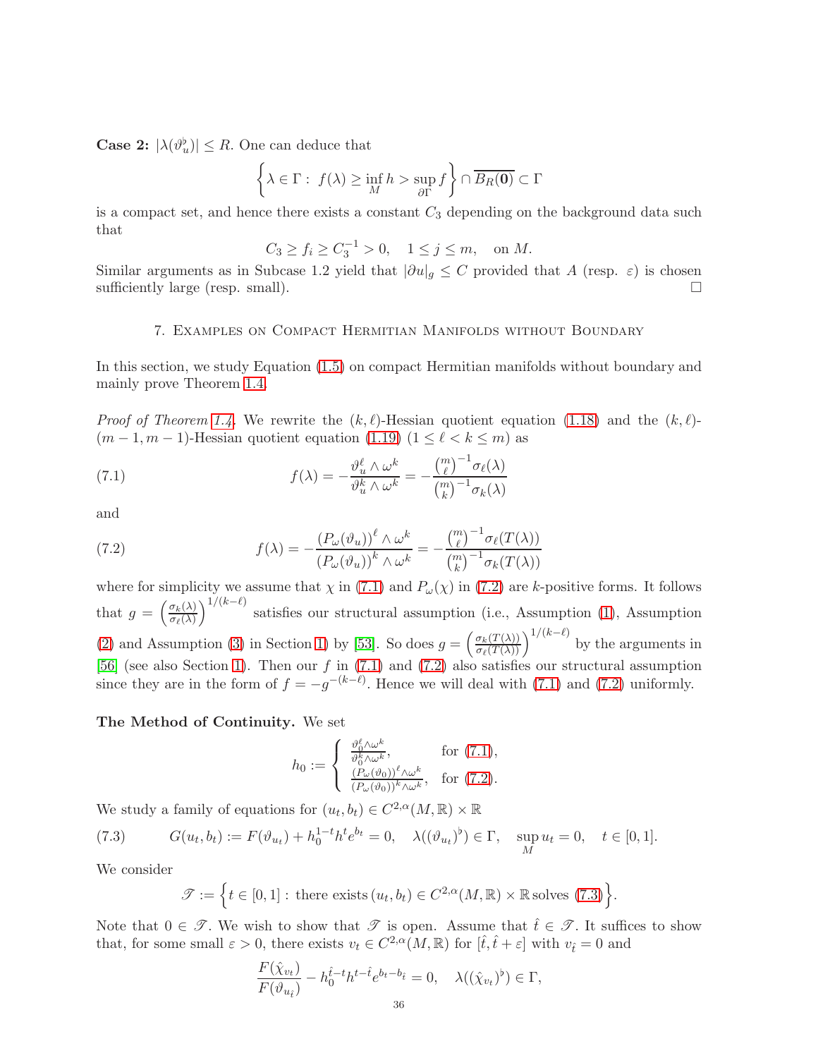**Case 2:** $|\lambda(\vartheta_u^\flat)| \le R$. One can deduce that

$$\left\{\lambda \in \Gamma : \; f(\lambda) \ge \inf_M h > \sup_{\partial \Gamma} f\right\} \cap \overline{B_R(\mathbf{0})} \subset \Gamma$$

is a compact set, and hence there exists a constant $C_3$ depending on the background data such that

$$C_3 \ge f_i \ge C_3^{-1} > 0, \quad 1 \le j \le m, \quad \text{on } M.$$

Similar arguments as in Subcase 1.2 yield that $|\partial u|_g \le C$ provided that $A$ (resp. $\varepsilon$) is chosen sufficiently large (resp. small). $\square$

## 7. Examples on Compact Hermitian Manifolds without Boundary

In this section, we study Equation (1.5) on compact Hermitian manifolds without boundary and mainly prove Theorem 1.4.

*Proof of Theorem 1.4.* We rewrite the $(k,\ell)$-Hessian quotient equation (1.18) and the $(k,\ell)$-$(m-1,m-1)$-Hessian quotient equation (1.19) ($1 \le \ell < k \le m$) as

$$f(\lambda) = -\frac{\vartheta_u^\ell \wedge \omega^k}{\vartheta_u^k \wedge \omega^k} = -\frac{\binom{m}{\ell}^{-1}\sigma_\ell(\lambda)}{\binom{m}{k}^{-1}\sigma_k(\lambda)} \tag{7.1}$$

and

$$f(\lambda) = -\frac{\left(P_\omega(\vartheta_u)\right)^\ell \wedge \omega^k}{\left(P_\omega(\vartheta_u)\right)^k \wedge \omega^k} = -\frac{\binom{m}{\ell}^{-1}\sigma_\ell(T(\lambda))}{\binom{m}{k}^{-1}\sigma_k(T(\lambda))} \tag{7.2}$$

where for simplicity we assume that $\chi$ in (7.1) and $P_\omega(\chi)$ in (7.2) are $k$-positive forms. It follows that $g = \left(\frac{\sigma_k(\lambda)}{\sigma_\ell(\lambda)}\right)^{1/(k-\ell)}$ satisfies our structural assumption (i.e., Assumption (1), Assumption (2) and Assumption (3) in Section 1) by [53]. So does $g = \left(\frac{\sigma_k(T(\lambda))}{\sigma_\ell(T(\lambda))}\right)^{1/(k-\ell)}$ by the arguments in [56] (see also Section 1). Then our $f$ in (7.1) and (7.2) also satisfies our structural assumption since they are in the form of $f = -g^{-(k-\ell)}$. Hence we will deal with (7.1) and (7.2) uniformly.

**The Method of Continuity.** We set

$$h_0 := \begin{cases} \frac{\vartheta_0^\ell \wedge \omega^k}{\vartheta_0^k \wedge \omega^k}, & \text{for (7.1)}, \\ \frac{(P_\omega(\vartheta_0))^\ell \wedge \omega^k}{(P_\omega(\vartheta_0))^k \wedge \omega^k}, & \text{for (7.2)}. \end{cases}$$

We study a family of equations for $(u_t, b_t) \in C^{2,\alpha}(M,\mathbb{R}) \times \mathbb{R}$

$$G(u_t, b_t) := F(\vartheta_{u_t}) + h_0^{1-t} h^t e^{b_t} = 0, \quad \lambda((\vartheta_{u_t})^\flat) \in \Gamma, \quad \sup_M u_t = 0, \quad t \in [0,1]. \tag{7.3}$$

We consider

$$\mathscr{T} := \left\{ t \in [0,1] : \text{ there exists } (u_t, b_t) \in C^{2,\alpha}(M,\mathbb{R}) \times \mathbb{R} \text{ solves (7.3)} \right\}.$$

Note that $0 \in \mathscr{T}$. We wish to show that $\mathscr{T}$ is open. Assume that $\hat{t} \in \mathscr{T}$. It suffices to show that, for some small $\varepsilon > 0$, there exists $v_t \in C^{2,\alpha}(M,\mathbb{R})$ for $[\hat{t}, \hat{t}+\varepsilon]$ with $v_{\hat{t}} = 0$ and

$$\frac{F(\hat{\chi}_{v_t})}{F(\vartheta_{u_{\hat{t}}})} - h_0^{\hat{t}-t} h^{t-\hat{t}} e^{b_t - b_{\hat{t}}} = 0, \quad \lambda((\hat{\chi}_{v_t})^\flat) \in \Gamma,$$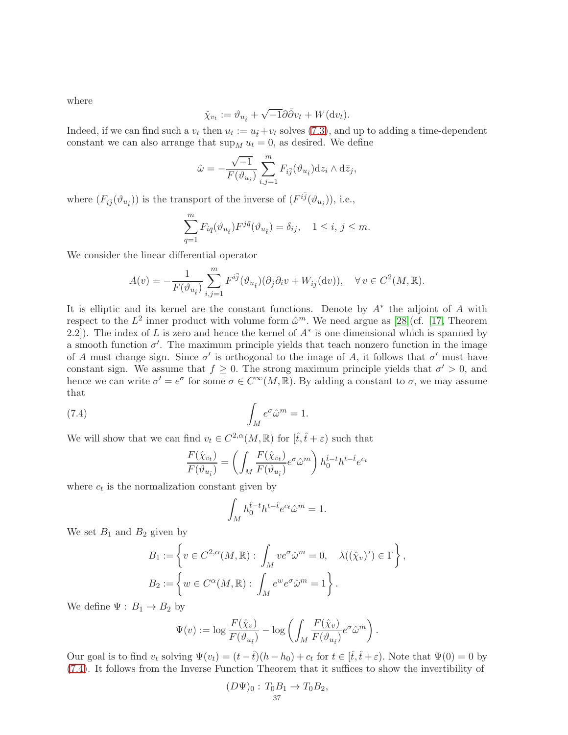where

$$\hat{\chi}_{v_t} := \vartheta_{u_{\hat{t}}} + \sqrt{-1}\partial\bar{\partial}v_t + W(\mathrm{d}v_t).$$

Indeed, if we can find such a $v_t$ then $u_t := u_{\hat{t}} + v_t$ solves (7.3), and up to adding a time-dependent constant we can also arrange that $\sup_M u_t = 0$, as desired. We define

$$\hat{\omega} = -\frac{\sqrt{-1}}{F(\vartheta_{u_{\hat{t}}})} \sum_{i,j=1}^m F_{i\bar{j}}(\vartheta_{u_{\hat{t}}}) \mathrm{d}z_i \wedge \mathrm{d}\bar{z}_j,$$

where $(F_{i\bar{j}}(\vartheta_{u_{\hat{t}}}))$ is the transport of the inverse of $(F^{i\bar{j}}(\vartheta_{u_{\hat{t}}}))$, i.e.,

$$\sum_{q=1}^m F_{i\bar{q}}(\vartheta_{u_{\hat{t}}}) F^{j\bar{q}}(\vartheta_{u_{\hat{t}}}) = \delta_{ij}, \quad 1 \le i,\, j \le m.$$

We consider the linear differential operator

$$A(v) = -\frac{1}{F(\vartheta_{u_{\hat{t}}})} \sum_{i,j=1}^m F^{i\bar{j}}(\vartheta_{u_{\hat{t}}})(\partial_{\bar{j}}\partial_i v + W_{i\bar{j}}(\mathrm{d}v)), \quad \forall\, v \in C^2(M,\mathbb{R}).$$

It is elliptic and its kernel are the constant functions. Denote by $A^*$ the adjoint of $A$ with respect to the $L^2$ inner product with volume form $\hat{\omega}^m$. We need argue as [28](cf. [17, Theorem 2.2]). The index of $L$ is zero and hence the kernel of $A^*$ is one dimensional which is spanned by a smooth function $\sigma'$. The maximum principle yields that teach nonzero function in the image of $A$ must change sign. Since $\sigma'$ is orthogonal to the image of $A$, it follows that $\sigma'$ must have constant sign. We assume that $f \ge 0$. The strong maximum principle yields that $\sigma' > 0$, and hence we can write $\sigma' = e^\sigma$ for some $\sigma \in C^\infty(M,\mathbb{R})$. By adding a constant to $\sigma$, we may assume that

$$\int_M e^\sigma \hat{\omega}^m = 1. \tag{7.4}$$

We will show that we can find $v_t \in C^{2,\alpha}(M,\mathbb{R})$ for $[\hat{t}, \hat{t}+\varepsilon)$ such that

$$\frac{F(\hat{\chi}_{v_t})}{F(\vartheta_{u_{\hat{t}}})} = \left( \int_M \frac{F(\hat{\chi}_{v_t})}{F(\vartheta_{u_{\hat{t}}})} e^\sigma \hat{\omega}^m \right) h_0^{\hat{t}-t} h^{t-\hat{t}} e^{c_t}$$

where $c_t$ is the normalization constant given by

$$\int_M h_0^{\hat{t}-t} h^{t-\hat{t}} e^{c_t} \hat{\omega}^m = 1.$$

We set $B_1$ and $B_2$ given by

$$B_1 := \left\{ v \in C^{2,\alpha}(M,\mathbb{R}) : \int_M v e^\sigma \hat{\omega}^m = 0, \quad \lambda((\hat{\chi}_v)^\flat) \in \Gamma \right\},$$

$$B_2 := \left\{ w \in C^{\alpha}(M,\mathbb{R}) : \int_M e^w e^\sigma \hat{\omega}^m = 1 \right\}.$$

We define $\Psi : B_1 \to B_2$ by

$$\Psi(v) := \log \frac{F(\hat{\chi}_v)}{F(\vartheta_{u_{\hat{t}}})} - \log\left( \int_M \frac{F(\hat{\chi}_v)}{F(\vartheta_{u_{\hat{t}}})} e^\sigma \hat{\omega}^m \right).$$

Our goal is to find $v_t$ solving $\Psi(v_t) = (t-\hat{t})(h-h_0) + c_t$ for $t \in [\hat{t}, \hat{t}+\varepsilon)$. Note that $\Psi(0) = 0$ by (7.4). It follows from the Inverse Function Theorem that it suffices to show the invertibility of

$$(D\Psi)_0 : T_0 B_1 \to T_0 B_2,$$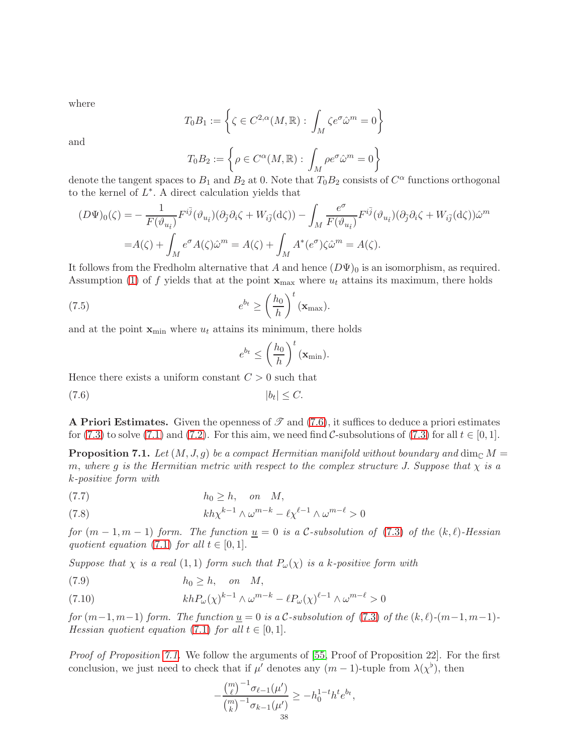where

$$T_0B_1 := \left\{ \zeta \in C^{2,\alpha}(M,\mathbb{R}) : \int_M \zeta e^{\sigma} \hat{\omega}^m = 0 \right\}$$

and

$$T_0B_2 := \left\{ \rho \in C^{\alpha}(M,\mathbb{R}) : \int_M \rho e^{\sigma} \hat{\omega}^m = 0 \right\}$$

denote the tangent spaces to $B_1$ and $B_2$ at 0. Note that $T_0B_2$ consists of $C^\alpha$ functions orthogonal to the kernel of $L^*$. A direct calculation yields that

$$\begin{aligned}(D\Psi)_0(\zeta) =& -\frac{1}{F(\vartheta_{u_{\hat{t}}})} F^{i\bar{j}}(\vartheta_{u_{\hat{t}}})(\partial_{\bar{j}}\partial_i \zeta + W_{i\bar{j}}(\mathrm{d}\zeta)) - \int_M \frac{e^{\sigma}}{F(\vartheta_{u_{\hat{t}}})} F^{i\bar{j}}(\vartheta_{u_{\hat{t}}})(\partial_{\bar{j}}\partial_i \zeta + W_{i\bar{j}}(\mathrm{d}\zeta))\hat{\omega}^m \\ =& A(\zeta) + \int_M e^{\sigma} A(\zeta)\hat{\omega}^m = A(\zeta) + \int_M A^*(e^{\sigma})\zeta\hat{\omega}^m = A(\zeta).\end{aligned}$$

It follows from the Fredholm alternative that $A$ and hence $(D\Psi)_0$ is an isomorphism, as required. Assumption (1) of $f$ yields that at the point $\mathbf{x}_{\max}$ where $u_t$ attains its maximum, there holds

$$e^{b_t} \geq \left(\frac{h_0}{h}\right)^t (\mathbf{x}_{\max}). \tag{7.5}$$

and at the point $\mathbf{x}_{\min}$ where $u_t$ attains its minimum, there holds

$$e^{b_t} \leq \left(\frac{h_0}{h}\right)^t (\mathbf{x}_{\min}).$$

Hence there exists a uniform constant $C > 0$ such that

$$|b_t| \leq C. \tag{7.6}$$

**A Priori Estimates.** Given the openness of $\mathscr{T}$ and (7.6), it suffices to deduce a priori estimates for (7.3) to solve (7.1) and (7.2). For this aim, we need find $\mathcal{C}$-subsolutions of (7.3) for all $t \in [0,1]$.

**Proposition 7.1.** *Let $(M, J, g)$ be a compact Hermitian manifold without boundary and $\dim_{\mathbb{C}} M = m$, where $g$ is the Hermitian metric with respect to the complex structure $J$. Suppose that $\chi$ is a $k$-positive form with*

$$h_0 \geq h, \quad on \quad M, \tag{7.7}$$

$$kh\chi^{k-1} \wedge \omega^{m-k} - \ell\chi^{\ell-1} \wedge \omega^{m-\ell} > 0 \tag{7.8}$$

*for $(m-1, m-1)$ form. The function $\underline{u} = 0$ is a $\mathcal{C}$-subsolution of (7.3) of the $(k,\ell)$-Hessian quotient equation (7.1) for all $t \in [0,1]$.*

*Suppose that $\chi$ is a real $(1,1)$ form such that $P_\omega(\chi)$ is a $k$-positive form with*

$$h_0 \geq h, \quad on \quad M, \tag{7.9}$$

$$khP_\omega(\chi)^{k-1} \wedge \omega^{m-k} - \ell P_\omega(\chi)^{\ell-1} \wedge \omega^{m-\ell} > 0 \tag{7.10}$$

*for $(m-1, m-1)$ form. The function $\underline{u} = 0$ is a $\mathcal{C}$-subsolution of (7.3) of the $(k,\ell)$-$(m-1,m-1)$-Hessian quotient equation (7.1) for all $t \in [0,1]$.*

*Proof of Proposition 7.1.* We follow the arguments of [55, Proof of Proposition 22]. For the first conclusion, we just need to check that if $\mu'$ denotes any $(m-1)$-tuple from $\lambda(\chi^\flat)$, then

$$-\frac{\binom{m}{\ell}^{-1}\sigma_{\ell-1}(\mu')}{\binom{m}{k}^{-1}\sigma_{k-1}(\mu')} \geq -h_0^{1-t}h^t e^{b_t},$$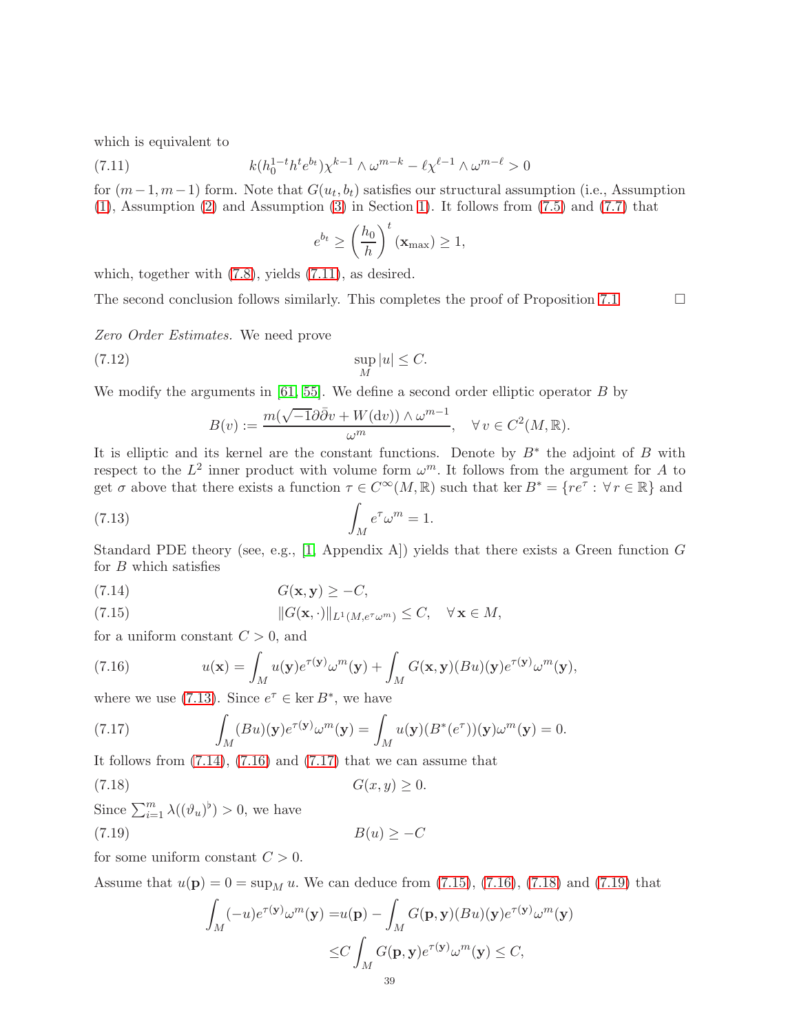which is equivalent to

$$k(h_0^{1-t}h^t e^{b_t})\chi^{k-1}\wedge\omega^{m-k} - \ell\chi^{\ell-1}\wedge\omega^{m-\ell} > 0 \tag{7.11}$$

for $(m-1,m-1)$ form. Note that $G(u_t,b_t)$ satisfies our structural assumption (i.e., Assumption (1), Assumption (2) and Assumption (3) in Section 1). It follows from (7.5) and (7.7) that

$$e^{b_t} \geq \left(\frac{h_0}{h}\right)^t(\mathbf{x}_{\max}) \geq 1,$$

which, together with (7.8), yields (7.11), as desired.

The second conclusion follows similarly. This completes the proof of Proposition 7.1 $\square$

*Zero Order Estimates.* We need prove

$$\sup_M |u| \leq C. \tag{7.12}$$

We modify the arguments in [61, 55]. We define a second order elliptic operator $B$ by

$$B(v) := \frac{m(\sqrt{-1}\partial\bar{\partial}v + W(\mathrm{d}v))\wedge\omega^{m-1}}{\omega^m}, \quad \forall\, v \in C^2(M,\mathbb{R}).$$

It is elliptic and its kernel are the constant functions. Denote by $B^*$ the adjoint of $B$ with respect to the $L^2$ inner product with volume form $\omega^m$. It follows from the argument for $A$ to get $\sigma$ above that there exists a function $\tau \in C^\infty(M,\mathbb{R})$ such that $\ker B^* = \{re^\tau : \forall\, r \in \mathbb{R}\}$ and

$$\int_M e^\tau \omega^m = 1. \tag{7.13}$$

Standard PDE theory (see, e.g., [1, Appendix A]) yields that there exists a Green function $G$ for $B$ which satisfies

$$G(\mathbf{x},\mathbf{y}) \geq -C, \tag{7.14}$$

$$\|G(\mathbf{x},\cdot)\|_{L^1(M,e^\tau\omega^m)} \leq C, \quad \forall\, \mathbf{x} \in M, \tag{7.15}$$

for a uniform constant $C > 0$, and

$$u(\mathbf{x}) = \int_M u(\mathbf{y})e^{\tau(\mathbf{y})}\omega^m(\mathbf{y}) + \int_M G(\mathbf{x},\mathbf{y})(Bu)(\mathbf{y})e^{\tau(\mathbf{y})}\omega^m(\mathbf{y}), \tag{7.16}$$

where we use (7.13). Since $e^\tau \in \ker B^*$, we have

$$\int_M (Bu)(\mathbf{y})e^{\tau(\mathbf{y})}\omega^m(\mathbf{y}) = \int_M u(\mathbf{y})(B^*(e^\tau))(\mathbf{y})\omega^m(\mathbf{y}) = 0. \tag{7.17}$$

It follows from (7.14), (7.16) and (7.17) that we can assume that

$$G(x,y) \geq 0. \tag{7.18}$$

Since $\sum_{i=1}^m \lambda((\vartheta_u)^\flat) > 0$, we have

$$B(u) \geq -C \tag{7.19}$$

for some uniform constant $C > 0$.

Assume that $u(\mathbf{p}) = 0 = \sup_M u$. We can deduce from (7.15), (7.16), (7.18) and (7.19) that

$$\begin{aligned}
\int_M (-u)e^{\tau(\mathbf{y})}\omega^m(\mathbf{y}) =& u(\mathbf{p}) - \int_M G(\mathbf{p},\mathbf{y})(Bu)(\mathbf{y})e^{\tau(\mathbf{y})}\omega^m(\mathbf{y}) \\
\leq& C\int_M G(\mathbf{p},\mathbf{y})e^{\tau(\mathbf{y})}\omega^m(\mathbf{y}) \leq C,
\end{aligned}$$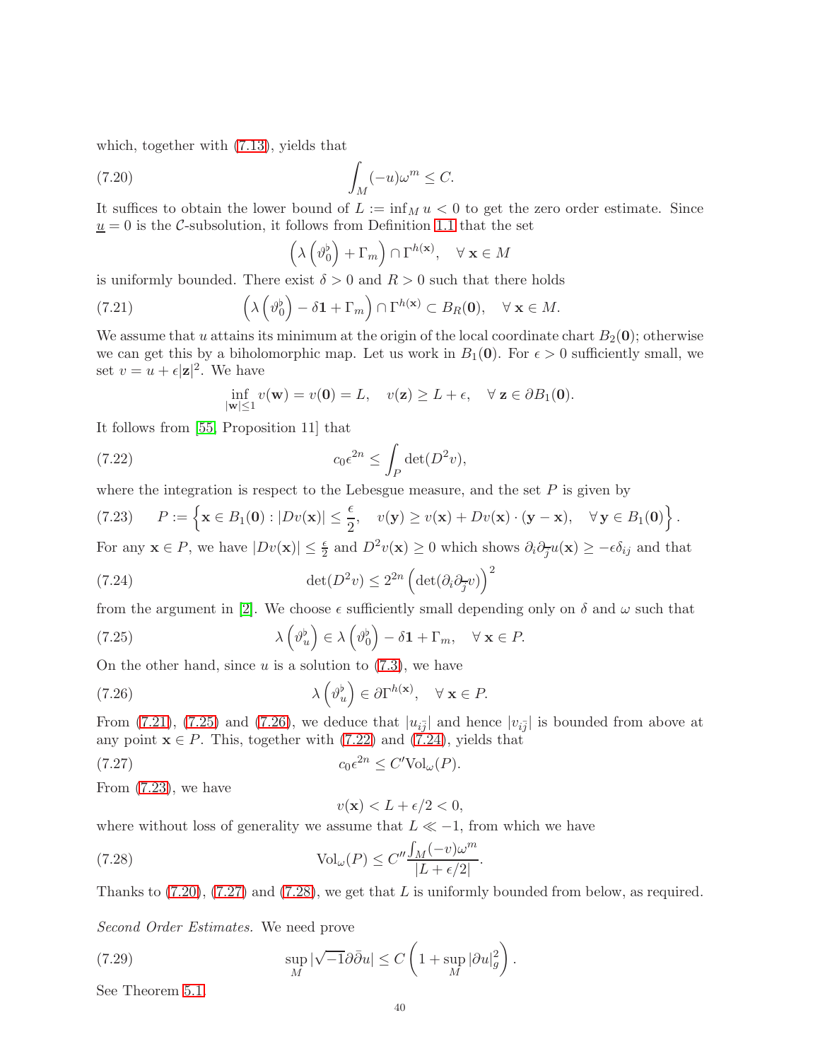which, together with (7.13), yields that

$$\int_M (-u)\omega^m \leq C. \tag{7.20}$$

It suffices to obtain the lower bound of $L := \inf_M u < 0$ to get the zero order estimate. Since $\underline{u} = 0$ is the $\mathcal{C}$-subsolution, it follows from Definition 1.1 that the set

$$\left(\lambda\left(\vartheta_0^\flat\right) + \Gamma_m\right) \cap \Gamma^{h(\mathbf{x})}, \quad \forall\, \mathbf{x} \in M$$

is uniformly bounded. There exist $\delta > 0$ and $R > 0$ such that there holds

$$\left(\lambda\left(\vartheta_0^\flat\right) - \delta\mathbf{1} + \Gamma_m\right) \cap \Gamma^{h(\mathbf{x})} \subset B_R(\mathbf{0}), \quad \forall\, \mathbf{x} \in M. \tag{7.21}$$

We assume that $u$ attains its minimum at the origin of the local coordinate chart $B_2(\mathbf{0})$; otherwise we can get this by a biholomorphic map. Let us work in $B_1(\mathbf{0})$. For $\epsilon > 0$ sufficiently small, we set $v = u + \epsilon|\mathbf{z}|^2$. We have

$$\inf_{|\mathbf{w}|\leq 1} v(\mathbf{w}) = v(\mathbf{0}) = L, \quad v(\mathbf{z}) \geq L + \epsilon, \quad \forall\, \mathbf{z} \in \partial B_1(\mathbf{0}).$$

It follows from [55, Proposition 11] that

$$c_0\epsilon^{2n} \leq \int_P \det(D^2 v), \tag{7.22}$$

where the integration is respect to the Lebesgue measure, and the set $P$ is given by

$$P := \left\{\mathbf{x} \in B_1(\mathbf{0}) : |Dv(\mathbf{x})| \leq \frac{\epsilon}{2}, \quad v(\mathbf{y}) \geq v(\mathbf{x}) + Dv(\mathbf{x})\cdot(\mathbf{y}-\mathbf{x}), \quad \forall\, \mathbf{y} \in B_1(\mathbf{0})\right\}. \tag{7.23}$$

For any $\mathbf{x} \in P$, we have $|Dv(\mathbf{x})| \leq \frac{\epsilon}{2}$ and $D^2 v(\mathbf{x}) \geq 0$ which shows $\partial_i\partial_{\bar{j}} u(\mathbf{x}) \geq -\epsilon\delta_{ij}$ and that

$$\det(D^2 v) \leq 2^{2n}\left(\det(\partial_i\partial_{\bar{j}} v)\right)^2 \tag{7.24}$$

from the argument in [2]. We choose $\epsilon$ sufficiently small depending only on $\delta$ and $\omega$ such that

$$\lambda\left(\vartheta_u^\flat\right) \in \lambda\left(\vartheta_0^\flat\right) - \delta\mathbf{1} + \Gamma_m, \quad \forall\, \mathbf{x} \in P. \tag{7.25}$$

On the other hand, since $u$ is a solution to (7.3), we have

$$\lambda\left(\vartheta_u^\flat\right) \in \partial\Gamma^{h(\mathbf{x})}, \quad \forall\, \mathbf{x} \in P. \tag{7.26}$$

From (7.21), (7.25) and (7.26), we deduce that $|u_{i\bar{j}}|$ and hence $|v_{i\bar{j}}|$ is bounded from above at any point $\mathbf{x} \in P$. This, together with (7.22) and (7.24), yields that

$$c_0\epsilon^{2n} \leq C'\mathrm{Vol}_\omega(P). \tag{7.27}$$

From (7.23), we have

$$v(\mathbf{x}) < L + \epsilon/2 < 0,$$

where without loss of generality we assume that $L \ll -1$, from which we have

$$\mathrm{Vol}_\omega(P) \leq C''\frac{\int_M(-v)\omega^m}{|L+\epsilon/2|}. \tag{7.28}$$

Thanks to (7.20), (7.27) and (7.28), we get that $L$ is uniformly bounded from below, as required.

*Second Order Estimates.* We need prove

$$\sup_M |\sqrt{-1}\partial\bar{\partial}u| \leq C\left(1 + \sup_M |\partial u|_g^2\right). \tag{7.29}$$

See Theorem 5.1.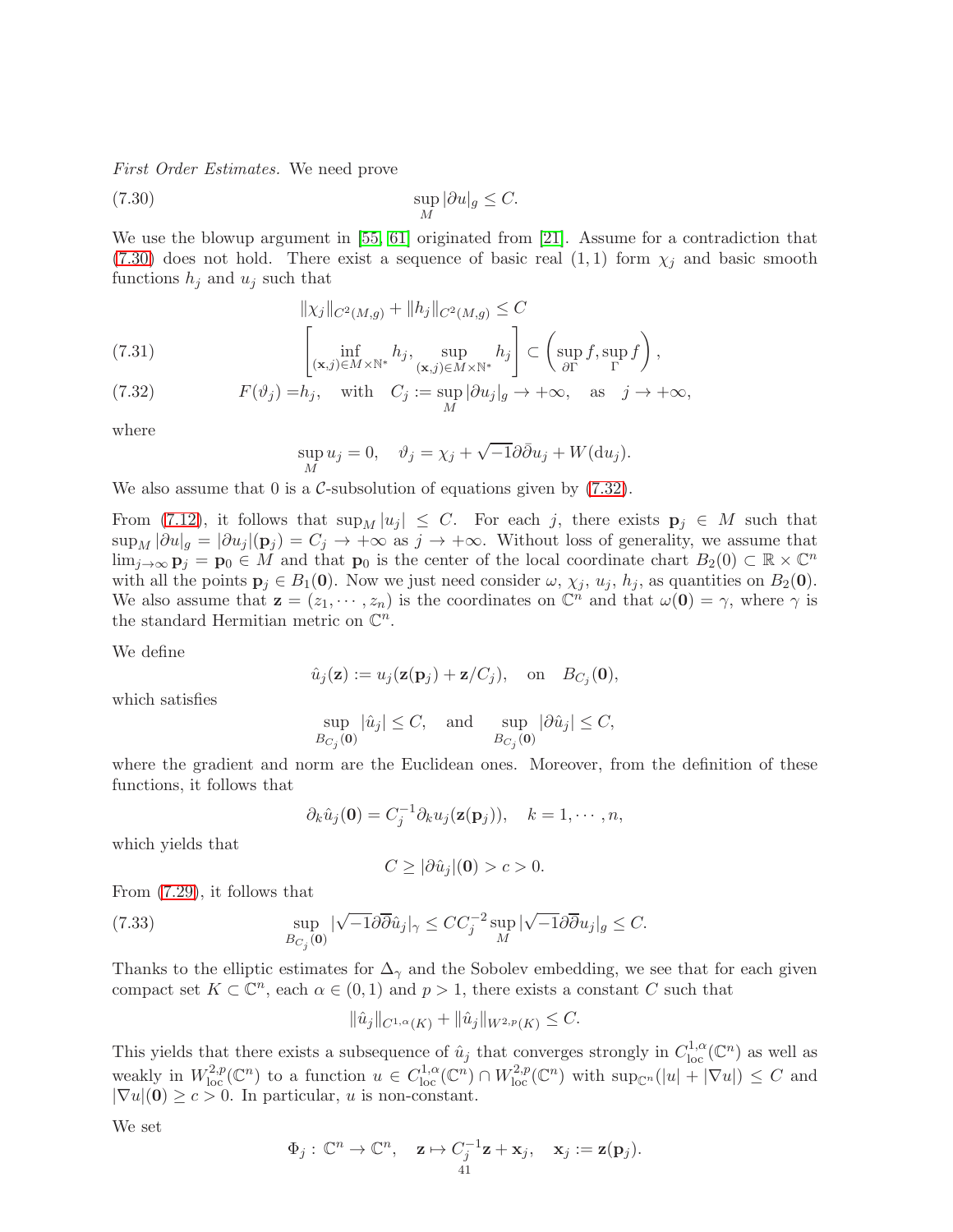*First Order Estimates.* We need prove

$$\sup_M |\partial u|_g \leq C. \tag{7.30}$$

We use the blowup argument in [55, 61] originated from [21]. Assume for a contradiction that (7.30) does not hold. There exist a sequence of basic real $(1,1)$ form $\chi_j$ and basic smooth functions $h_j$ and $u_j$ such that

$$\|\chi_j\|_{C^2(M,g)} + \|h_j\|_{C^2(M,g)} \leq C$$

$$\left[\inf_{(\mathbf{x},j)\in M\times\mathbb{N}^*} h_j, \sup_{(\mathbf{x},j)\in M\times\mathbb{N}^*} h_j\right] \subset \left(\sup_{\partial\Gamma} f, \sup_{\Gamma} f\right), \tag{7.31}$$

$$F(\vartheta_j) = h_j, \quad \text{with} \quad C_j := \sup_M |\partial u_j|_g \to +\infty, \quad \text{as} \quad j \to +\infty, \tag{7.32}$$

where

$$\sup_M u_j = 0, \quad \vartheta_j = \chi_j + \sqrt{-1}\partial\bar{\partial} u_j + W(\mathrm{d}u_j).$$

We also assume that 0 is a $\mathcal{C}$-subsolution of equations given by (7.32).

From (7.12), it follows that $\sup_M |u_j| \leq C$. For each $j$, there exists $\mathbf{p}_j \in M$ such that $\sup_M |\partial u|_g = |\partial u_j|(\mathbf{p}_j) = C_j \to +\infty$ as $j \to +\infty$. Without loss of generality, we assume that $\lim_{j\to\infty} \mathbf{p}_j = \mathbf{p}_0 \in M$ and that $\mathbf{p}_0$ is the center of the local coordinate chart $B_2(0) \subset \mathbb{R} \times \mathbb{C}^n$ with all the points $\mathbf{p}_j \in B_1(\mathbf{0})$. Now we just need consider $\omega$, $\chi_j$, $u_j$, $h_j$, as quantities on $B_2(\mathbf{0})$. We also assume that $\mathbf{z} = (z_1, \cdots, z_n)$ is the coordinates on $\mathbb{C}^n$ and that $\omega(\mathbf{0}) = \gamma$, where $\gamma$ is the standard Hermitian metric on $\mathbb{C}^n$.

We define

$$\hat{u}_j(\mathbf{z}) := u_j(\mathbf{z}(\mathbf{p}_j) + \mathbf{z}/C_j), \quad \text{on} \quad B_{C_j}(\mathbf{0}),$$

which satisfies

$$\sup_{B_{C_j}(\mathbf{0})} |\hat{u}_j| \leq C, \quad \text{and} \quad \sup_{B_{C_j}(\mathbf{0})} |\partial \hat{u}_j| \leq C,$$

where the gradient and norm are the Euclidean ones. Moreover, from the definition of these functions, it follows that

$$\partial_k \hat{u}_j(\mathbf{0}) = C_j^{-1} \partial_k u_j(\mathbf{z}(\mathbf{p}_j)), \quad k = 1, \cdots, n,$$

which yields that

$$C \geq |\partial \hat{u}_j|(\mathbf{0}) > c > 0.$$

From (7.29), it follows that

$$\sup_{B_{C_j}(\mathbf{0})} |\sqrt{-1}\partial\overline{\partial}\hat{u}_j|_\gamma \leq C C_j^{-2} \sup_M |\sqrt{-1}\partial\overline{\partial} u_j|_g \leq C. \tag{7.33}$$

Thanks to the elliptic estimates for $\Delta_\gamma$ and the Sobolev embedding, we see that for each given compact set $K \subset \mathbb{C}^n$, each $\alpha \in (0,1)$ and $p > 1$, there exists a constant $C$ such that

$$\|\hat{u}_j\|_{C^{1,\alpha}(K)} + \|\hat{u}_j\|_{W^{2,p}(K)} \leq C.$$

This yields that there exists a subsequence of $\hat{u}_j$ that converges strongly in $C^{1,\alpha}_{\mathrm{loc}}(\mathbb{C}^n)$ as well as weakly in $W^{2,p}_{\mathrm{loc}}(\mathbb{C}^n)$ to a function $u \in C^{1,\alpha}_{\mathrm{loc}}(\mathbb{C}^n) \cap W^{2,p}_{\mathrm{loc}}(\mathbb{C}^n)$ with $\sup_{\mathbb{C}^n}(|u| + |\nabla u|) \leq C$ and $|\nabla u|(\mathbf{0}) \geq c > 0$. In particular, $u$ is non-constant.

We set

$$\Phi_j : \mathbb{C}^n \to \mathbb{C}^n, \quad \mathbf{z} \mapsto C_j^{-1}\mathbf{z} + \mathbf{x}_j, \quad \mathbf{x}_j := \mathbf{z}(\mathbf{p}_j).$$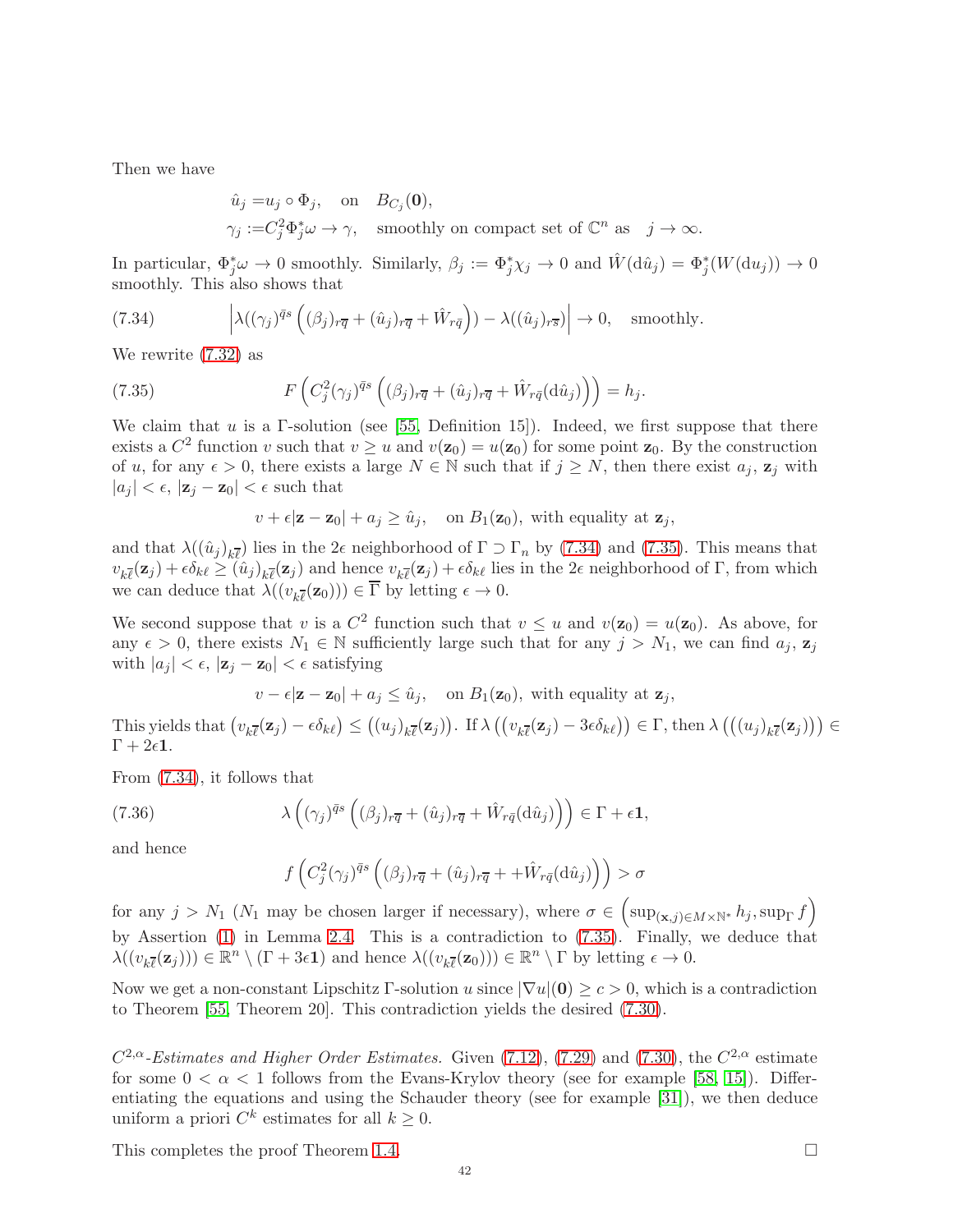Then we have

$$
\begin{aligned}
\hat{u}_j =& u_j \circ \Phi_j, \quad \text{on} \quad B_{C_j}(\mathbf{0}),\\
\gamma_j :=& C_j^2 \Phi_j^* \omega \to \gamma, \quad \text{smoothly on compact set of } \mathbb{C}^n \text{ as } \quad j \to \infty.
\end{aligned}
$$

In particular, $\Phi_j^*\omega \to 0$ smoothly. Similarly, $\beta_j := \Phi_j^* \chi_j \to 0$ and $\hat{W}(\mathrm{d}\hat{u}_j) = \Phi_j^*(W(\mathrm{d}u_j)) \to 0$ smoothly. This also shows that

$$
\left|\lambda((\gamma_j)^{\bar{q}s}\left((\beta_j)_{r\overline{q}} + (\hat{u}_j)_{r\overline{q}} + \hat{W}_{r\bar{q}}\right)) - \lambda((\hat{u}_j)_{r\overline{s}})\right| \to 0, \quad \text{smoothly.} \tag{7.34}
$$

We rewrite (7.32) as

$$
F\left(C_j^2(\gamma_j)^{\bar{q}s}\left((\beta_j)_{r\overline{q}} + (\hat{u}_j)_{r\overline{q}} + \hat{W}_{r\bar{q}}(\mathrm{d}\hat{u}_j)\right)\right) = h_j. \tag{7.35}
$$

We claim that $u$ is a $\Gamma$-solution (see [55, Definition 15]). Indeed, we first suppose that there exists a $C^2$ function $v$ such that $v \geq u$ and $v(\mathbf{z}_0) = u(\mathbf{z}_0)$ for some point $\mathbf{z}_0$. By the construction of $u$, for any $\epsilon > 0$, there exists a large $N \in \mathbb{N}$ such that if $j \geq N$, then there exist $a_j$, $\mathbf{z}_j$ with $|a_j| < \epsilon$, $|\mathbf{z}_j - \mathbf{z}_0| < \epsilon$ such that

$$
v + \epsilon|\mathbf{z} - \mathbf{z}_0| + a_j \geq \hat{u}_j, \quad \text{on } B_1(\mathbf{z}_0), \text{ with equality at } \mathbf{z}_j,
$$

and that $\lambda((\hat{u}_j)_{k\overline{\ell}})$ lies in the $2\epsilon$ neighborhood of $\Gamma \supset \Gamma_n$ by (7.34) and (7.35). This means that $v_{k\overline{\ell}}(\mathbf{z}_j) + \epsilon\delta_{k\ell} \geq (\hat{u}_j)_{k\overline{\ell}}(\mathbf{z}_j)$ and hence $v_{k\overline{\ell}}(\mathbf{z}_j) + \epsilon\delta_{k\ell}$ lies in the $2\epsilon$ neighborhood of $\Gamma$, from which we can deduce that $\lambda((v_{k\overline{\ell}}(\mathbf{z}_0))) \in \overline{\Gamma}$ by letting $\epsilon \to 0$.

We second suppose that $v$ is a $C^2$ function such that $v \leq u$ and $v(\mathbf{z}_0) = u(\mathbf{z}_0)$. As above, for any $\epsilon > 0$, there exists $N_1 \in \mathbb{N}$ sufficiently large such that for any $j > N_1$, we can find $a_j$, $\mathbf{z}_j$ with $|a_j| < \epsilon$, $|\mathbf{z}_j - \mathbf{z}_0| < \epsilon$ satisfying

$$
v - \epsilon|\mathbf{z} - \mathbf{z}_0| + a_j \leq \hat{u}_j, \quad \text{on } B_1(\mathbf{z}_0), \text{ with equality at } \mathbf{z}_j,
$$

This yields that $\left(v_{k\overline{\ell}}(\mathbf{z}_j) - \epsilon\delta_{k\ell}\right) \leq \left((u_j)_{k\overline{\ell}}(\mathbf{z}_j)\right)$. If $\lambda\left(\left(v_{k\overline{\ell}}(\mathbf{z}_j) - 3\epsilon\delta_{k\ell}\right)\right) \in \Gamma$, then $\lambda\left(\left((u_j)_{k\overline{\ell}}(\mathbf{z}_j)\right)\right) \in \Gamma + 2\epsilon\mathbf{1}$.

From (7.34), it follows that

$$
\lambda\left((\gamma_j)^{\bar{q}s}\left((\beta_j)_{r\overline{q}} + (\hat{u}_j)_{r\overline{q}} + \hat{W}_{r\bar{q}}(\mathrm{d}\hat{u}_j)\right)\right) \in \Gamma + \epsilon\mathbf{1}, \tag{7.36}
$$

and hence

$$
f\left(C_j^2(\gamma_j)^{\bar{q}s}\left((\beta_j)_{r\overline{q}} + (\hat{u}_j)_{r\overline{q}} + + \hat{W}_{r\bar{q}}(\mathrm{d}\hat{u}_j)\right)\right) > \sigma
$$

for any $j > N_1$ ($N_1$ may be chosen larger if necessary), where $\sigma \in \left(\sup_{(\mathbf{x},j)\in M\times\mathbb{N}^*} h_j, \sup_\Gamma f\right)$ by Assertion (1) in Lemma 2.4. This is a contradiction to (7.35). Finally, we deduce that $\lambda((v_{k\overline{\ell}}(\mathbf{z}_j))) \in \mathbb{R}^n \setminus (\Gamma + 3\epsilon\mathbf{1})$ and hence $\lambda((v_{k\overline{\ell}}(\mathbf{z}_0))) \in \mathbb{R}^n \setminus \Gamma$ by letting $\epsilon \to 0$.

Now we get a non-constant Lipschitz $\Gamma$-solution $u$ since $|\nabla u|(\mathbf{0}) \geq c > 0$, which is a contradiction to Theorem [55, Theorem 20]. This contradiction yields the desired (7.30).

*$C^{2,\alpha}$-Estimates and Higher Order Estimates.* Given (7.12), (7.29) and (7.30), the $C^{2,\alpha}$ estimate for some $0 < \alpha < 1$ follows from the Evans-Krylov theory (see for example [58, 15]). Differentiating the equations and using the Schauder theory (see for example [31]), we then deduce uniform a priori $C^k$ estimates for all $k \geq 0$.

This completes the proof Theorem 1.4. $\square$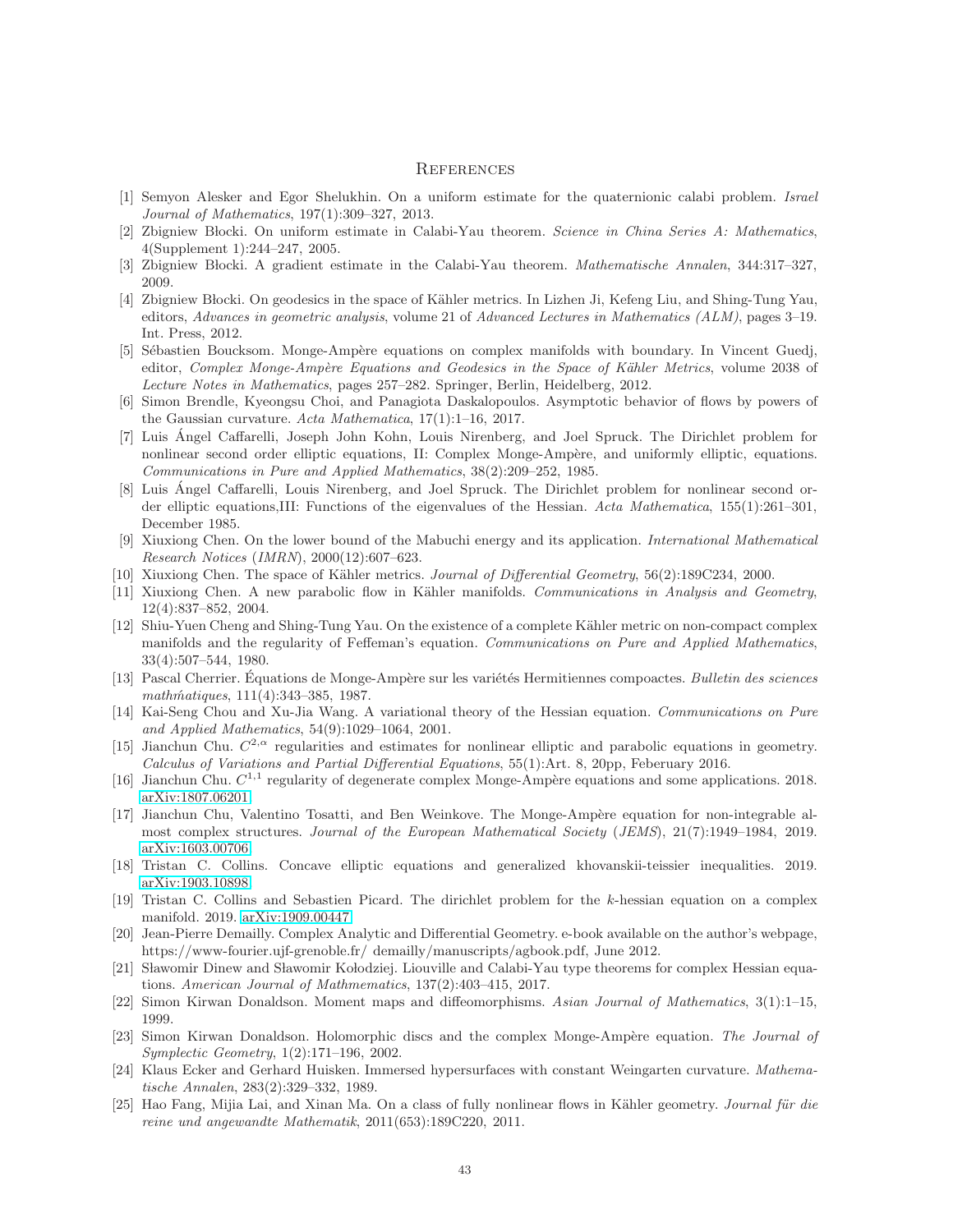# References

[1] Semyon Alesker and Egor Shelukhin. On a uniform estimate for the quaternionic calabi problem. *Israel Journal of Mathematics*, 197(1):309–327, 2013.

[2] Zbigniew Błocki. On uniform estimate in Calabi-Yau theorem. *Science in China Series A: Mathematics*, 4(Supplement 1):244–247, 2005.

[3] Zbigniew Błocki. A gradient estimate in the Calabi-Yau theorem. *Mathematische Annalen*, 344:317–327, 2009.

[4] Zbigniew Błocki. On geodesics in the space of Kähler metrics. In Lizhen Ji, Kefeng Liu, and Shing-Tung Yau, editors, *Advances in geometric analysis*, volume 21 of *Advanced Lectures in Mathematics (ALM)*, pages 3–19. Int. Press, 2012.

[5] Sébastien Boucksom. Monge-Ampère equations on complex manifolds with boundary. In Vincent Guedj, editor, *Complex Monge-Ampère Equations and Geodesics in the Space of Kähler Metrics*, volume 2038 of *Lecture Notes in Mathematics*, pages 257–282. Springer, Berlin, Heidelberg, 2012.

[6] Simon Brendle, Kyeongsu Choi, and Panagiota Daskalopoulos. Asymptotic behavior of flows by powers of the Gaussian curvature. *Acta Mathematica*, 17(1):1–16, 2017.

[7] Luis Ángel Caffarelli, Joseph John Kohn, Louis Nirenberg, and Joel Spruck. The Dirichlet problem for nonlinear second order elliptic equations, II: Complex Monge-Ampère, and uniformly elliptic, equations. *Communications in Pure and Applied Mathematics*, 38(2):209–252, 1985.

[8] Luis Ángel Caffarelli, Louis Nirenberg, and Joel Spruck. The Dirichlet problem for nonlinear second order elliptic equations,III: Functions of the eigenvalues of the Hessian. *Acta Mathematica*, 155(1):261–301, December 1985.

[9] Xiuxiong Chen. On the lower bound of the Mabuchi energy and its application. *International Mathematical Research Notices (IMRN)*, 2000(12):607–623.

[10] Xiuxiong Chen. The space of Kähler metrics. *Journal of Differential Geometry*, 56(2):189C234, 2000.

[11] Xiuxiong Chen. A new parabolic flow in Kähler manifolds. *Communications in Analysis and Geometry*, 12(4):837–852, 2004.

[12] Shiu-Yuen Cheng and Shing-Tung Yau. On the existence of a complete Kähler metric on non-compact complex manifolds and the regularity of Feffeman's equation. *Communications on Pure and Applied Mathematics*, 33(4):507–544, 1980.

[13] Pascal Cherrier. Équations de Monge-Ampère sur les variétés Hermitiennes compoactes. *Bulletin des sciences mathḿatiques*, 111(4):343–385, 1987.

[14] Kai-Seng Chou and Xu-Jia Wang. A variational theory of the Hessian equation. *Communications on Pure and Applied Mathematics*, 54(9):1029–1064, 2001.

[15] Jianchun Chu. $C^{2,\alpha}$ regularities and estimates for nonlinear elliptic and parabolic equations in geometry. *Calculus of Variations and Partial Differential Equations*, 55(1):Art. 8, 20pp, Feberuary 2016.

[16] Jianchun Chu. $C^{1,1}$ regularity of degenerate complex Monge-Ampère equations and some applications. 2018. arXiv:1807.06201

[17] Jianchun Chu, Valentino Tosatti, and Ben Weinkove. The Monge-Ampère equation for non-integrable almost complex structures. *Journal of the European Mathematical Society (JEMS)*, 21(7):1949–1984, 2019. arXiv:1603.00706

[18] Tristan C. Collins. Concave elliptic equations and generalized khovanskii-teissier inequalities. 2019. arXiv:1903.10898

[19] Tristan C. Collins and Sebastien Picard. The dirichlet problem for the $k$-hessian equation on a complex manifold. 2019. arXiv:1909.00447

[20] Jean-Pierre Demailly. Complex Analytic and Differential Geometry. e-book available on the author's webpage, https://www-fourier.ujf-grenoble.fr/ demailly/manuscripts/agbook.pdf, June 2012.

[21] Sławomir Dinew and Sławomir Kołodziej. Liouville and Calabi-Yau type theorems for complex Hessian equations. *American Journal of Mathmematics*, 137(2):403–415, 2017.

[22] Simon Kirwan Donaldson. Moment maps and diffeomorphisms. *Asian Journal of Mathematics*, 3(1):1–15, 1999.

[23] Simon Kirwan Donaldson. Holomorphic discs and the complex Monge-Ampère equation. *The Journal of Symplectic Geometry*, 1(2):171–196, 2002.

[24] Klaus Ecker and Gerhard Huisken. Immersed hypersurfaces with constant Weingarten curvature. *Mathematische Annalen*, 283(2):329–332, 1989.

[25] Hao Fang, Mijia Lai, and Xinan Ma. On a class of fully nonlinear flows in Kähler geometry. *Journal für die reine und angewandte Mathematik*, 2011(653):189C220, 2011.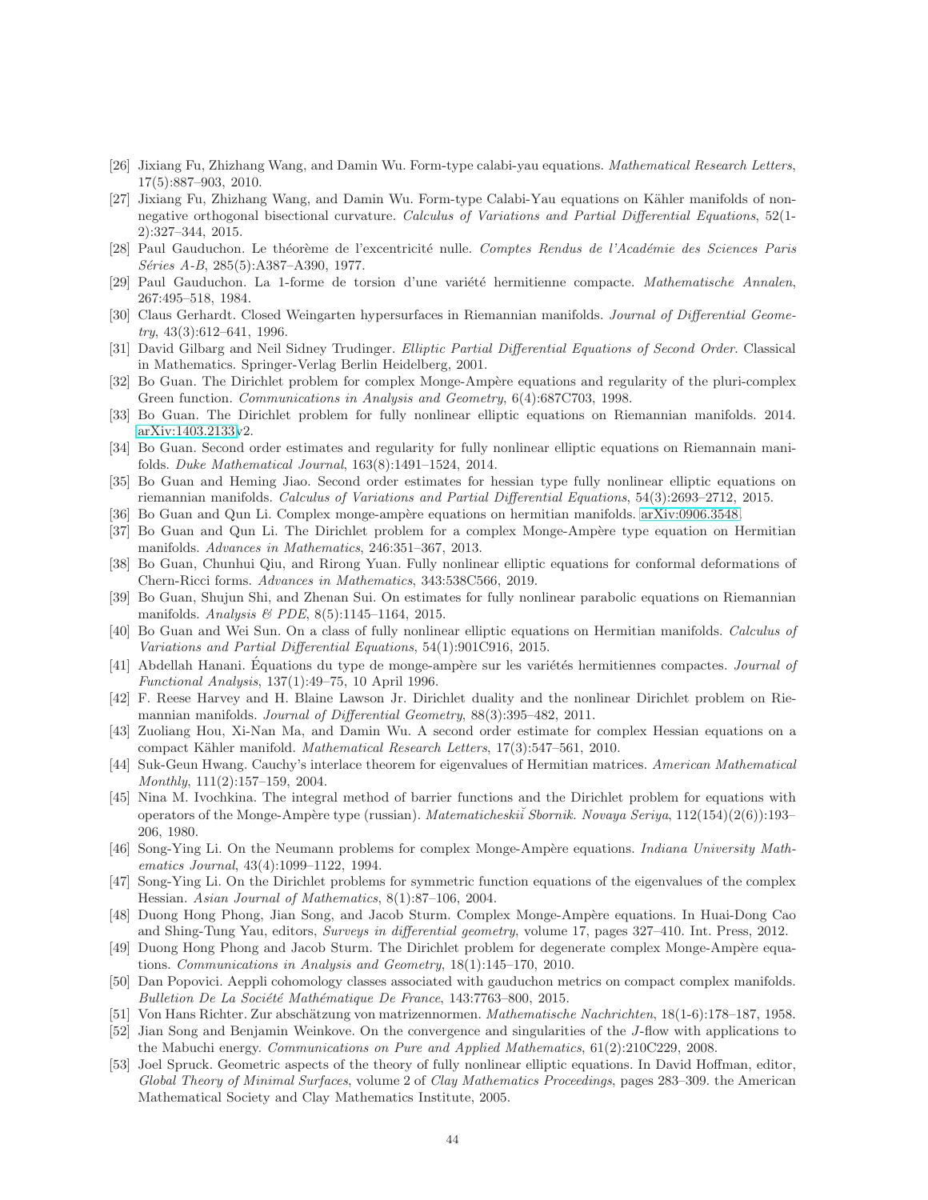[26] Jixiang Fu, Zhizhang Wang, and Damin Wu. Form-type calabi-yau equations. *Mathematical Research Letters*, 17(5):887–903, 2010.

[27] Jixiang Fu, Zhizhang Wang, and Damin Wu. Form-type Calabi-Yau equations on Kähler manifolds of nonnegative orthogonal bisectional curvature. *Calculus of Variations and Partial Differential Equations*, 52(1-2):327–344, 2015.

[28] Paul Gauduchon. Le théorème de l'excentricité nulle. *Comptes Rendus de l'Académie des Sciences Paris Séries A-B*, 285(5):A387–A390, 1977.

[29] Paul Gauduchon. La 1-forme de torsion d'une variété hermitienne compacte. *Mathematische Annalen*, 267:495–518, 1984.

[30] Claus Gerhardt. Closed Weingarten hypersurfaces in Riemannian manifolds. *Journal of Differential Geometry*, 43(3):612–641, 1996.

[31] David Gilbarg and Neil Sidney Trudinger. *Elliptic Partial Differential Equations of Second Order*. Classical in Mathematics. Springer-Verlag Berlin Heidelberg, 2001.

[32] Bo Guan. The Dirichlet problem for complex Monge-Ampère equations and regularity of the pluri-complex Green function. *Communications in Analysis and Geometry*, 6(4):687C703, 1998.

[33] Bo Guan. The Dirichlet problem for fully nonlinear elliptic equations on Riemannian manifolds. 2014. arXiv:1403.2133v2.

[34] Bo Guan. Second order estimates and regularity for fully nonlinear elliptic equations on Riemannain manifolds. *Duke Mathematical Journal*, 163(8):1491–1524, 2014.

[35] Bo Guan and Heming Jiao. Second order estimates for hessian type fully nonlinear elliptic equations on riemannian manifolds. *Calculus of Variations and Partial Differential Equations*, 54(3):2693–2712, 2015.

[36] Bo Guan and Qun Li. Complex monge-ampère equations on hermitian manifolds. arXiv:0906.3548.

[37] Bo Guan and Qun Li. The Dirichlet problem for a complex Monge-Ampère type equation on Hermitian manifolds. *Advances in Mathematics*, 246:351–367, 2013.

[38] Bo Guan, Chunhui Qiu, and Rirong Yuan. Fully nonlinear elliptic equations for conformal deformations of Chern-Ricci forms. *Advances in Mathematics*, 343:538C566, 2019.

[39] Bo Guan, Shujun Shi, and Zhenan Sui. On estimates for fully nonlinear parabolic equations on Riemannian manifolds. *Analysis & PDE*, 8(5):1145–1164, 2015.

[40] Bo Guan and Wei Sun. On a class of fully nonlinear elliptic equations on Hermitian manifolds. *Calculus of Variations and Partial Differential Equations*, 54(1):901C916, 2015.

[41] Abdellah Hanani. Équations du type de monge-ampère sur les variétés hermitiennes compactes. *Journal of Functional Analysis*, 137(1):49–75, 10 April 1996.

[42] F. Reese Harvey and H. Blaine Lawson Jr. Dirichlet duality and the nonlinear Dirichlet problem on Riemannian manifolds. *Journal of Differential Geometry*, 88(3):395–482, 2011.

[43] Zuoliang Hou, Xi-Nan Ma, and Damin Wu. A second order estimate for complex Hessian equations on a compact Kähler manifold. *Mathematical Research Letters*, 17(3):547–561, 2010.

[44] Suk-Geun Hwang. Cauchy's interlace theorem for eigenvalues of Hermitian matrices. *American Mathematical Monthly*, 111(2):157–159, 2004.

[45] Nina M. Ivochkina. The integral method of barrier functions and the Dirichlet problem for equations with operators of the Monge-Ampère type (russian). *Matematicheskiĭ Sbornik. Novaya Seriya*, 112(154)(2(6)):193–206, 1980.

[46] Song-Ying Li. On the Neumann problems for complex Monge-Ampère equations. *Indiana University Mathematics Journal*, 43(4):1099–1122, 1994.

[47] Song-Ying Li. On the Dirichlet problems for symmetric function equations of the eigenvalues of the complex Hessian. *Asian Journal of Mathematics*, 8(1):87–106, 2004.

[48] Duong Hong Phong, Jian Song, and Jacob Sturm. Complex Monge-Ampère equations. In Huai-Dong Cao and Shing-Tung Yau, editors, *Surveys in differential geometry*, volume 17, pages 327–410. Int. Press, 2012.

[49] Duong Hong Phong and Jacob Sturm. The Dirichlet problem for degenerate complex Monge-Ampère equations. *Communications in Analysis and Geometry*, 18(1):145–170, 2010.

[50] Dan Popovici. Aeppli cohomology classes associated with gauduchon metrics on compact complex manifolds. *Bulletion De La Société Mathématique De France*, 143:7763–800, 2015.

[51] Von Hans Richter. Zur abschätzung von matrizennormen. *Mathematische Nachrichten*, 18(1-6):178–187, 1958.

[52] Jian Song and Benjamin Weinkove. On the convergence and singularities of the $J$-flow with applications to the Mabuchi energy. *Communications on Pure and Applied Mathematics*, 61(2):210C229, 2008.

[53] Joel Spruck. Geometric aspects of the theory of fully nonlinear elliptic equations. In David Hoffman, editor, *Global Theory of Minimal Surfaces*, volume 2 of *Clay Mathematics Proceedings*, pages 283–309. the American Mathematical Society and Clay Mathematics Institute, 2005.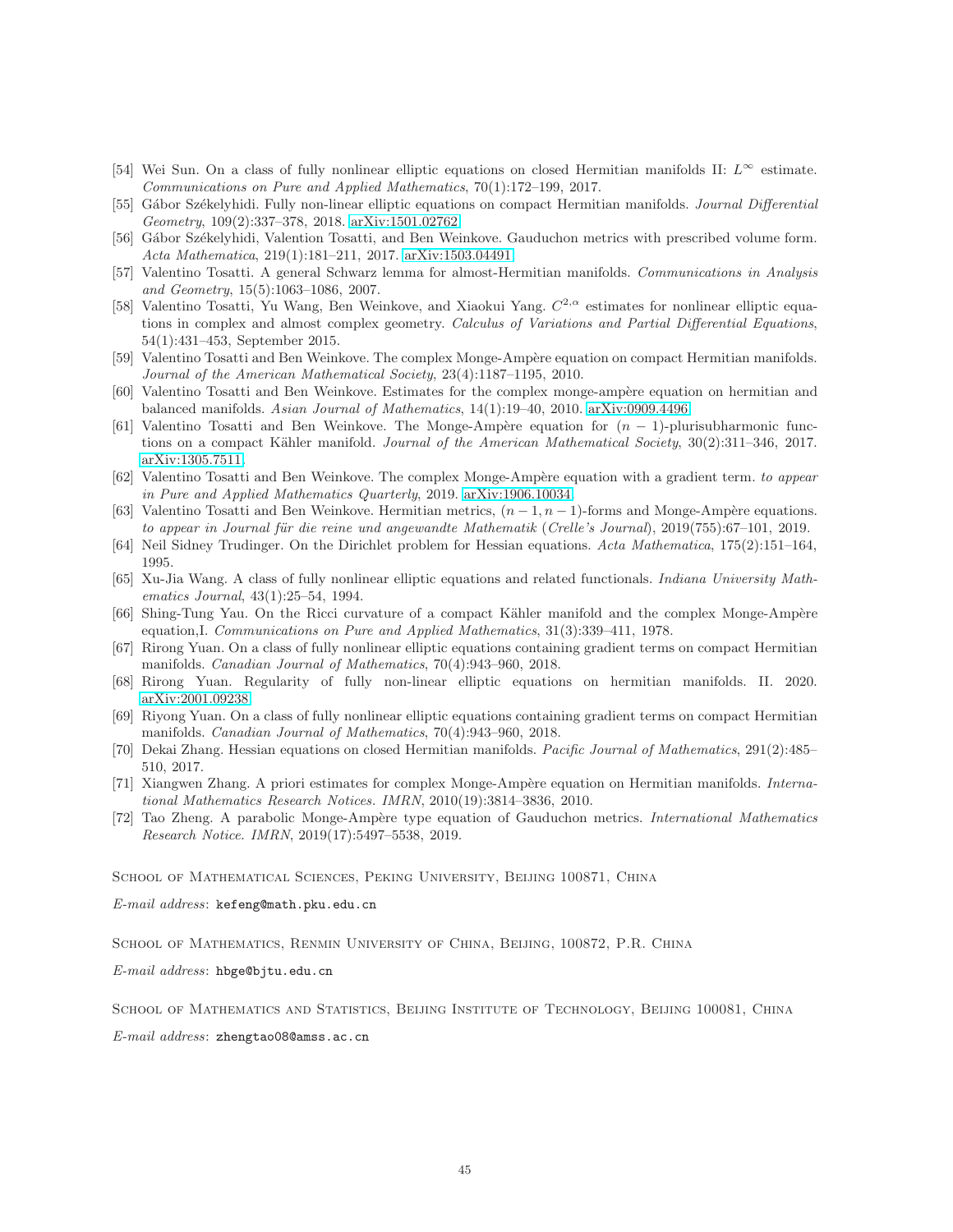[54] Wei Sun. On a class of fully nonlinear elliptic equations on closed Hermitian manifolds II: $L^\infty$ estimate. *Communications on Pure and Applied Mathematics*, 70(1):172–199, 2017.

[55] Gábor Székelyhidi. Fully non-linear elliptic equations on compact Hermitian manifolds. *Journal Differential Geometry*, 109(2):337–378, 2018. arXiv:1501.02762.

[56] Gábor Székelyhidi, Valentino Tosatti, and Ben Weinkove. Gauduchon metrics with prescribed volume form. *Acta Mathematica*, 219(1):181–211, 2017. arXiv:1503.04491.

[57] Valentino Tosatti. A general Schwarz lemma for almost-Hermitian manifolds. *Communications in Analysis and Geometry*, 15(5):1063–1086, 2007.

[58] Valentino Tosatti, Yu Wang, Ben Weinkove, and Xiaokui Yang. $C^{2,\alpha}$ estimates for nonlinear elliptic equations in complex and almost complex geometry. *Calculus of Variations and Partial Differential Equations*, 54(1):431–453, September 2015.

[59] Valentino Tosatti and Ben Weinkove. The complex Monge-Ampère equation on compact Hermitian manifolds. *Journal of the American Mathematical Society*, 23(4):1187–1195, 2010.

[60] Valentino Tosatti and Ben Weinkove. Estimates for the complex monge-ampère equation on hermitian and balanced manifolds. *Asian Journal of Mathematics*, 14(1):19–40, 2010. arXiv:0909.4496.

[61] Valentino Tosatti and Ben Weinkove. The Monge-Ampère equation for $(n-1)$-plurisubharmonic functions on a compact Kähler manifold. *Journal of the American Mathematical Society*, 30(2):311–346, 2017. arXiv:1305.7511.

[62] Valentino Tosatti and Ben Weinkove. The complex Monge-Ampère equation with a gradient term. *to appear in Pure and Applied Mathematics Quarterly*, 2019. arXiv:1906.10034.

[63] Valentino Tosatti and Ben Weinkove. Hermitian metrics, $(n-1,n-1)$-forms and Monge-Ampère equations. *to appear in Journal für die reine und angewandte Mathematik* (*Crelle's Journal*), 2019(755):67–101, 2019.

[64] Neil Sidney Trudinger. On the Dirichlet problem for Hessian equations. *Acta Mathematica*, 175(2):151–164, 1995.

[65] Xu-Jia Wang. A class of fully nonlinear elliptic equations and related functionals. *Indiana University Mathematics Journal*, 43(1):25–54, 1994.

[66] Shing-Tung Yau. On the Ricci curvature of a compact Kähler manifold and the complex Monge-Ampère equation,I. *Communications on Pure and Applied Mathematics*, 31(3):339–411, 1978.

[67] Rirong Yuan. On a class of fully nonlinear elliptic equations containing gradient terms on compact Hermitian manifolds. *Canadian Journal of Mathematics*, 70(4):943–960, 2018.

[68] Rirong Yuan. Regularity of fully non-linear elliptic equations on hermitian manifolds. II. 2020. arXiv:2001.09238.

[69] Riyong Yuan. On a class of fully nonlinear elliptic equations containing gradient terms on compact Hermitian manifolds. *Canadian Journal of Mathematics*, 70(4):943–960, 2018.

[70] Dekai Zhang. Hessian equations on closed Hermitian manifolds. *Pacific Journal of Mathematics*, 291(2):485–510, 2017.

[71] Xiangwen Zhang. A priori estimates for complex Monge-Ampère equation on Hermitian manifolds. *International Mathematics Research Notices. IMRN*, 2010(19):3814–3836, 2010.

[72] Tao Zheng. A parabolic Monge-Ampère type equation of Gauduchon metrics. *International Mathematics Research Notice. IMRN*, 2019(17):5497–5538, 2019.

School of Mathematical Sciences, Peking University, Beijing 100871, China

*E-mail address*: kefeng@math.pku.edu.cn

School of Mathematics, Renmin University of China, Beijing, 100872, P.R. China

*E-mail address*: hbge@bjtu.edu.cn

School of Mathematics and Statistics, Beijing Institute of Technology, Beijing 100081, China

*E-mail address*: zhengtao08@amss.ac.cn